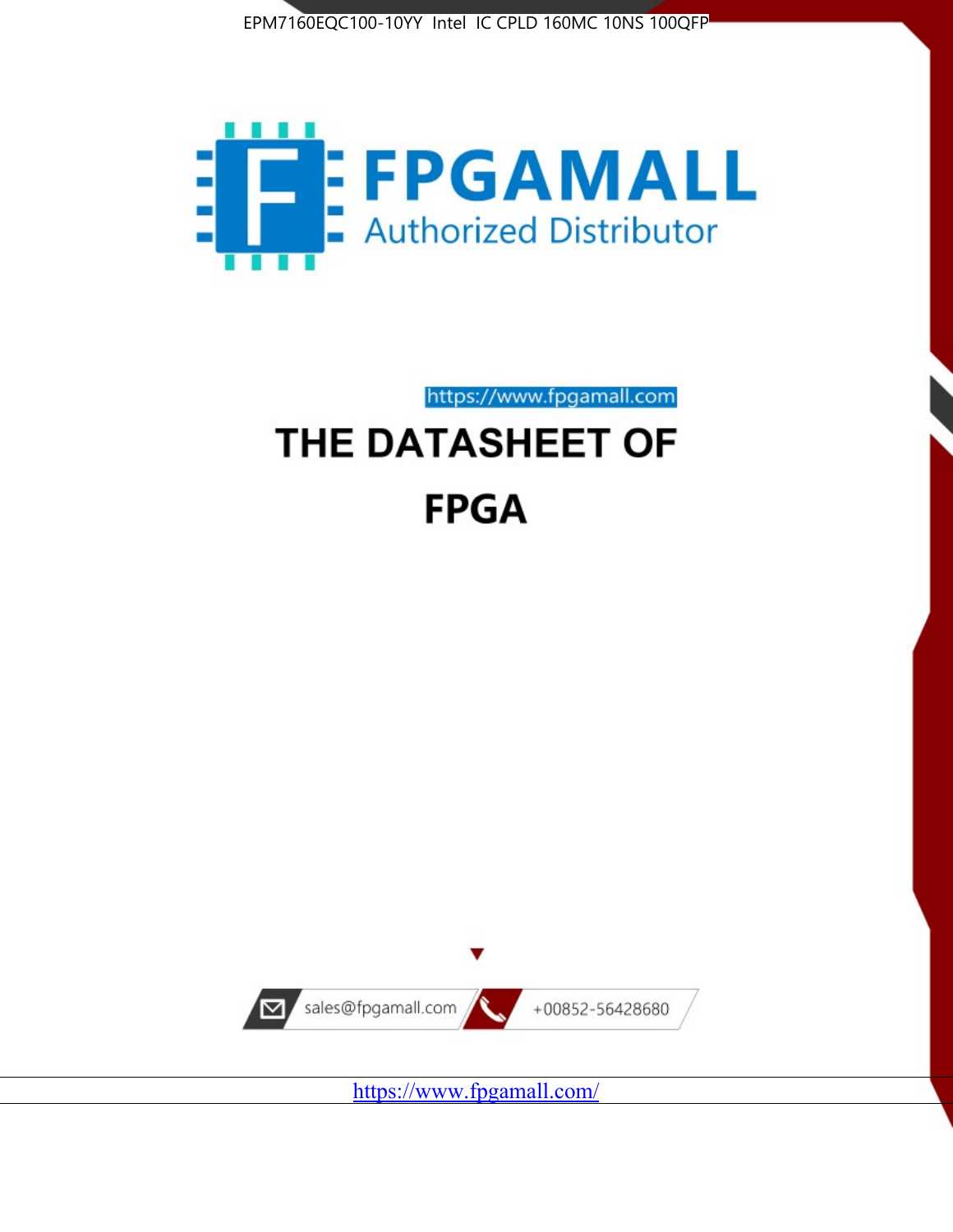EPM7160EQC100-10YY Intel IC CPLD 160MC 10NS 100QFP

# FPGAMALL

Authorized Distributor

https://www.fpgamall.com

# THE DATASHEET OF

# FPGA

sales@fpgamall.com

+00852-56428680

https://www.fpgamall.com/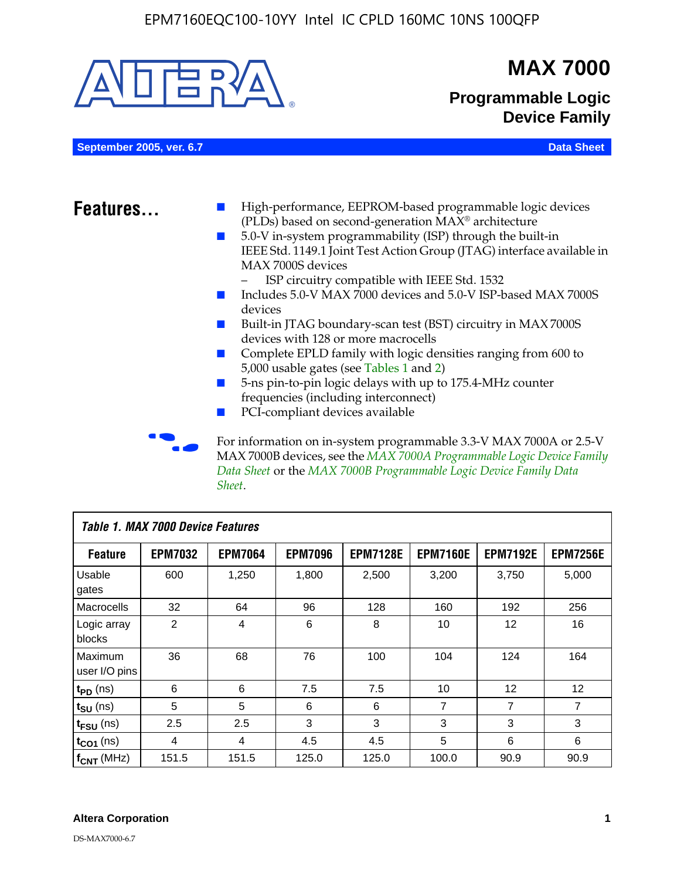# MAX 7000

## Programmable Logic Device Family

**September 2005, ver. 6.7** **Data Sheet**

## Features...

- High-performance, EEPROM-based programmable logic devices (PLDs) based on second-generation MAX® architecture
- 5.0-V in-system programmability (ISP) through the built-in IEEE Std. 1149.1 Joint Test Action Group (JTAG) interface available in MAX 7000S devices
  - ISP circuitry compatible with IEEE Std. 1532
- Includes 5.0-V MAX 7000 devices and 5.0-V ISP-based MAX 7000S devices
- Built-in JTAG boundary-scan test (BST) circuitry in MAX 7000S devices with 128 or more macrocells
- Complete EPLD family with logic densities ranging from 600 to 5,000 usable gates (see Tables 1 and 2)
- 5-ns pin-to-pin logic delays with up to 175.4-MHz counter frequencies (including interconnect)
- PCI-compliant devices available

For information on in-system programmable 3.3-V MAX 7000A or 2.5-V MAX 7000B devices, see the *MAX 7000A Programmable Logic Device Family Data Sheet* or the *MAX 7000B Programmable Logic Device Family Data Sheet*.

*Table 1. MAX 7000 Device Features*

| Feature | EPM7032 | EPM7064 | EPM7096 | EPM7128E | EPM7160E | EPM7192E | EPM7256E |
|---|---|---|---|---|---|---|---|
| Usable gates | 600 | 1,250 | 1,800 | 2,500 | 3,200 | 3,750 | 5,000 |
| Macrocells | 32 | 64 | 96 | 128 | 160 | 192 | 256 |
| Logic array blocks | 2 | 4 | 6 | 8 | 10 | 12 | 16 |
| Maximum user I/O pins | 36 | 68 | 76 | 100 | 104 | 124 | 164 |
| $t_{PD}$ (ns) | 6 | 6 | 7.5 | 7.5 | 10 | 12 | 12 |
| $t_{SU}$ (ns) | 5 | 5 | 6 | 6 | 7 | 7 | 7 |
| $t_{FSU}$ (ns) | 2.5 | 2.5 | 3 | 3 | 3 | 3 | 3 |
| $t_{CO1}$ (ns) | 4 | 4 | 4.5 | 4.5 | 5 | 6 | 6 |
| $f_{CNT}$ (MHz) | 151.5 | 151.5 | 125.0 | 125.0 | 100.0 | 90.9 | 90.9 |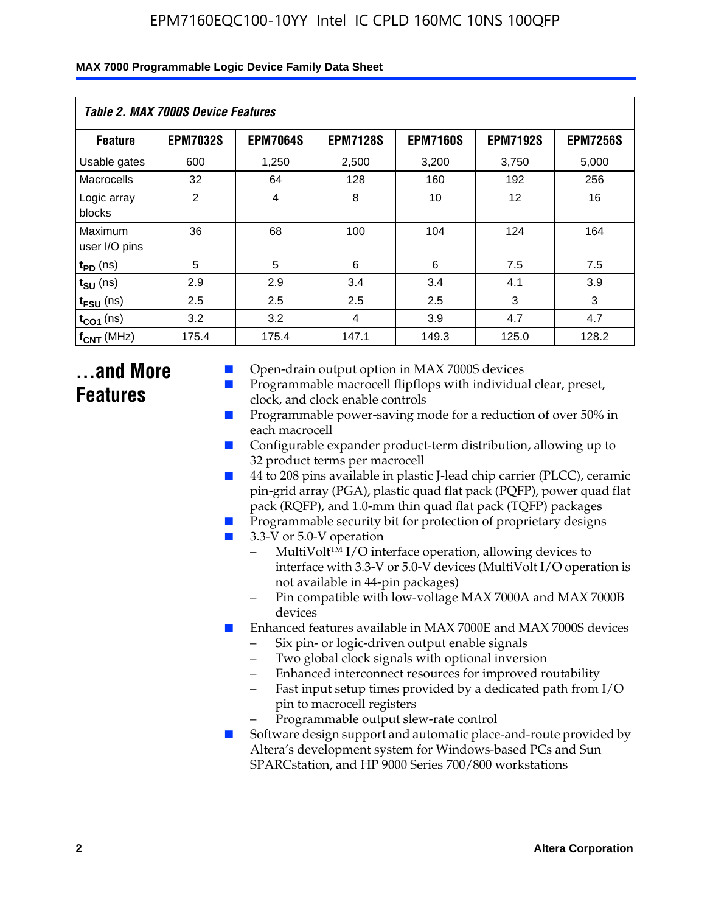*Table 2. MAX 7000S Device Features*

| Feature | EPM7032S | EPM7064S | EPM7128S | EPM7160S | EPM7192S | EPM7256S |
|---|---|---|---|---|---|---|
| Usable gates | 600 | 1,250 | 2,500 | 3,200 | 3,750 | 5,000 |
| Macrocells | 32 | 64 | 128 | 160 | 192 | 256 |
| Logic array blocks | 2 | 4 | 8 | 10 | 12 | 16 |
| Maximum user I/O pins | 36 | 68 | 100 | 104 | 124 | 164 |
| $t_{PD}$ (ns) | 5 | 5 | 6 | 6 | 7.5 | 7.5 |
| $t_{SU}$ (ns) | 2.9 | 2.9 | 3.4 | 3.4 | 4.1 | 3.9 |
| $t_{FSU}$ (ns) | 2.5 | 2.5 | 2.5 | 2.5 | 3 | 3 |
| $t_{CO1}$ (ns) | 3.2 | 3.2 | 4 | 3.9 | 4.7 | 4.7 |
| $f_{CNT}$ (MHz) | 175.4 | 175.4 | 147.1 | 149.3 | 125.0 | 128.2 |

## ...and More Features

- Open-drain output option in MAX 7000S devices
- Programmable macrocell flipflops with individual clear, preset, clock, and clock enable controls
- Programmable power-saving mode for a reduction of over 50% in each macrocell
- Configurable expander product-term distribution, allowing up to 32 product terms per macrocell
- 44 to 208 pins available in plastic J-lead chip carrier (PLCC), ceramic pin-grid array (PGA), plastic quad flat pack (PQFP), power quad flat pack (RQFP), and 1.0-mm thin quad flat pack (TQFP) packages
- Programmable security bit for protection of proprietary designs
- 3.3-V or 5.0-V operation
  - MultiVolt™ I/O interface operation, allowing devices to interface with 3.3-V or 5.0-V devices (MultiVolt I/O operation is not available in 44-pin packages)
  - Pin compatible with low-voltage MAX 7000A and MAX 7000B devices
- Enhanced features available in MAX 7000E and MAX 7000S devices
  - Six pin- or logic-driven output enable signals
  - Two global clock signals with optional inversion
  - Enhanced interconnect resources for improved routability
  - Fast input setup times provided by a dedicated path from I/O pin to macrocell registers
  - Programmable output slew-rate control
- Software design support and automatic place-and-route provided by Altera's development system for Windows-based PCs and Sun SPARCstation, and HP 9000 Series 700/800 workstations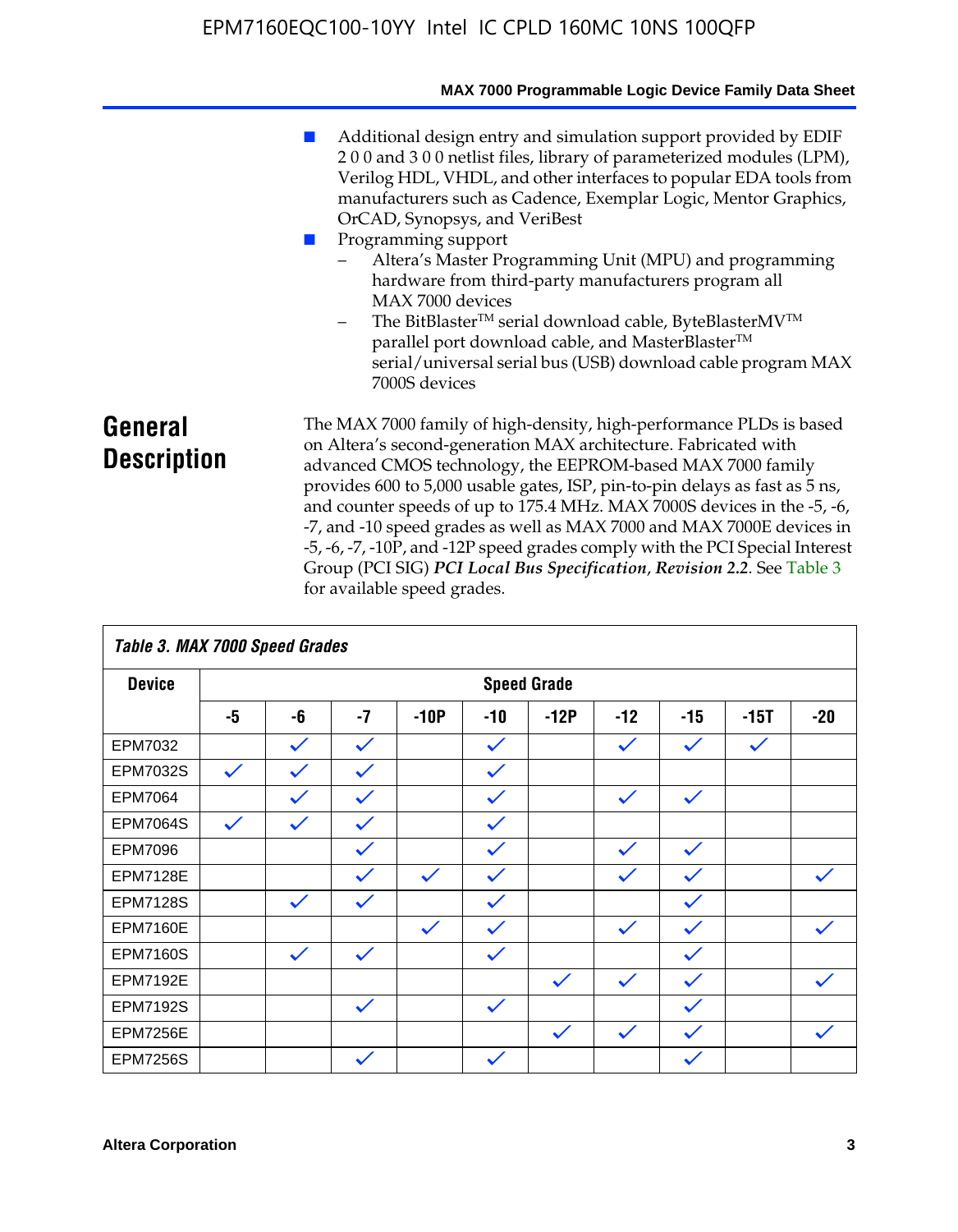■ Additional design entry and simulation support provided by EDIF 2 0 0 and 3 0 0 netlist files, library of parameterized modules (LPM), Verilog HDL, VHDL, and other interfaces to popular EDA tools from manufacturers such as Cadence, Exemplar Logic, Mentor Graphics, OrCAD, Synopsys, and VeriBest
■ Programming support
  – Altera's Master Programming Unit (MPU) and programming hardware from third-party manufacturers program all MAX 7000 devices
  – The BitBlaster™ serial download cable, ByteBlasterMV™ parallel port download cable, and MasterBlaster™ serial/universal serial bus (USB) download cable program MAX 7000S devices

## General Description

The MAX 7000 family of high-density, high-performance PLDs is based on Altera's second-generation MAX architecture. Fabricated with advanced CMOS technology, the EEPROM-based MAX 7000 family provides 600 to 5,000 usable gates, ISP, pin-to-pin delays as fast as 5 ns, and counter speeds of up to 175.4 MHz. MAX 7000S devices in the -5, -6, -7, and -10 speed grades as well as MAX 7000 and MAX 7000E devices in -5, -6, -7, -10P, and -12P speed grades comply with the PCI Special Interest Group (PCI SIG) ***PCI Local Bus Specification*, *Revision 2.2***. See Table 3 for available speed grades.

**Table 3. MAX 7000 Speed Grades**

| Device | Speed Grade | | | | | | | | | |
|---|---|---|---|---|---|---|---|---|---|---|
| | -5 | -6 | -7 | -10P | -10 | -12P | -12 | -15 | -15T | -20 |
| EPM7032 | | ✓ | ✓ | | ✓ | | ✓ | ✓ | ✓ | |
| EPM7032S | ✓ | ✓ | ✓ | | ✓ | | | | | |
| EPM7064 | | ✓ | ✓ | | ✓ | | ✓ | ✓ | | |
| EPM7064S | ✓ | ✓ | ✓ | | ✓ | | | | | |
| EPM7096 | | | ✓ | | ✓ | | ✓ | ✓ | | |
| EPM7128E | | | ✓ | ✓ | ✓ | | ✓ | ✓ | | ✓ |
| EPM7128S | | ✓ | ✓ | | ✓ | | | ✓ | | |
| EPM7160E | | | | ✓ | ✓ | | ✓ | ✓ | | ✓ |
| EPM7160S | | ✓ | ✓ | | ✓ | | | ✓ | | |
| EPM7192E | | | | | | ✓ | ✓ | ✓ | | ✓ |
| EPM7192S | | | ✓ | | ✓ | | | ✓ | | |
| EPM7256E | | | | | | ✓ | ✓ | ✓ | | ✓ |
| EPM7256S | | | ✓ | | ✓ | | | ✓ | | |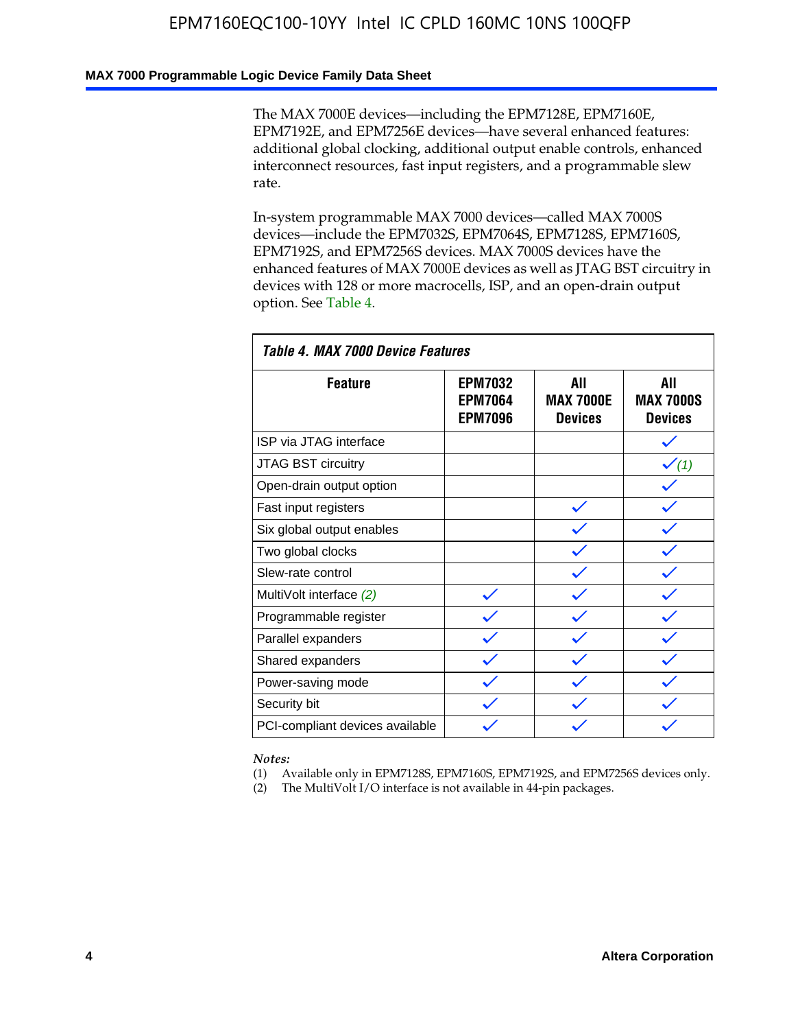The MAX 7000E devices—including the EPM7128E, EPM7160E, EPM7192E, and EPM7256E devices—have several enhanced features: additional global clocking, additional output enable controls, enhanced interconnect resources, fast input registers, and a programmable slew rate.

In-system programmable MAX 7000 devices—called MAX 7000S devices—include the EPM7032S, EPM7064S, EPM7128S, EPM7160S, EPM7192S, and EPM7256S devices. MAX 7000S devices have the enhanced features of MAX 7000E devices as well as JTAG BST circuitry in devices with 128 or more macrocells, ISP, and an open-drain output option. See Table 4.

*Table 4. MAX 7000 Device Features*

| Feature | EPM7032 EPM7064 EPM7096 | All MAX 7000E Devices | All MAX 7000S Devices |
|---|---|---|---|
| ISP via JTAG interface | | | ✓ |
| JTAG BST circuitry | | | ✓ *(1)* |
| Open-drain output option | | | ✓ |
| Fast input registers | | ✓ | ✓ |
| Six global output enables | | ✓ | ✓ |
| Two global clocks | | ✓ | ✓ |
| Slew-rate control | | ✓ | ✓ |
| MultiVolt interface *(2)* | ✓ | ✓ | ✓ |
| Programmable register | ✓ | ✓ | ✓ |
| Parallel expanders | ✓ | ✓ | ✓ |
| Shared expanders | ✓ | ✓ | ✓ |
| Power-saving mode | ✓ | ✓ | ✓ |
| Security bit | ✓ | ✓ | ✓ |
| PCI-compliant devices available | ✓ | ✓ | ✓ |

*Notes:*

(1) Available only in EPM7128S, EPM7160S, EPM7192S, and EPM7256S devices only.

(2) The MultiVolt I/O interface is not available in 44-pin packages.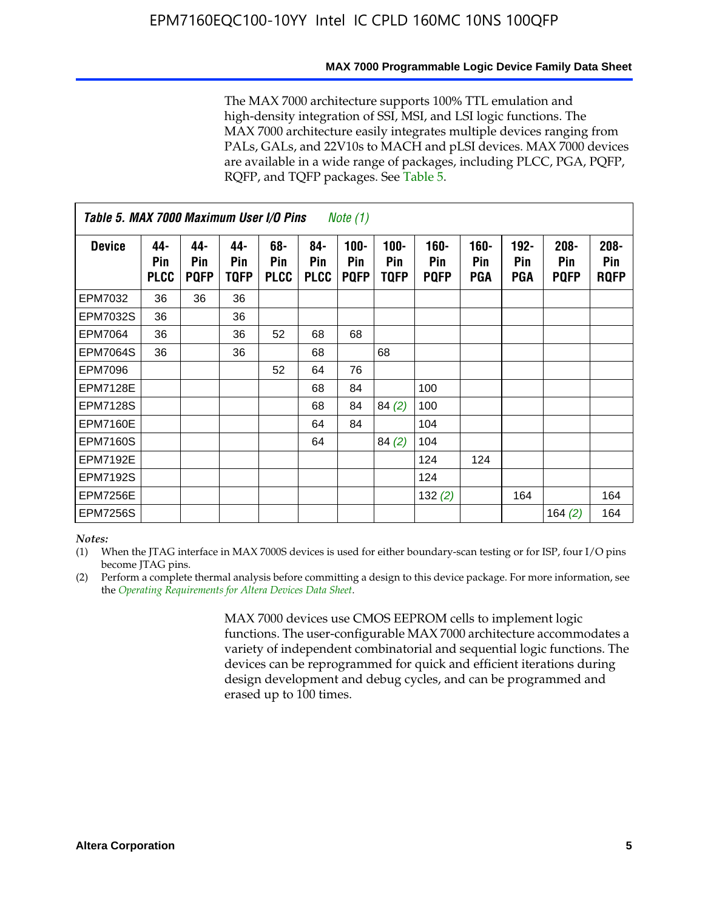The MAX 7000 architecture supports 100% TTL emulation and high-density integration of SSI, MSI, and LSI logic functions. The MAX 7000 architecture easily integrates multiple devices ranging from PALs, GALs, and 22V10s to MACH and pLSI devices. MAX 7000 devices are available in a wide range of packages, including PLCC, PGA, PQFP, RQFP, and TQFP packages. See Table 5.

**Table 5. MAX 7000 Maximum User I/O Pins** *Note (1)*

| Device | 44-Pin PLCC | 44-Pin PQFP | 44-Pin TQFP | 68-Pin PLCC | 84-Pin PLCC | 100-Pin PQFP | 100-Pin TQFP | 160-Pin PQFP | 160-Pin PGA | 192-Pin PGA | 208-Pin PQFP | 208-Pin RQFP |
|---|---|---|---|---|---|---|---|---|---|---|---|---|
| EPM7032 | 36 | 36 | 36 | | | | | | | | | |
| EPM7032S | 36 | | 36 | | | | | | | | | |
| EPM7064 | 36 | | 36 | 52 | 68 | 68 | | | | | | |
| EPM7064S | 36 | | 36 | | 68 | | 68 | | | | | |
| EPM7096 | | | | 52 | 64 | 76 | | | | | | |
| EPM7128E | | | | | 68 | 84 | | 100 | | | | |
| EPM7128S | | | | | 68 | 84 | 84 *(2)* | 100 | | | | |
| EPM7160E | | | | | 64 | 84 | | 104 | | | | |
| EPM7160S | | | | | 64 | | 84 *(2)* | 104 | | | | |
| EPM7192E | | | | | | | | 124 | 124 | | | |
| EPM7192S | | | | | | | | 124 | | | | |
| EPM7256E | | | | | | | | 132 *(2)* | | 164 | | 164 |
| EPM7256S | | | | | | | | | | | 164 *(2)* | 164 |

*Notes:*

(1) When the JTAG interface in MAX 7000S devices is used for either boundary-scan testing or for ISP, four I/O pins become JTAG pins.

(2) Perform a complete thermal analysis before committing a design to this device package. For more information, see the *Operating Requirements for Altera Devices Data Sheet*.

MAX 7000 devices use CMOS EEPROM cells to implement logic functions. The user-configurable MAX 7000 architecture accommodates a variety of independent combinatorial and sequential logic functions. The devices can be reprogrammed for quick and efficient iterations during design development and debug cycles, and can be programmed and erased up to 100 times.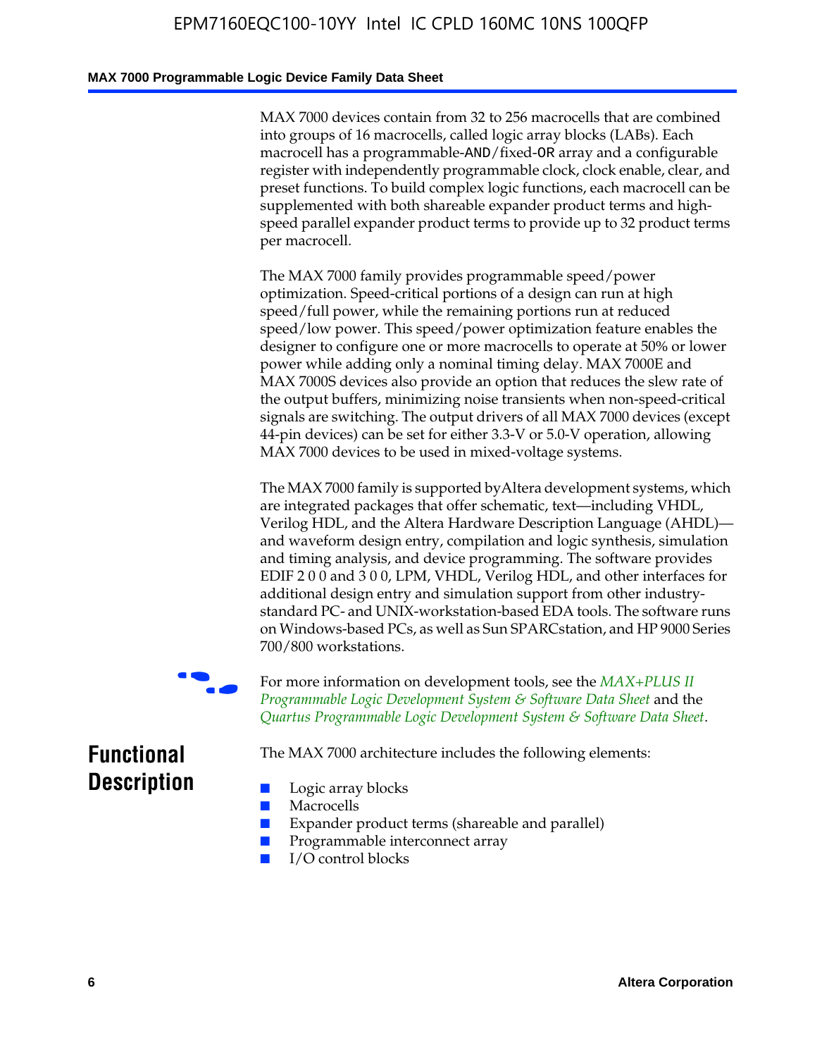MAX 7000 devices contain from 32 to 256 macrocells that are combined into groups of 16 macrocells, called logic array blocks (LABs). Each macrocell has a programmable-AND/fixed-OR array and a configurable register with independently programmable clock, clock enable, clear, and preset functions. To build complex logic functions, each macrocell can be supplemented with both shareable expander product terms and high-speed parallel expander product terms to provide up to 32 product terms per macrocell.

The MAX 7000 family provides programmable speed/power optimization. Speed-critical portions of a design can run at high speed/full power, while the remaining portions run at reduced speed/low power. This speed/power optimization feature enables the designer to configure one or more macrocells to operate at 50% or lower power while adding only a nominal timing delay. MAX 7000E and MAX 7000S devices also provide an option that reduces the slew rate of the output buffers, minimizing noise transients when non-speed-critical signals are switching. The output drivers of all MAX 7000 devices (except 44-pin devices) can be set for either 3.3-V or 5.0-V operation, allowing MAX 7000 devices to be used in mixed-voltage systems.

The MAX 7000 family is supported by Altera development systems, which are integrated packages that offer schematic, text—including VHDL, Verilog HDL, and the Altera Hardware Description Language (AHDL)—and waveform design entry, compilation and logic synthesis, simulation and timing analysis, and device programming. The software provides EDIF 2 0 0 and 3 0 0, LPM, VHDL, Verilog HDL, and other interfaces for additional design entry and simulation support from other industry-standard PC- and UNIX-workstation-based EDA tools. The software runs on Windows-based PCs, as well as Sun SPARCstation, and HP 9000 Series 700/800 workstations.

For more information on development tools, see the *MAX+PLUS II Programmable Logic Development System & Software Data Sheet* and the *Quartus Programmable Logic Development System & Software Data Sheet*.

## Functional Description

The MAX 7000 architecture includes the following elements:

- Logic array blocks
- Macrocells
- Expander product terms (shareable and parallel)
- Programmable interconnect array
- I/O control blocks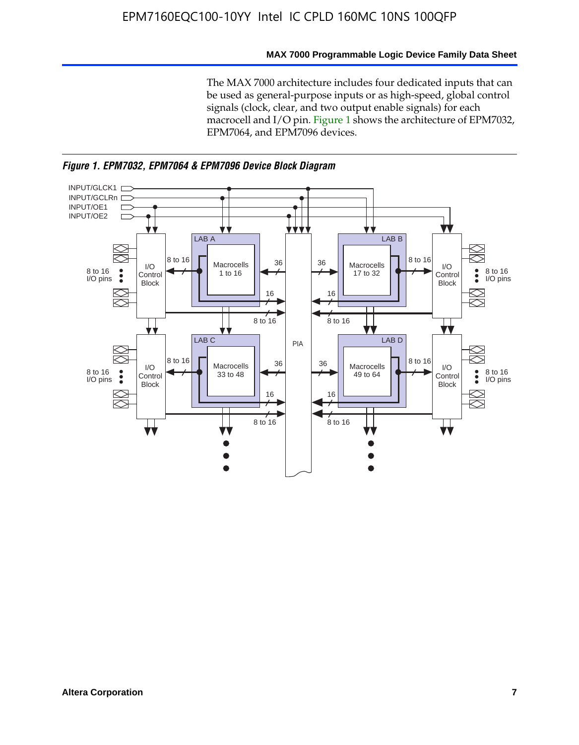The MAX 7000 architecture includes four dedicated inputs that can be used as general-purpose inputs or as high-speed, global control signals (clock, clear, and two output enable signals) for each macrocell and I/O pin. Figure 1 shows the architecture of EPM7032, EPM7064, and EPM7096 devices.

*Figure 1. EPM7032, EPM7064 & EPM7096 Device Block Diagram*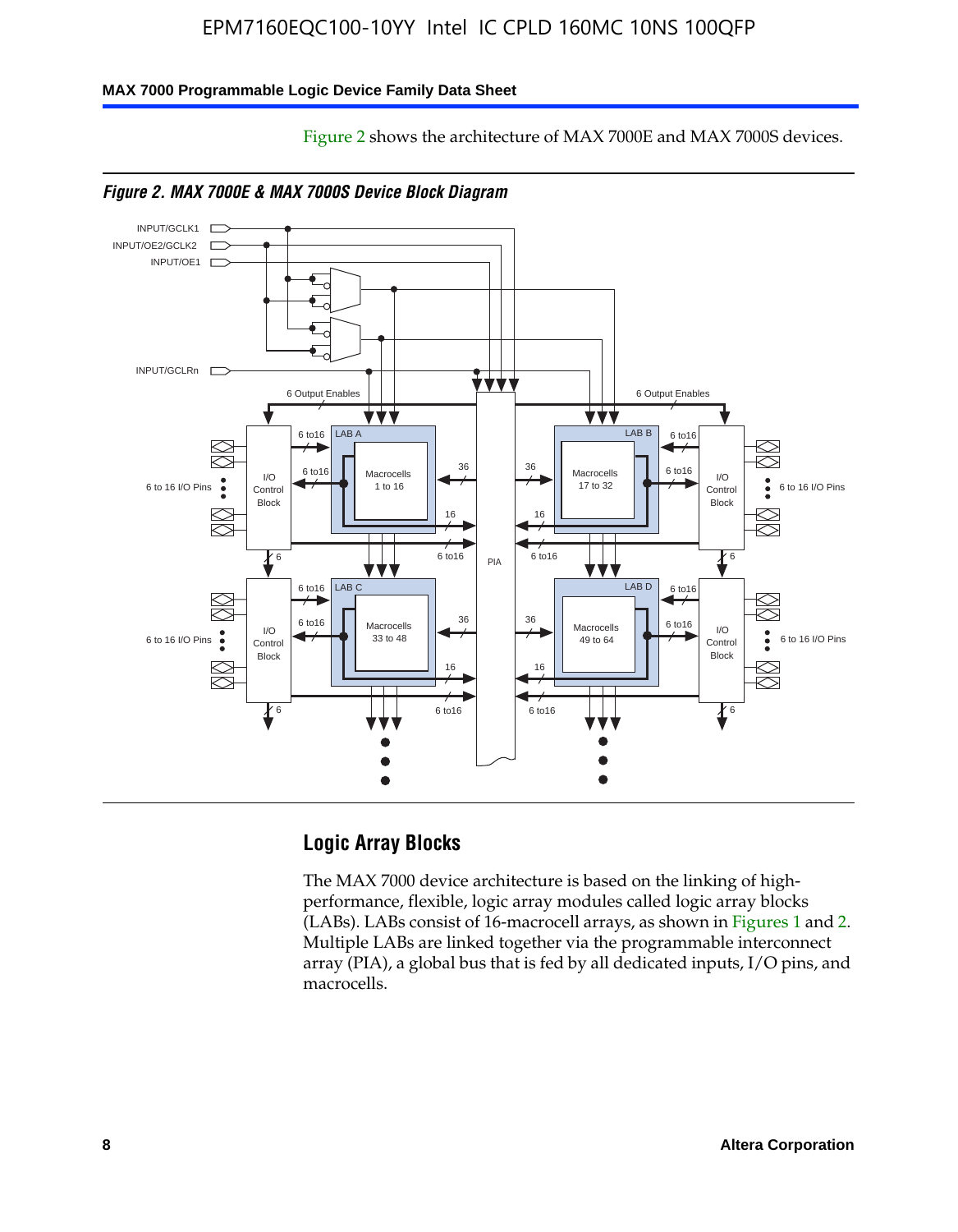Figure 2 shows the architecture of MAX 7000E and MAX 7000S devices.

*Figure 2. MAX 7000E & MAX 7000S Device Block Diagram*

## Logic Array Blocks

The MAX 7000 device architecture is based on the linking of high-performance, flexible, logic array modules called logic array blocks (LABs). LABs consist of 16-macrocell arrays, as shown in Figures 1 and 2. Multiple LABs are linked together via the programmable interconnect array (PIA), a global bus that is fed by all dedicated inputs, I/O pins, and macrocells.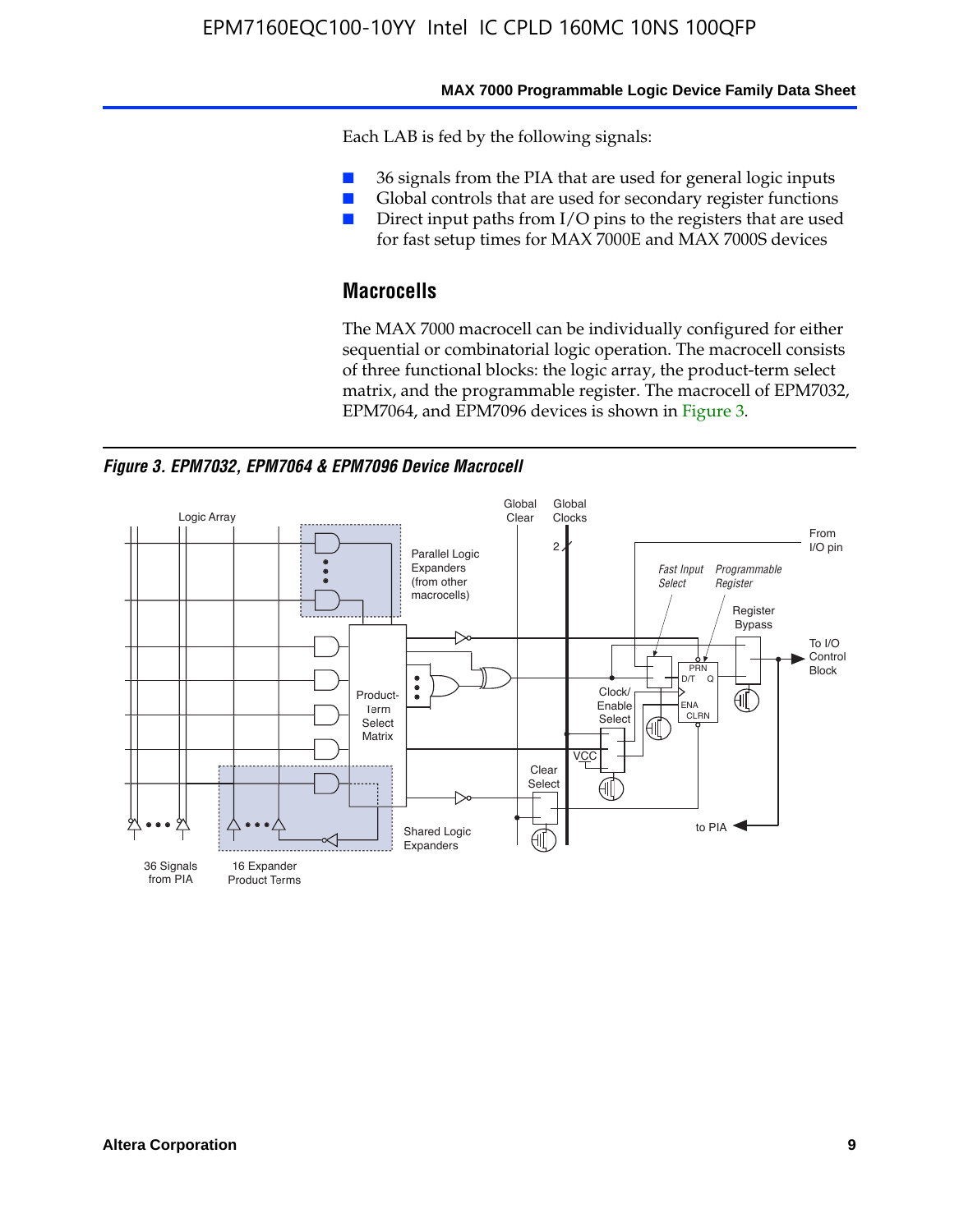Each LAB is fed by the following signals:

- 36 signals from the PIA that are used for general logic inputs
- Global controls that are used for secondary register functions
- Direct input paths from I/O pins to the registers that are used for fast setup times for MAX 7000E and MAX 7000S devices

## Macrocells

The MAX 7000 macrocell can be individually configured for either sequential or combinatorial logic operation. The macrocell consists of three functional blocks: the logic array, the product-term select matrix, and the programmable register. The macrocell of EPM7032, EPM7064, and EPM7096 devices is shown in Figure 3.

***Figure 3. EPM7032, EPM7064 & EPM7096 Device Macrocell***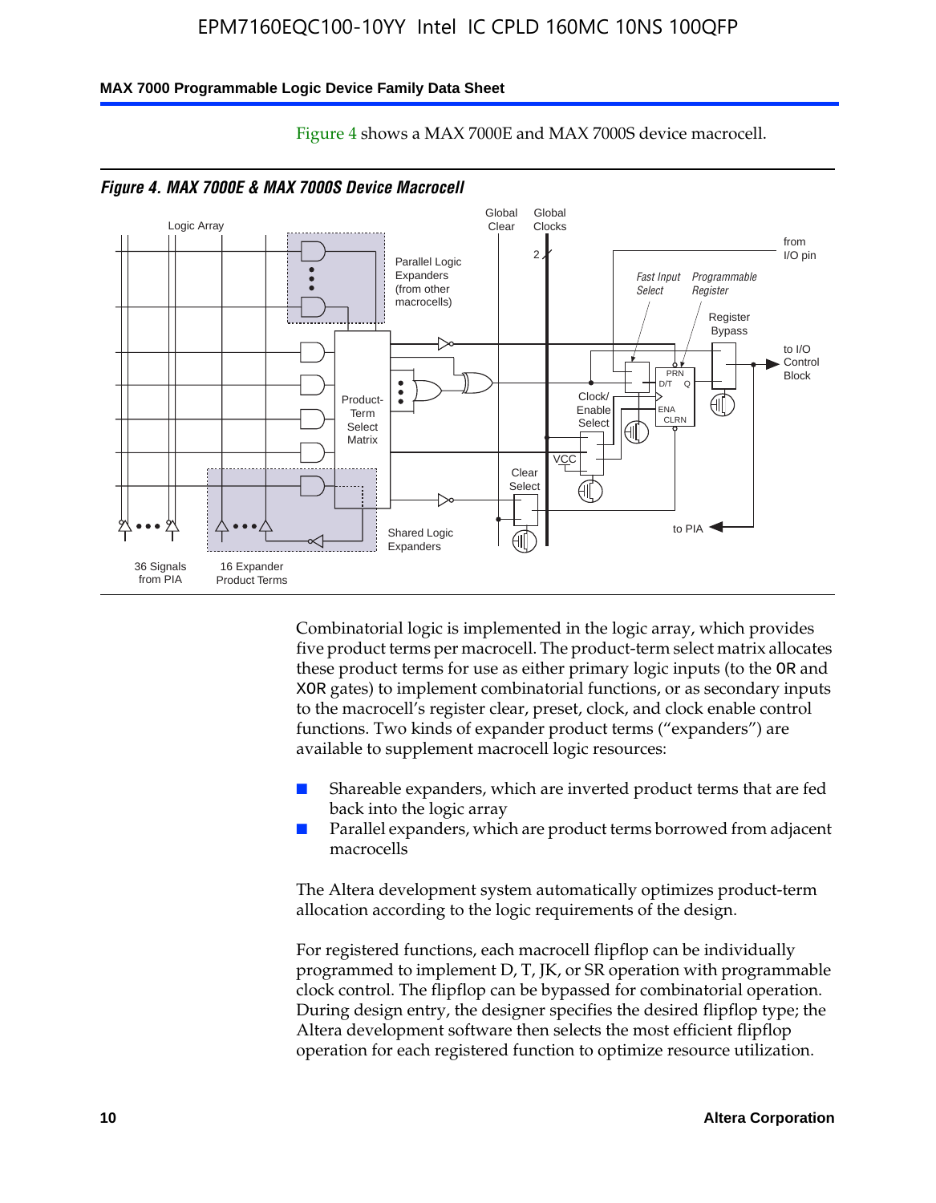Figure 4 shows a MAX 7000E and MAX 7000S device macrocell.

*Figure 4. MAX 7000E & MAX 7000S Device Macrocell*

Combinatorial logic is implemented in the logic array, which provides five product terms per macrocell. The product-term select matrix allocates these product terms for use as either primary logic inputs (to the OR and XOR gates) to implement combinatorial functions, or as secondary inputs to the macrocell's register clear, preset, clock, and clock enable control functions. Two kinds of expander product terms ("expanders") are available to supplement macrocell logic resources:

- Shareable expanders, which are inverted product terms that are fed back into the logic array
- Parallel expanders, which are product terms borrowed from adjacent macrocells

The Altera development system automatically optimizes product-term allocation according to the logic requirements of the design.

For registered functions, each macrocell flipflop can be individually programmed to implement D, T, JK, or SR operation with programmable clock control. The flipflop can be bypassed for combinatorial operation. During design entry, the designer specifies the desired flipflop type; the Altera development software then selects the most efficient flipflop operation for each registered function to optimize resource utilization.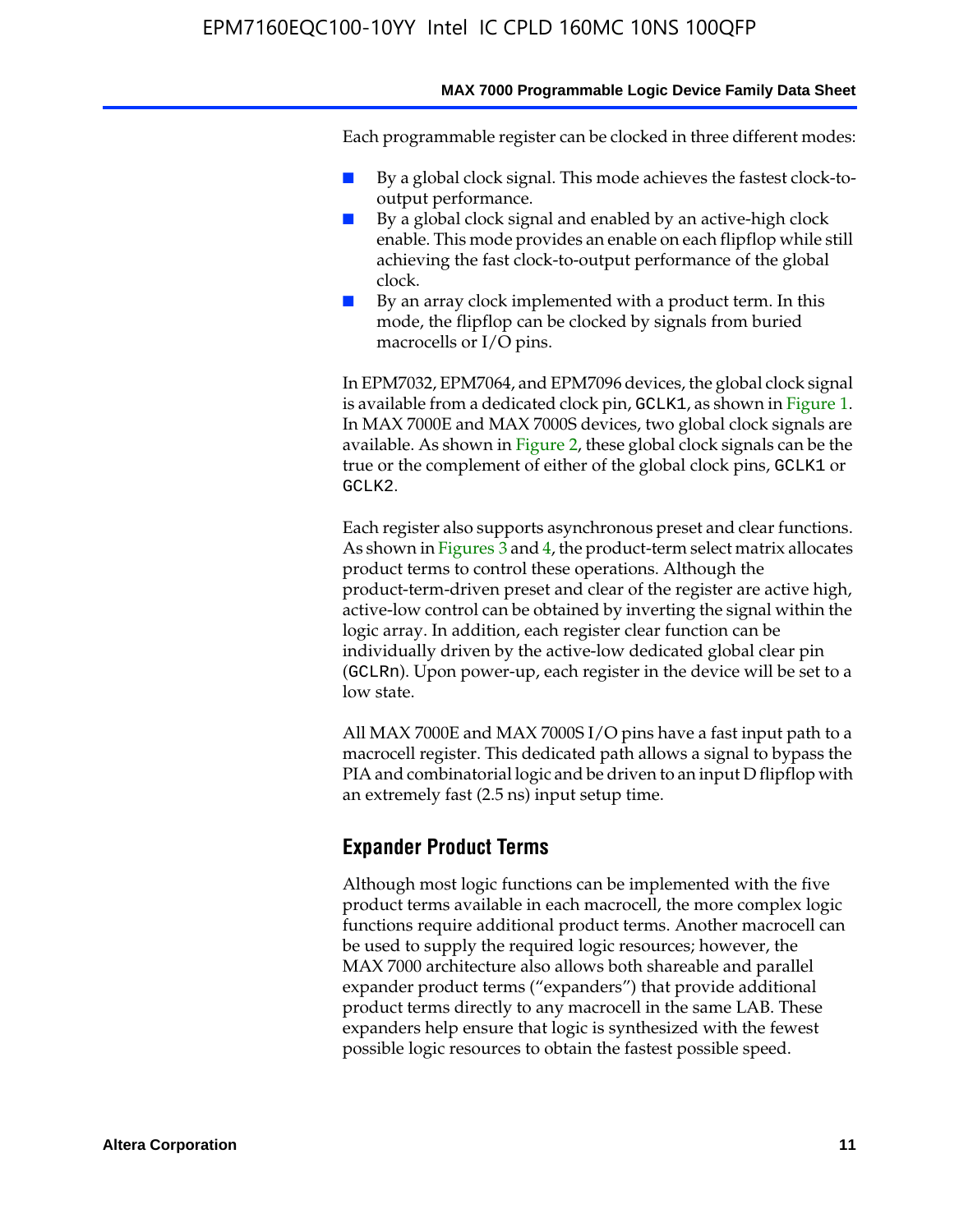Each programmable register can be clocked in three different modes:

- By a global clock signal. This mode achieves the fastest clock-to-output performance.
- By a global clock signal and enabled by an active-high clock enable. This mode provides an enable on each flipflop while still achieving the fast clock-to-output performance of the global clock.
- By an array clock implemented with a product term. In this mode, the flipflop can be clocked by signals from buried macrocells or I/O pins.

In EPM7032, EPM7064, and EPM7096 devices, the global clock signal is available from a dedicated clock pin, `GCLK1`, as shown in Figure 1. In MAX 7000E and MAX 7000S devices, two global clock signals are available. As shown in Figure 2, these global clock signals can be the true or the complement of either of the global clock pins, `GCLK1` or `GCLK2`.

Each register also supports asynchronous preset and clear functions. As shown in Figures 3 and 4, the product-term select matrix allocates product terms to control these operations. Although the product-term-driven preset and clear of the register are active high, active-low control can be obtained by inverting the signal within the logic array. In addition, each register clear function can be individually driven by the active-low dedicated global clear pin (`GCLRn`). Upon power-up, each register in the device will be set to a low state.

All MAX 7000E and MAX 7000S I/O pins have a fast input path to a macrocell register. This dedicated path allows a signal to bypass the PIA and combinatorial logic and be driven to an input D flipflop with an extremely fast (2.5 ns) input setup time.

## Expander Product Terms

Although most logic functions can be implemented with the five product terms available in each macrocell, the more complex logic functions require additional product terms. Another macrocell can be used to supply the required logic resources; however, the MAX 7000 architecture also allows both shareable and parallel expander product terms ("expanders") that provide additional product terms directly to any macrocell in the same LAB. These expanders help ensure that logic is synthesized with the fewest possible logic resources to obtain the fastest possible speed.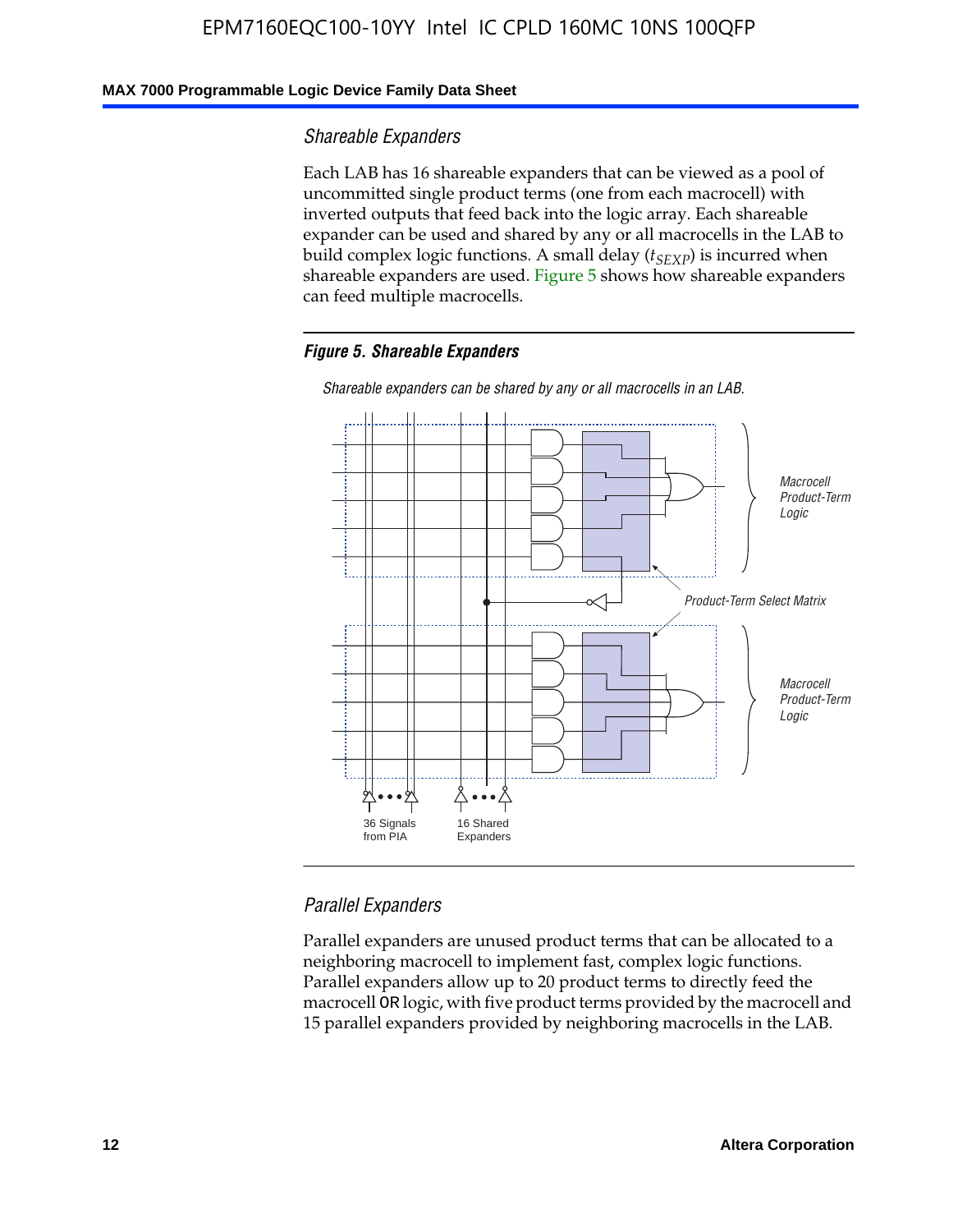### Shareable Expanders

Each LAB has 16 shareable expanders that can be viewed as a pool of uncommitted single product terms (one from each macrocell) with inverted outputs that feed back into the logic array. Each shareable expander can be used and shared by any or all macrocells in the LAB to build complex logic functions. A small delay ($t_{SEXP}$) is incurred when shareable expanders are used. Figure 5 shows how shareable expanders can feed multiple macrocells.

**Figure 5. Shareable Expanders**

*Shareable expanders can be shared by any or all macrocells in an LAB.*

*Macrocell Product-Term Logic*

*Product-Term Select Matrix*

*Macrocell Product-Term Logic*

36 Signals from PIA

16 Shared Expanders

### Parallel Expanders

Parallel expanders are unused product terms that can be allocated to a neighboring macrocell to implement fast, complex logic functions. Parallel expanders allow up to 20 product terms to directly feed the macrocell OR logic, with five product terms provided by the macrocell and 15 parallel expanders provided by neighboring macrocells in the LAB.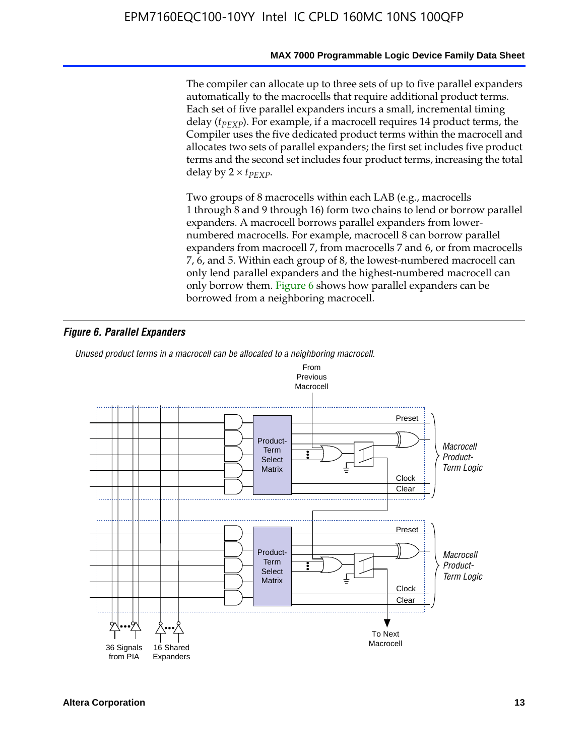The compiler can allocate up to three sets of up to five parallel expanders automatically to the macrocells that require additional product terms. Each set of five parallel expanders incurs a small, incremental timing delay ($t_{PEXP}$). For example, if a macrocell requires 14 product terms, the Compiler uses the five dedicated product terms within the macrocell and allocates two sets of parallel expanders; the first set includes five product terms and the second set includes four product terms, increasing the total delay by $2 \times t_{PEXP}$.

Two groups of 8 macrocells within each LAB (e.g., macrocells 1 through 8 and 9 through 16) form two chains to lend or borrow parallel expanders. A macrocell borrows parallel expanders from lower-numbered macrocells. For example, macrocell 8 can borrow parallel expanders from macrocell 7, from macrocells 7 and 6, or from macrocells 7, 6, and 5. Within each group of 8, the lowest-numbered macrocell can only lend parallel expanders and the highest-numbered macrocell can only borrow them. Figure 6 shows how parallel expanders can be borrowed from a neighboring macrocell.

***Figure 6. Parallel Expanders***

*Unused product terms in a macrocell can be allocated to a neighboring macrocell.*

From Previous Macrocell

Product-Term Select Matrix — Preset, Clock, Clear — *Macrocell Product-Term Logic*

Product-Term Select Matrix — Preset, Clock, Clear — *Macrocell Product-Term Logic*

36 Signals from PIA — 16 Shared Expanders — To Next Macrocell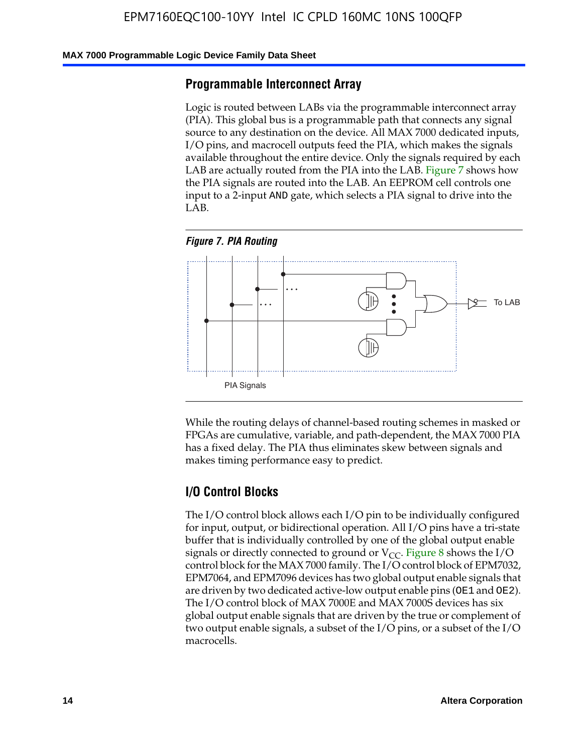## Programmable Interconnect Array

Logic is routed between LABs via the programmable interconnect array (PIA). This global bus is a programmable path that connects any signal source to any destination on the device. All MAX 7000 dedicated inputs, I/O pins, and macrocell outputs feed the PIA, which makes the signals available throughout the entire device. Only the signals required by each LAB are actually routed from the PIA into the LAB. Figure 7 shows how the PIA signals are routed into the LAB. An EEPROM cell controls one input to a 2-input AND gate, which selects a PIA signal to drive into the LAB.

*Figure 7. PIA Routing*

While the routing delays of channel-based routing schemes in masked or FPGAs are cumulative, variable, and path-dependent, the MAX 7000 PIA has a fixed delay. The PIA thus eliminates skew between signals and makes timing performance easy to predict.

## I/O Control Blocks

The I/O control block allows each I/O pin to be individually configured for input, output, or bidirectional operation. All I/O pins have a tri-state buffer that is individually controlled by one of the global output enable signals or directly connected to ground or $V_{CC}$. Figure 8 shows the I/O control block for the MAX 7000 family. The I/O control block of EPM7032, EPM7064, and EPM7096 devices has two global output enable signals that are driven by two dedicated active-low output enable pins (OE1 and OE2). The I/O control block of MAX 7000E and MAX 7000S devices has six global output enable signals that are driven by the true or complement of two output enable signals, a subset of the I/O pins, or a subset of the I/O macrocells.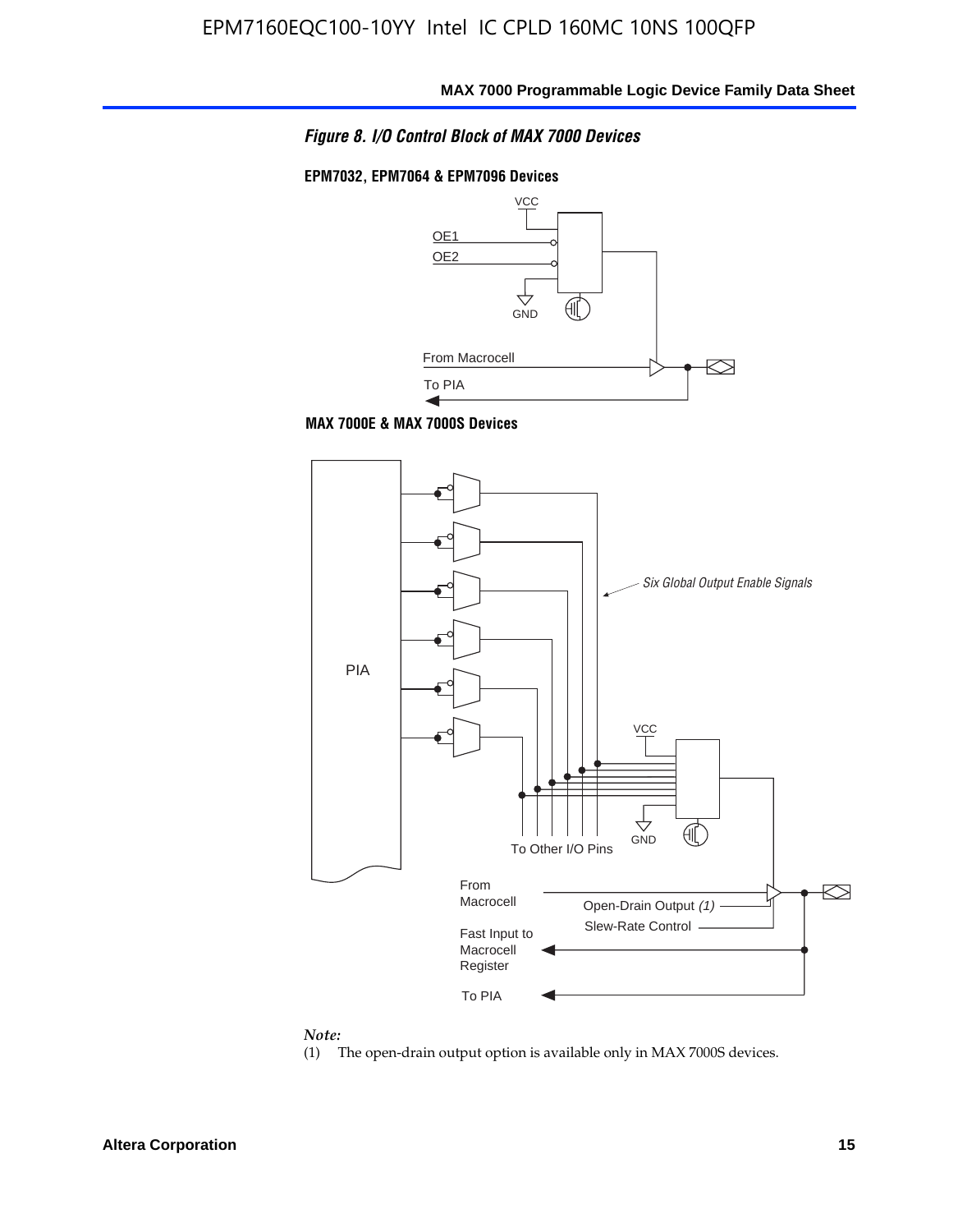*Figure 8. I/O Control Block of MAX 7000 Devices*

**EPM7032, EPM7064 & EPM7096 Devices**

VCC

OE1

OE2

GND

From Macrocell

To PIA

**MAX 7000E & MAX 7000S Devices**

PIA

*Six Global Output Enable Signals*

VCC

GND

To Other I/O Pins

From Macrocell

Open-Drain Output *(1)*

Slew-Rate Control

Fast Input to Macrocell Register

To PIA

*Note:*

(1) The open-drain output option is available only in MAX 7000S devices.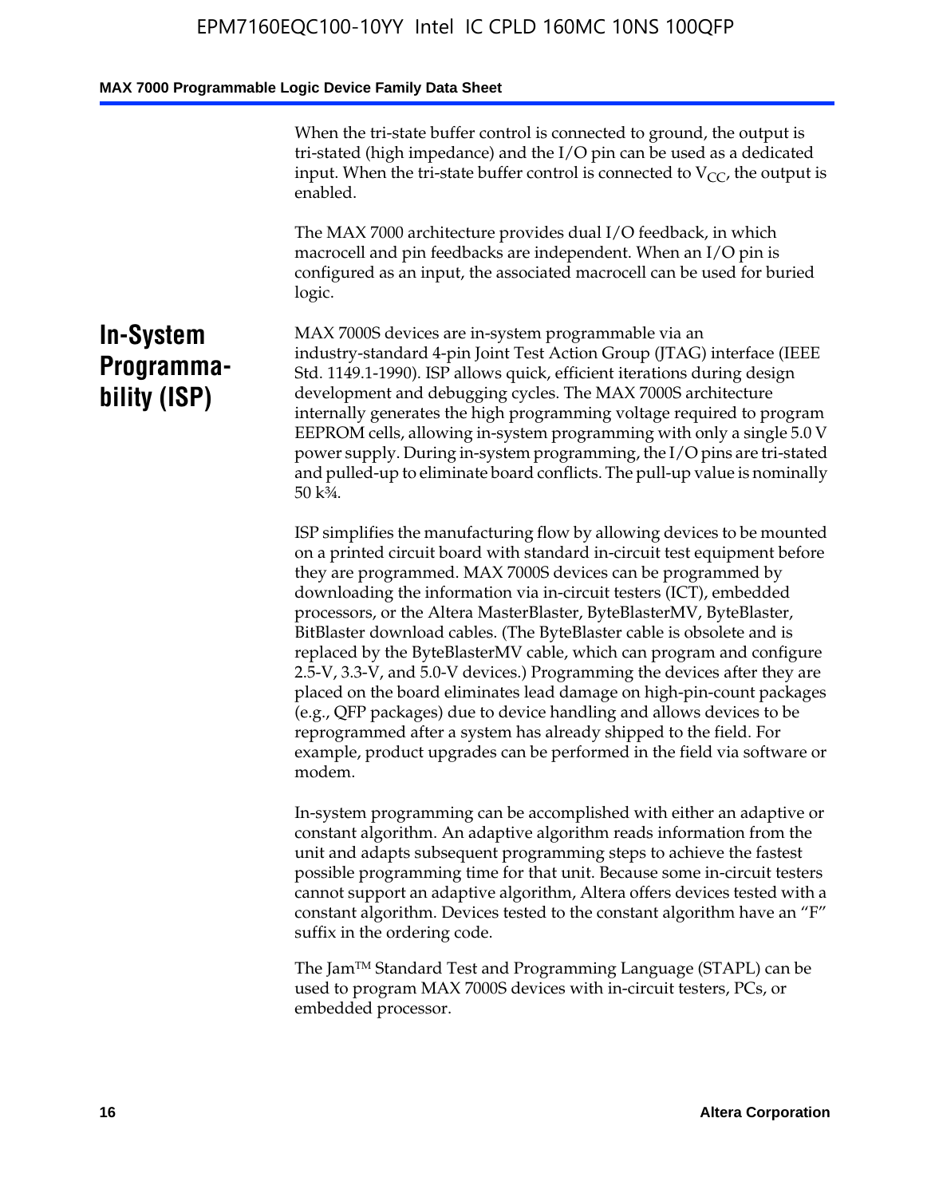When the tri-state buffer control is connected to ground, the output is tri-stated (high impedance) and the I/O pin can be used as a dedicated input. When the tri-state buffer control is connected to $V_{CC}$, the output is enabled.

The MAX 7000 architecture provides dual I/O feedback, in which macrocell and pin feedbacks are independent. When an I/O pin is configured as an input, the associated macrocell can be used for buried logic.

## In-System Programmability (ISP)

MAX 7000S devices are in-system programmable via an industry-standard 4-pin Joint Test Action Group (JTAG) interface (IEEE Std. 1149.1-1990). ISP allows quick, efficient iterations during design development and debugging cycles. The MAX 7000S architecture internally generates the high programming voltage required to program EEPROM cells, allowing in-system programming with only a single 5.0 V power supply. During in-system programming, the I/O pins are tri-stated and pulled-up to eliminate board conflicts. The pull-up value is nominally 50 k¾.

ISP simplifies the manufacturing flow by allowing devices to be mounted on a printed circuit board with standard in-circuit test equipment before they are programmed. MAX 7000S devices can be programmed by downloading the information via in-circuit testers (ICT), embedded processors, or the Altera MasterBlaster, ByteBlasterMV, ByteBlaster, BitBlaster download cables. (The ByteBlaster cable is obsolete and is replaced by the ByteBlasterMV cable, which can program and configure 2.5-V, 3.3-V, and 5.0-V devices.) Programming the devices after they are placed on the board eliminates lead damage on high-pin-count packages (e.g., QFP packages) due to device handling and allows devices to be reprogrammed after a system has already shipped to the field. For example, product upgrades can be performed in the field via software or modem.

In-system programming can be accomplished with either an adaptive or constant algorithm. An adaptive algorithm reads information from the unit and adapts subsequent programming steps to achieve the fastest possible programming time for that unit. Because some in-circuit testers cannot support an adaptive algorithm, Altera offers devices tested with a constant algorithm. Devices tested to the constant algorithm have an "F" suffix in the ordering code.

The Jam™ Standard Test and Programming Language (STAPL) can be used to program MAX 7000S devices with in-circuit testers, PCs, or embedded processor.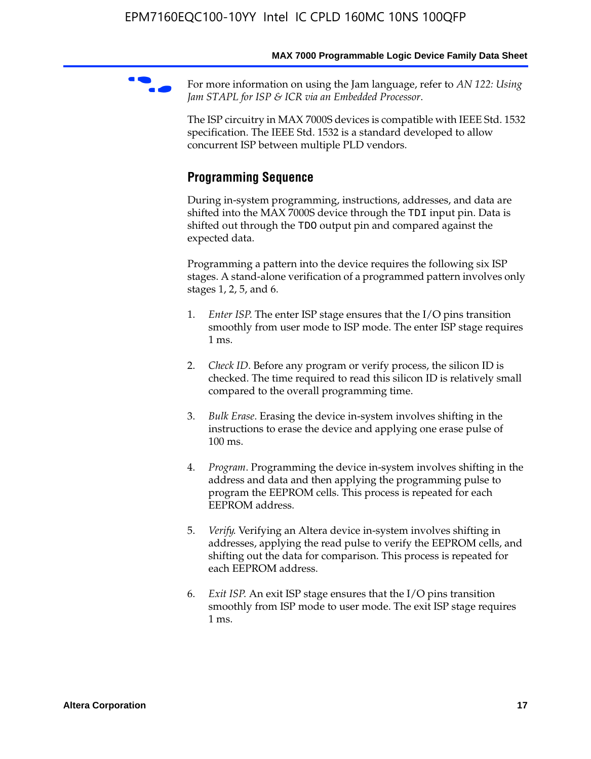For more information on using the Jam language, refer to *AN 122: Using Jam STAPL for ISP & ICR via an Embedded Processor*.

The ISP circuitry in MAX 7000S devices is compatible with IEEE Std. 1532 specification. The IEEE Std. 1532 is a standard developed to allow concurrent ISP between multiple PLD vendors.

## Programming Sequence

During in-system programming, instructions, addresses, and data are shifted into the MAX 7000S device through the `TDI` input pin. Data is shifted out through the `TDO` output pin and compared against the expected data.

Programming a pattern into the device requires the following six ISP stages. A stand-alone verification of a programmed pattern involves only stages 1, 2, 5, and 6.

1. *Enter ISP*. The enter ISP stage ensures that the I/O pins transition smoothly from user mode to ISP mode. The enter ISP stage requires 1 ms.

2. *Check ID*. Before any program or verify process, the silicon ID is checked. The time required to read this silicon ID is relatively small compared to the overall programming time.

3. *Bulk Erase*. Erasing the device in-system involves shifting in the instructions to erase the device and applying one erase pulse of 100 ms.

4. *Program*. Programming the device in-system involves shifting in the address and data and then applying the programming pulse to program the EEPROM cells. This process is repeated for each EEPROM address.

5. *Verify*. Verifying an Altera device in-system involves shifting in addresses, applying the read pulse to verify the EEPROM cells, and shifting out the data for comparison. This process is repeated for each EEPROM address.

6. *Exit ISP*. An exit ISP stage ensures that the I/O pins transition smoothly from ISP mode to user mode. The exit ISP stage requires 1 ms.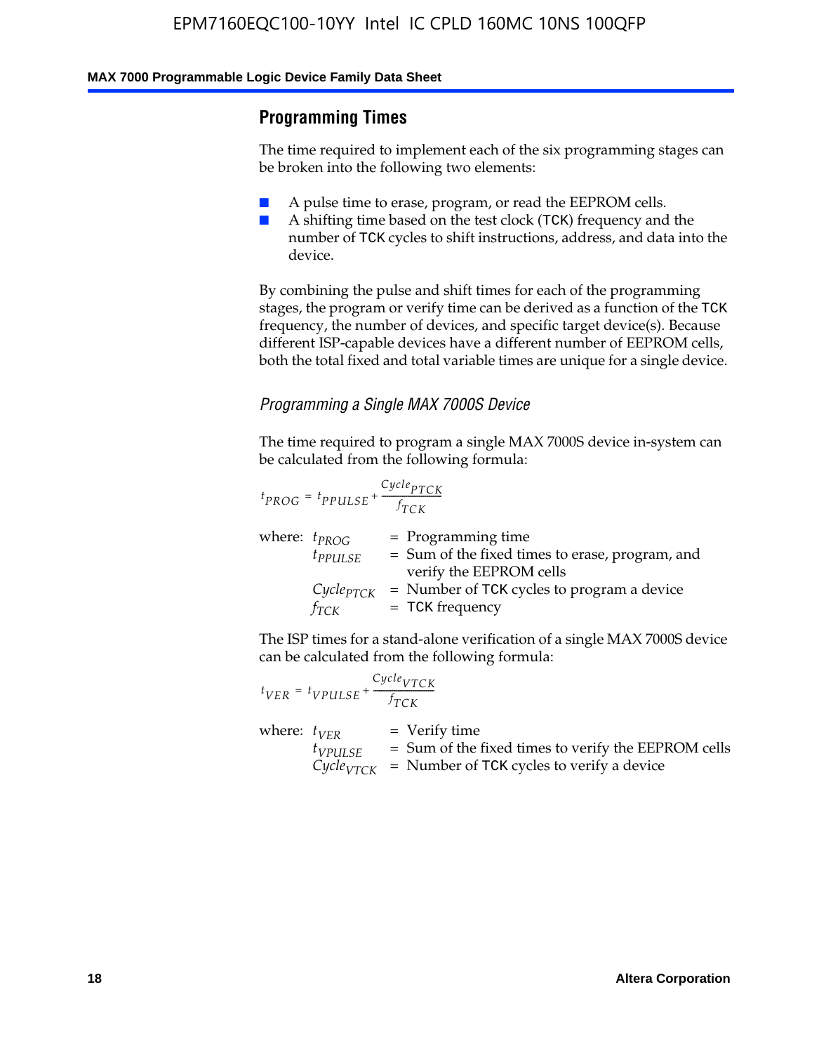## Programming Times

The time required to implement each of the six programming stages can be broken into the following two elements:

- A pulse time to erase, program, or read the EEPROM cells.
- A shifting time based on the test clock (TCK) frequency and the number of TCK cycles to shift instructions, address, and data into the device.

By combining the pulse and shift times for each of the programming stages, the program or verify time can be derived as a function of the TCK frequency, the number of devices, and specific target device(s). Because different ISP-capable devices have a different number of EEPROM cells, both the total fixed and total variable times are unique for a single device.

### *Programming a Single MAX 7000S Device*

The time required to program a single MAX 7000S device in-system can be calculated from the following formula:

$$t_{PROG} = t_{PPULSE} + \frac{Cycle_{PTCK}}{f_{TCK}}$$

where:
- $t_{PROG}$ = Programming time
- $t_{PPULSE}$ = Sum of the fixed times to erase, program, and verify the EEPROM cells
- $Cycle_{PTCK}$ = Number of TCK cycles to program a device
- $f_{TCK}$ = TCK frequency

The ISP times for a stand-alone verification of a single MAX 7000S device can be calculated from the following formula:

$$t_{VER} = t_{VPULSE} + \frac{Cycle_{VTCK}}{f_{TCK}}$$

where:
- $t_{VER}$ = Verify time
- $t_{VPULSE}$ = Sum of the fixed times to verify the EEPROM cells
- $Cycle_{VTCK}$ = Number of TCK cycles to verify a device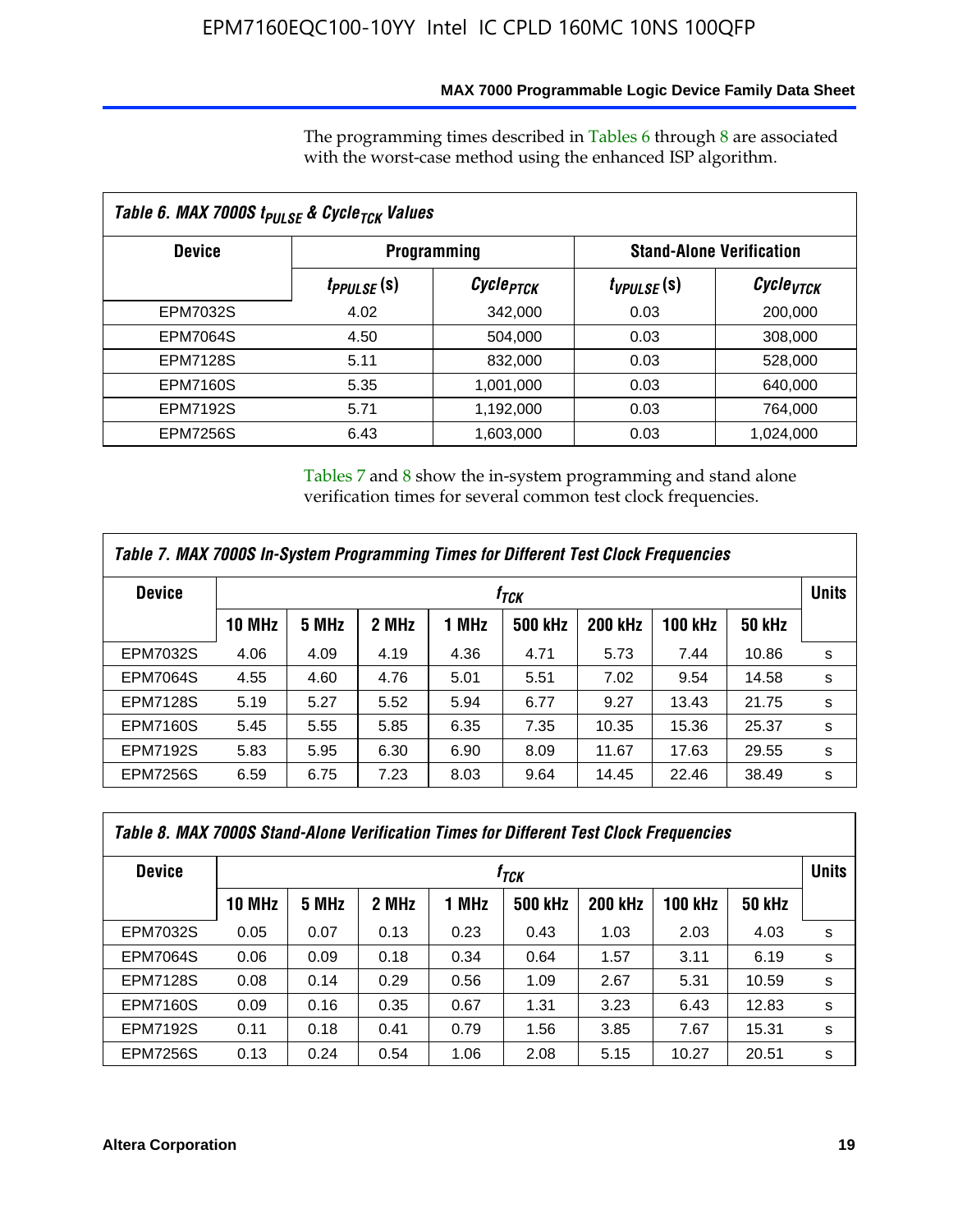The programming times described in Tables 6 through 8 are associated with the worst-case method using the enhanced ISP algorithm.

**Table 6. MAX 7000S $t_{PULSE}$ & $Cycle_{TCK}$ Values**

| Device | Programming | | Stand-Alone Verification | |
|---|---|---|---|---|
| | $t_{PPULSE}$ (s) | $Cycle_{PTCK}$ | $t_{VPULSE}$ (s) | $Cycle_{VTCK}$ |
| EPM7032S | 4.02 | 342,000 | 0.03 | 200,000 |
| EPM7064S | 4.50 | 504,000 | 0.03 | 308,000 |
| EPM7128S | 5.11 | 832,000 | 0.03 | 528,000 |
| EPM7160S | 5.35 | 1,001,000 | 0.03 | 640,000 |
| EPM7192S | 5.71 | 1,192,000 | 0.03 | 764,000 |
| EPM7256S | 6.43 | 1,603,000 | 0.03 | 1,024,000 |

Tables 7 and 8 show the in-system programming and stand alone verification times for several common test clock frequencies.

**Table 7. MAX 7000S In-System Programming Times for Different Test Clock Frequencies**

| Device | $f_{TCK}$ | | | | | | | | Units |
|---|---|---|---|---|---|---|---|---|---|
| | 10 MHz | 5 MHz | 2 MHz | 1 MHz | 500 kHz | 200 kHz | 100 kHz | 50 kHz | |
| EPM7032S | 4.06 | 4.09 | 4.19 | 4.36 | 4.71 | 5.73 | 7.44 | 10.86 | s |
| EPM7064S | 4.55 | 4.60 | 4.76 | 5.01 | 5.51 | 7.02 | 9.54 | 14.58 | s |
| EPM7128S | 5.19 | 5.27 | 5.52 | 5.94 | 6.77 | 9.27 | 13.43 | 21.75 | s |
| EPM7160S | 5.45 | 5.55 | 5.85 | 6.35 | 7.35 | 10.35 | 15.36 | 25.37 | s |
| EPM7192S | 5.83 | 5.95 | 6.30 | 6.90 | 8.09 | 11.67 | 17.63 | 29.55 | s |
| EPM7256S | 6.59 | 6.75 | 7.23 | 8.03 | 9.64 | 14.45 | 22.46 | 38.49 | s |

**Table 8. MAX 7000S Stand-Alone Verification Times for Different Test Clock Frequencies**

| Device | $f_{TCK}$ | | | | | | | | Units |
|---|---|---|---|---|---|---|---|---|---|
| | 10 MHz | 5 MHz | 2 MHz | 1 MHz | 500 kHz | 200 kHz | 100 kHz | 50 kHz | |
| EPM7032S | 0.05 | 0.07 | 0.13 | 0.23 | 0.43 | 1.03 | 2.03 | 4.03 | s |
| EPM7064S | 0.06 | 0.09 | 0.18 | 0.34 | 0.64 | 1.57 | 3.11 | 6.19 | s |
| EPM7128S | 0.08 | 0.14 | 0.29 | 0.56 | 1.09 | 2.67 | 5.31 | 10.59 | s |
| EPM7160S | 0.09 | 0.16 | 0.35 | 0.67 | 1.31 | 3.23 | 6.43 | 12.83 | s |
| EPM7192S | 0.11 | 0.18 | 0.41 | 0.79 | 1.56 | 3.85 | 7.67 | 15.31 | s |
| EPM7256S | 0.13 | 0.24 | 0.54 | 1.06 | 2.08 | 5.15 | 10.27 | 20.51 | s |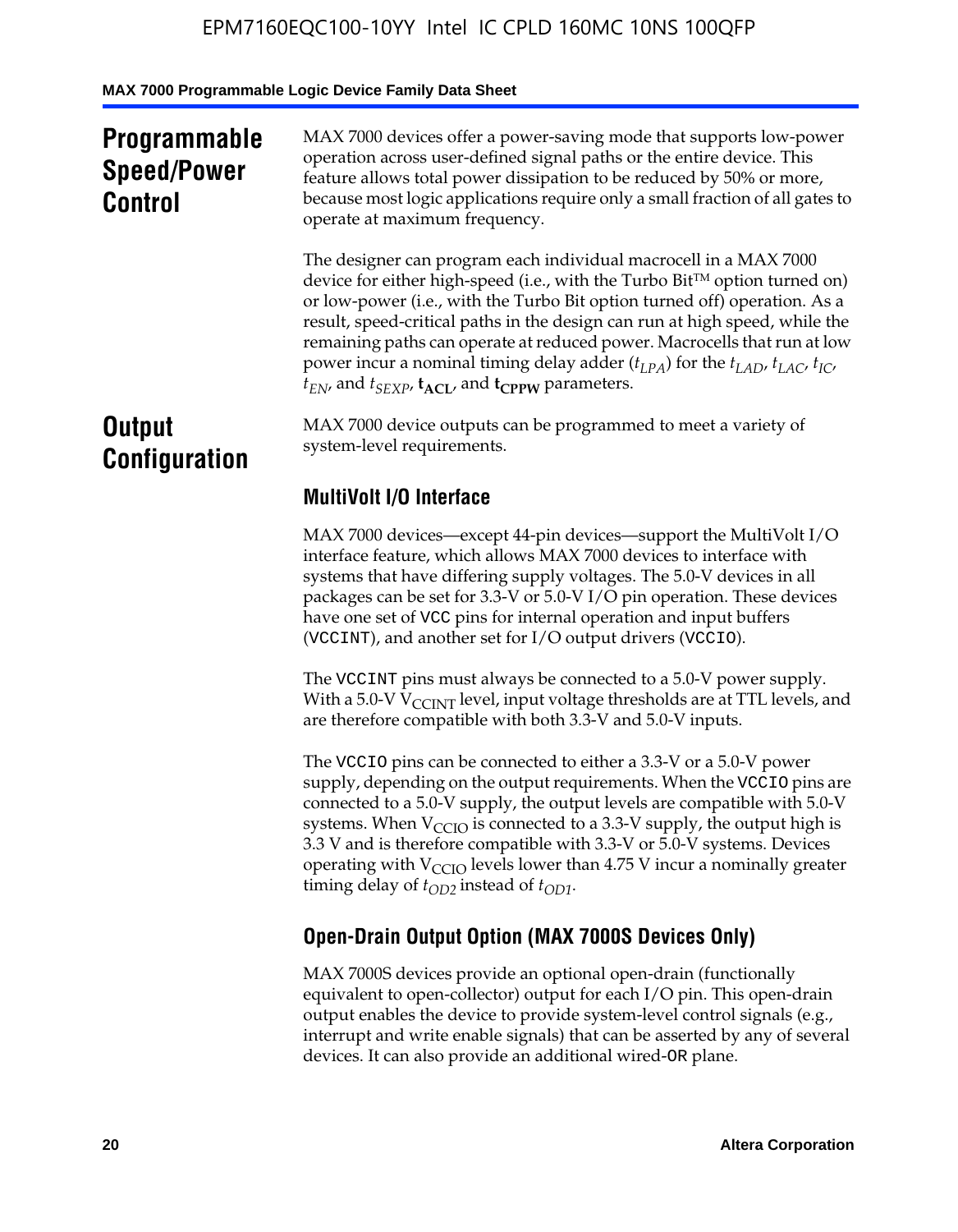## Programmable Speed/Power Control

MAX 7000 devices offer a power-saving mode that supports low-power operation across user-defined signal paths or the entire device. This feature allows total power dissipation to be reduced by 50% or more, because most logic applications require only a small fraction of all gates to operate at maximum frequency.

The designer can program each individual macrocell in a MAX 7000 device for either high-speed (i.e., with the Turbo Bit™ option turned on) or low-power (i.e., with the Turbo Bit option turned off) operation. As a result, speed-critical paths in the design can run at high speed, while the remaining paths can operate at reduced power. Macrocells that run at low power incur a nominal timing delay adder ($t_{LPA}$) for the $t_{LAD}$, $t_{LAC}$, $t_{IC}$, $t_{EN}$, and $t_{SEXP}$, $\mathbf{t_{ACL}}$, and $\mathbf{t_{CPPW}}$ parameters.

## Output Configuration

MAX 7000 device outputs can be programmed to meet a variety of system-level requirements.

### MultiVolt I/O Interface

MAX 7000 devices—except 44-pin devices—support the MultiVolt I/O interface feature, which allows MAX 7000 devices to interface with systems that have differing supply voltages. The 5.0-V devices in all packages can be set for 3.3-V or 5.0-V I/O pin operation. These devices have one set of VCC pins for internal operation and input buffers (VCCINT), and another set for I/O output drivers (VCCIO).

The VCCINT pins must always be connected to a 5.0-V power supply. With a 5.0-V $V_{CCINT}$ level, input voltage thresholds are at TTL levels, and are therefore compatible with both 3.3-V and 5.0-V inputs.

The VCCIO pins can be connected to either a 3.3-V or a 5.0-V power supply, depending on the output requirements. When the VCCIO pins are connected to a 5.0-V supply, the output levels are compatible with 5.0-V systems. When $V_{CCIO}$ is connected to a 3.3-V supply, the output high is 3.3 V and is therefore compatible with 3.3-V or 5.0-V systems. Devices operating with $V_{CCIO}$ levels lower than 4.75 V incur a nominally greater timing delay of $t_{OD2}$ instead of $t_{OD1}$.

### Open-Drain Output Option (MAX 7000S Devices Only)

MAX 7000S devices provide an optional open-drain (functionally equivalent to open-collector) output for each I/O pin. This open-drain output enables the device to provide system-level control signals (e.g., interrupt and write enable signals) that can be asserted by any of several devices. It can also provide an additional wired-OR plane.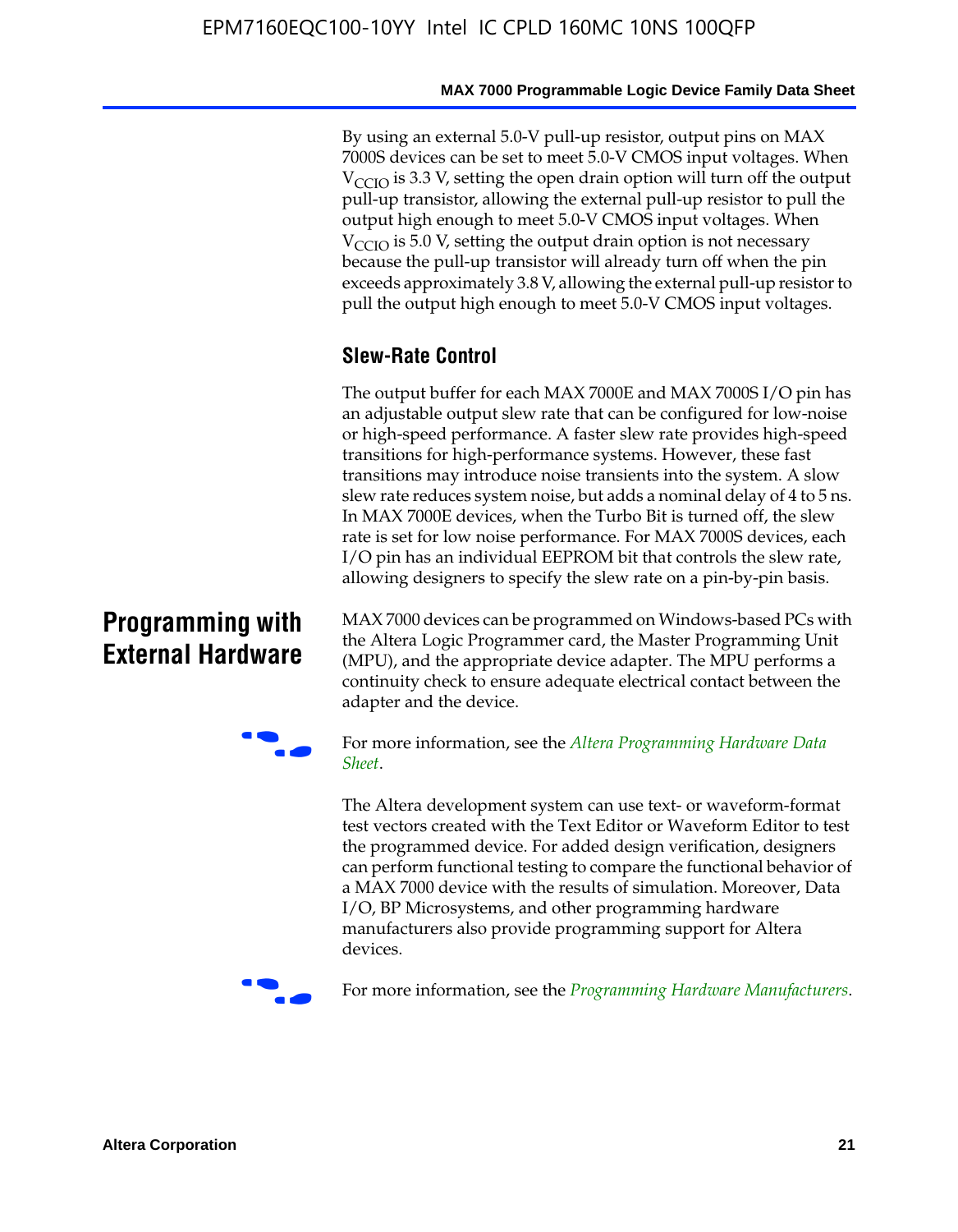By using an external 5.0-V pull-up resistor, output pins on MAX 7000S devices can be set to meet 5.0-V CMOS input voltages. When $V_{CCIO}$ is 3.3 V, setting the open drain option will turn off the output pull-up transistor, allowing the external pull-up resistor to pull the output high enough to meet 5.0-V CMOS input voltages. When $V_{CCIO}$ is 5.0 V, setting the output drain option is not necessary because the pull-up transistor will already turn off when the pin exceeds approximately 3.8 V, allowing the external pull-up resistor to pull the output high enough to meet 5.0-V CMOS input voltages.

### Slew-Rate Control

The output buffer for each MAX 7000E and MAX 7000S I/O pin has an adjustable output slew rate that can be configured for low-noise or high-speed performance. A faster slew rate provides high-speed transitions for high-performance systems. However, these fast transitions may introduce noise transients into the system. A slow slew rate reduces system noise, but adds a nominal delay of 4 to 5 ns. In MAX 7000E devices, when the Turbo Bit is turned off, the slew rate is set for low noise performance. For MAX 7000S devices, each I/O pin has an individual EEPROM bit that controls the slew rate, allowing designers to specify the slew rate on a pin-by-pin basis.

## Programming with External Hardware

MAX 7000 devices can be programmed on Windows-based PCs with the Altera Logic Programmer card, the Master Programming Unit (MPU), and the appropriate device adapter. The MPU performs a continuity check to ensure adequate electrical contact between the adapter and the device.

For more information, see the *Altera Programming Hardware Data Sheet*.

The Altera development system can use text- or waveform-format test vectors created with the Text Editor or Waveform Editor to test the programmed device. For added design verification, designers can perform functional testing to compare the functional behavior of a MAX 7000 device with the results of simulation. Moreover, Data I/O, BP Microsystems, and other programming hardware manufacturers also provide programming support for Altera devices.

For more information, see the *Programming Hardware Manufacturers*.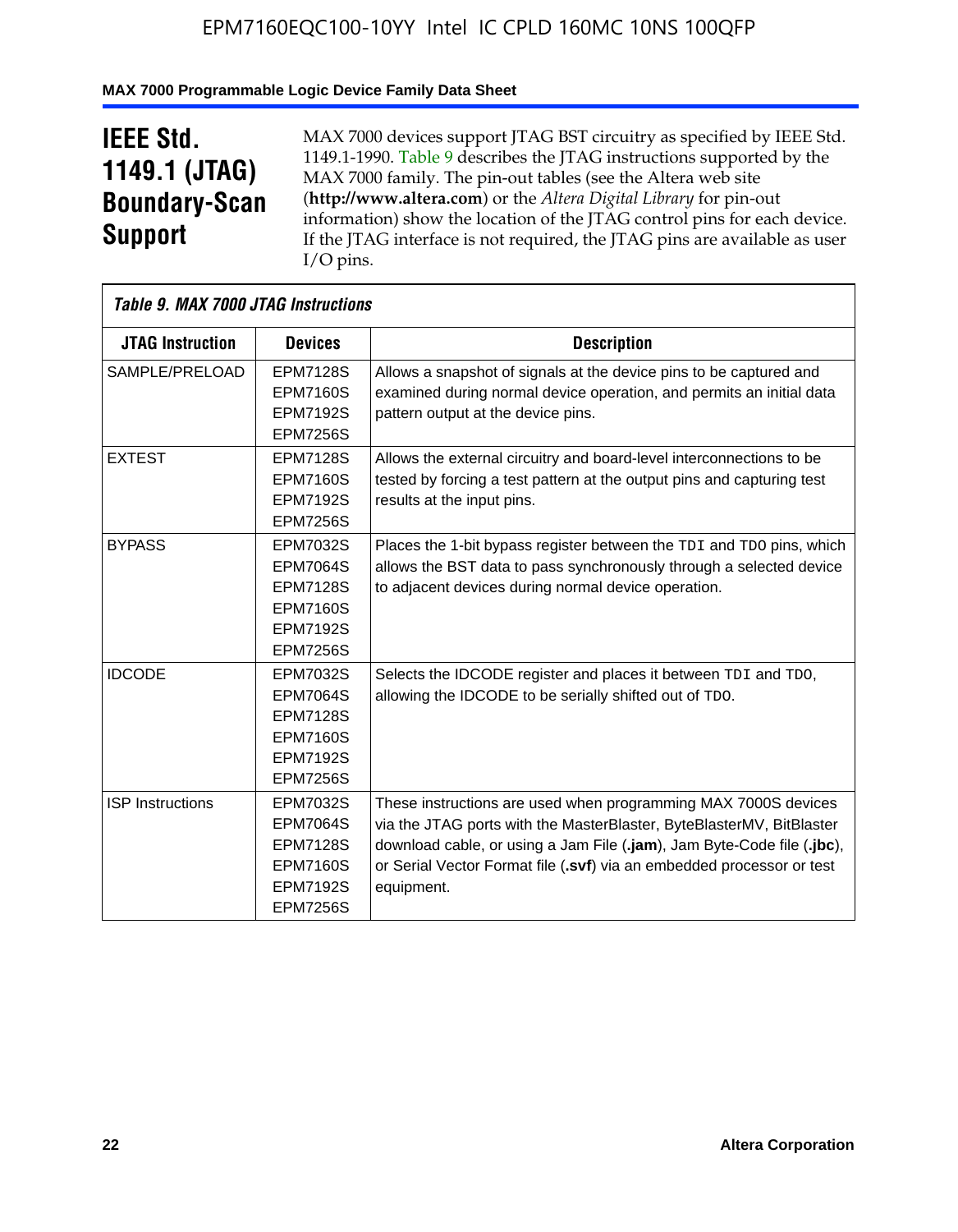# IEEE Std. 1149.1 (JTAG) Boundary-Scan Support

MAX 7000 devices support JTAG BST circuitry as specified by IEEE Std. 1149.1-1990. Table 9 describes the JTAG instructions supported by the MAX 7000 family. The pin-out tables (see the Altera web site (**http://www.altera.com**) or the *Altera Digital Library* for pin-out information) show the location of the JTAG control pins for each device. If the JTAG interface is not required, the JTAG pins are available as user I/O pins.

*Table 9. MAX 7000 JTAG Instructions*

| JTAG Instruction | Devices | Description |
|---|---|---|
| SAMPLE/PRELOAD | EPM7128S<br>EPM7160S<br>EPM7192S<br>EPM7256S | Allows a snapshot of signals at the device pins to be captured and examined during normal device operation, and permits an initial data pattern output at the device pins. |
| EXTEST | EPM7128S<br>EPM7160S<br>EPM7192S<br>EPM7256S | Allows the external circuitry and board-level interconnections to be tested by forcing a test pattern at the output pins and capturing test results at the input pins. |
| BYPASS | EPM7032S<br>EPM7064S<br>EPM7128S<br>EPM7160S<br>EPM7192S<br>EPM7256S | Places the 1-bit bypass register between the `TDI` and `TDO` pins, which allows the BST data to pass synchronously through a selected device to adjacent devices during normal device operation. |
| IDCODE | EPM7032S<br>EPM7064S<br>EPM7128S<br>EPM7160S<br>EPM7192S<br>EPM7256S | Selects the IDCODE register and places it between `TDI` and `TDO`, allowing the IDCODE to be serially shifted out of `TDO`. |
| ISP Instructions | EPM7032S<br>EPM7064S<br>EPM7128S<br>EPM7160S<br>EPM7192S<br>EPM7256S | These instructions are used when programming MAX 7000S devices via the JTAG ports with the MasterBlaster, ByteBlasterMV, BitBlaster download cable, or using a Jam File (**.jam**), Jam Byte-Code file (**.jbc**), or Serial Vector Format file (**.svf**) via an embedded processor or test equipment. |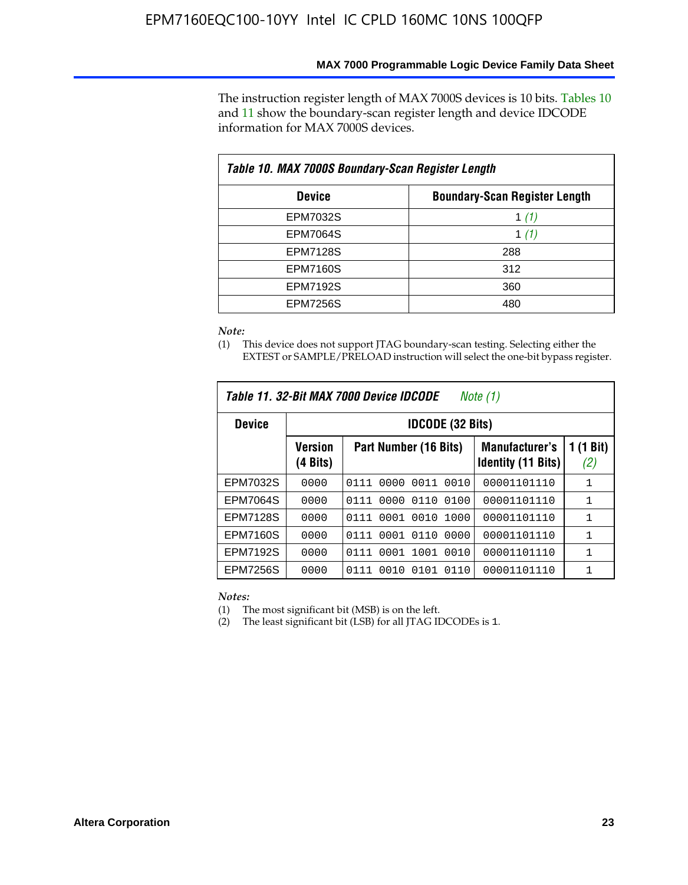The instruction register length of MAX 7000S devices is 10 bits. Tables 10 and 11 show the boundary-scan register length and device IDCODE information for MAX 7000S devices.

**Table 10. MAX 7000S Boundary-Scan Register Length**

| Device | Boundary-Scan Register Length |
|---|---|
| EPM7032S | 1 *(1)* |
| EPM7064S | 1 *(1)* |
| EPM7128S | 288 |
| EPM7160S | 312 |
| EPM7192S | 360 |
| EPM7256S | 480 |

*Note:*

(1) This device does not support JTAG boundary-scan testing. Selecting either the EXTEST or SAMPLE/PRELOAD instruction will select the one-bit bypass register.

**Table 11. 32-Bit MAX 7000 Device IDCODE** *Note (1)*

| Device | IDCODE (32 Bits) | | | |
|---|---|---|---|---|
| | Version (4 Bits) | Part Number (16 Bits) | Manufacturer's Identity (11 Bits) | 1 (1 Bit) *(2)* |
| EPM7032S | 0000 | 0111 0000 0011 0010 | 00001101110 | 1 |
| EPM7064S | 0000 | 0111 0000 0110 0100 | 00001101110 | 1 |
| EPM7128S | 0000 | 0111 0001 0010 1000 | 00001101110 | 1 |
| EPM7160S | 0000 | 0111 0001 0110 0000 | 00001101110 | 1 |
| EPM7192S | 0000 | 0111 0001 1001 0010 | 00001101110 | 1 |
| EPM7256S | 0000 | 0111 0010 0101 0110 | 00001101110 | 1 |

*Notes:*

(1) The most significant bit (MSB) is on the left.

(2) The least significant bit (LSB) for all JTAG IDCODEs is 1.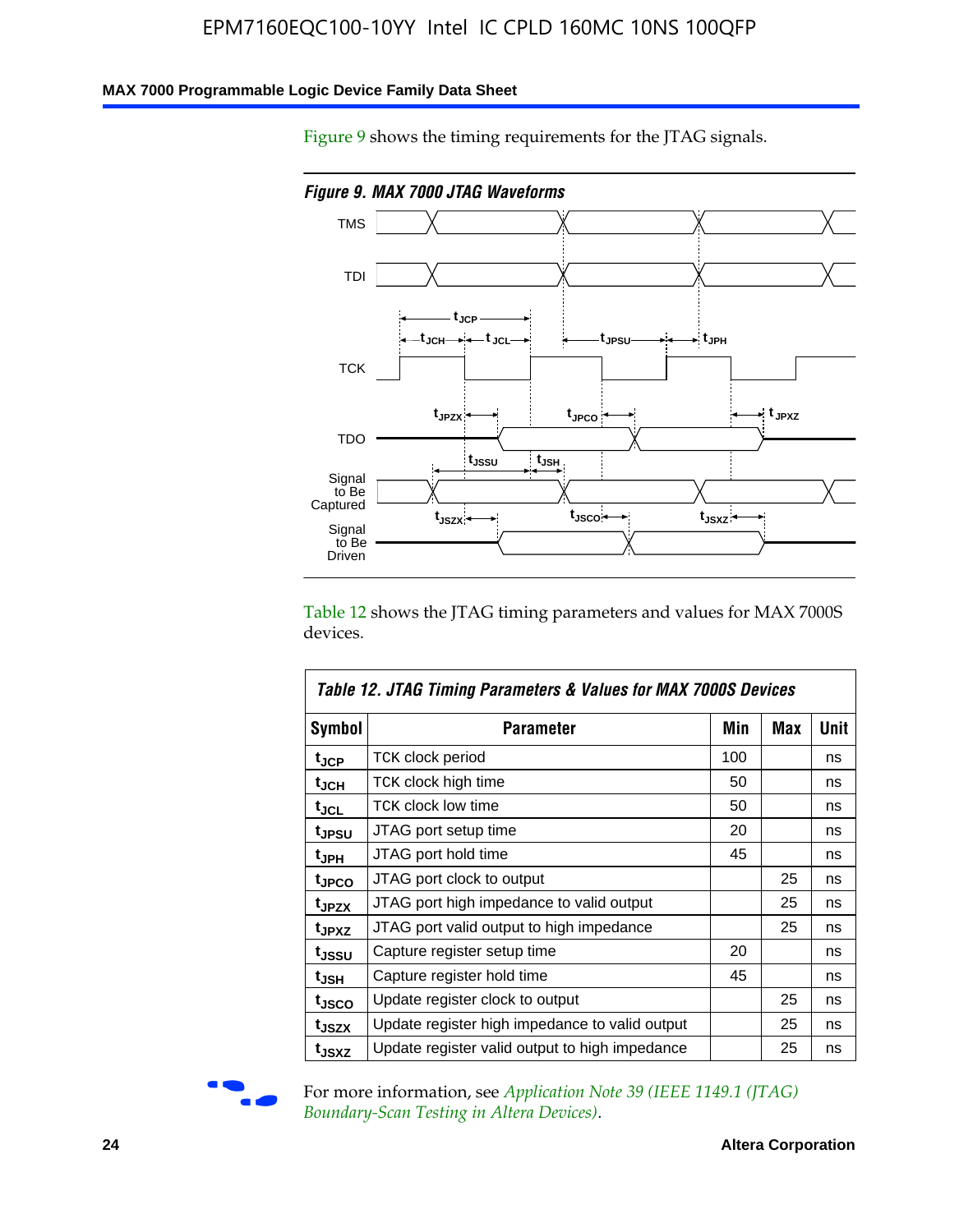Figure 9 shows the timing requirements for the JTAG signals.

*Figure 9. MAX 7000 JTAG Waveforms*

Table 12 shows the JTAG timing parameters and values for MAX 7000S devices.

| Symbol | Parameter | Min | Max | Unit |
|---|---|---|---|---|
| $t_{JCP}$ | TCK clock period | 100 | | ns |
| $t_{JCH}$ | TCK clock high time | 50 | | ns |
| $t_{JCL}$ | TCK clock low time | 50 | | ns |
| $t_{JPSU}$ | JTAG port setup time | 20 | | ns |
| $t_{JPH}$ | JTAG port hold time | 45 | | ns |
| $t_{JPCO}$ | JTAG port clock to output | | 25 | ns |
| $t_{JPZX}$ | JTAG port high impedance to valid output | | 25 | ns |
| $t_{JPXZ}$ | JTAG port valid output to high impedance | | 25 | ns |
| $t_{JSSU}$ | Capture register setup time | 20 | | ns |
| $t_{JSH}$ | Capture register hold time | 45 | | ns |
| $t_{JSCO}$ | Update register clock to output | | 25 | ns |
| $t_{JSZX}$ | Update register high impedance to valid output | | 25 | ns |
| $t_{JSXZ}$ | Update register valid output to high impedance | | 25 | ns |

For more information, see *Application Note 39 (IEEE 1149.1 (JTAG) Boundary-Scan Testing in Altera Devices)*.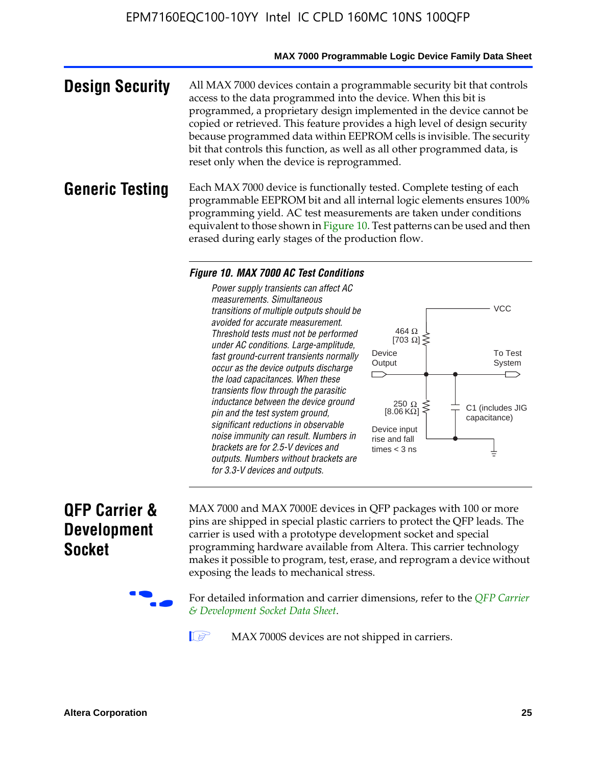## Design Security

All MAX 7000 devices contain a programmable security bit that controls access to the data programmed into the device. When this bit is programmed, a proprietary design implemented in the device cannot be copied or retrieved. This feature provides a high level of design security because programmed data within EEPROM cells is invisible. The security bit that controls this function, as well as all other programmed data, is reset only when the device is reprogrammed.

## Generic Testing

Each MAX 7000 device is functionally tested. Complete testing of each programmable EEPROM bit and all internal logic elements ensures 100% programming yield. AC test measurements are taken under conditions equivalent to those shown in Figure 10. Test patterns can be used and then erased during early stages of the production flow.

***Figure 10. MAX 7000 AC Test Conditions***

*Power supply transients can affect AC measurements. Simultaneous transitions of multiple outputs should be avoided for accurate measurement. Threshold tests must not be performed under AC conditions. Large-amplitude, fast ground-current transients normally occur as the device outputs discharge the load capacitances. When these transients flow through the parasitic inductance between the device ground pin and the test system ground, significant reductions in observable noise immunity can result. Numbers in brackets are for 2.5-V devices and outputs. Numbers without brackets are for 3.3-V devices and outputs.*

VCC

464 Ω [703 Ω]

Device Output

To Test System

250 Ω [8.06 KΩ]

C1 (includes JIG capacitance)

Device input rise and fall times < 3 ns

## QFP Carrier & Development Socket

MAX 7000 and MAX 7000E devices in QFP packages with 100 or more pins are shipped in special plastic carriers to protect the QFP leads. The carrier is used with a prototype development socket and special programming hardware available from Altera. This carrier technology makes it possible to program, test, erase, and reprogram a device without exposing the leads to mechanical stress.

For detailed information and carrier dimensions, refer to the *QFP Carrier & Development Socket Data Sheet*.

MAX 7000S devices are not shipped in carriers.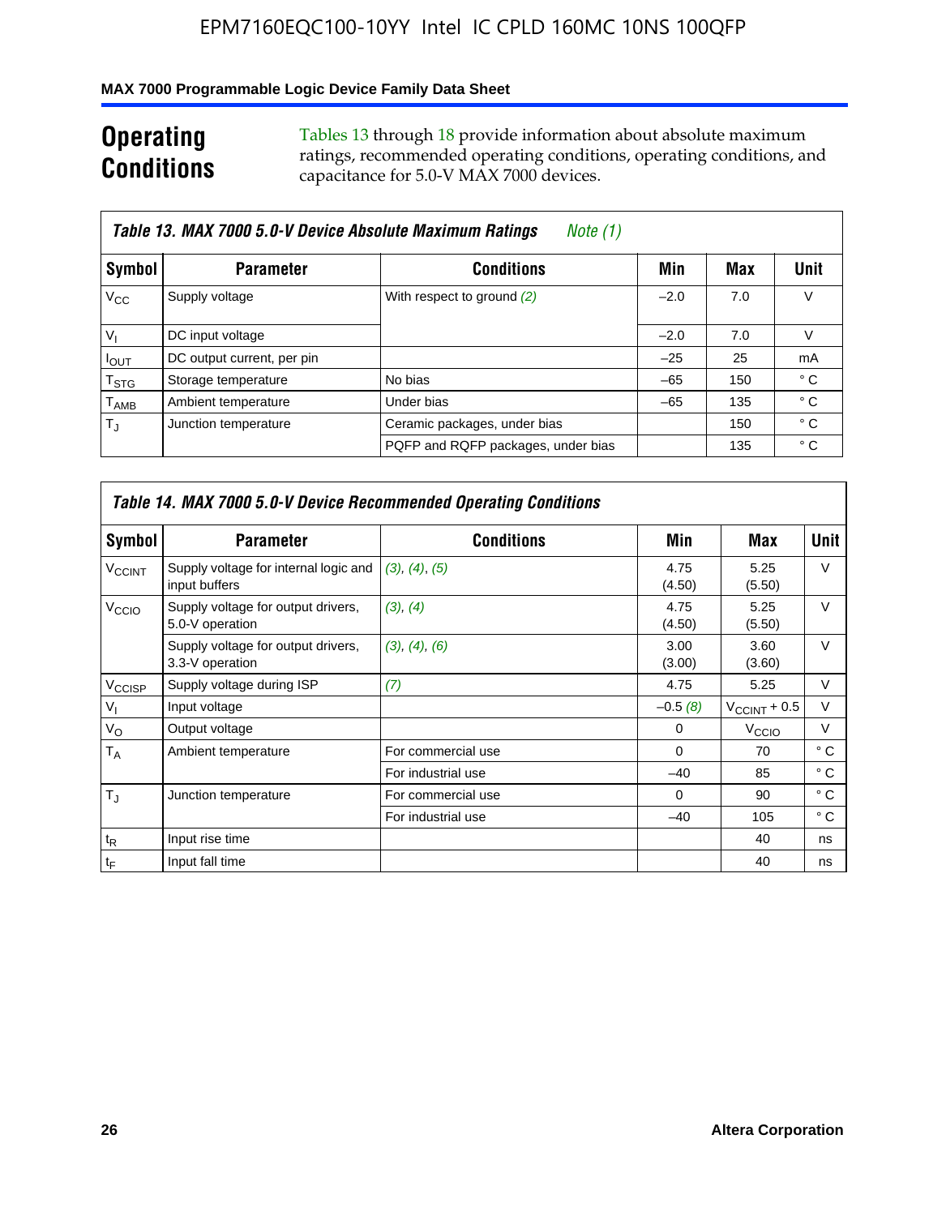# Operating Conditions

Tables 13 through 18 provide information about absolute maximum ratings, recommended operating conditions, operating conditions, and capacitance for 5.0-V MAX 7000 devices.

**Table 13. MAX 7000 5.0-V Device Absolute Maximum Ratings** *Note (1)*

| Symbol | Parameter | Conditions | Min | Max | Unit |
|---|---|---|---|---|---|
| $V_{CC}$ | Supply voltage | With respect to ground *(2)* | –2.0 | 7.0 | V |
| $V_I$ | DC input voltage | | –2.0 | 7.0 | V |
| $I_{OUT}$ | DC output current, per pin | | –25 | 25 | mA |
| $T_{STG}$ | Storage temperature | No bias | –65 | 150 | ° C |
| $T_{AMB}$ | Ambient temperature | Under bias | –65 | 135 | ° C |
| $T_J$ | Junction temperature | Ceramic packages, under bias | | 150 | ° C |
| | | PQFP and RQFP packages, under bias | | 135 | ° C |

**Table 14. MAX 7000 5.0-V Device Recommended Operating Conditions**

| Symbol | Parameter | Conditions | Min | Max | Unit |
|---|---|---|---|---|---|
| $V_{CCINT}$ | Supply voltage for internal logic and input buffers | *(3), (4), (5)* | 4.75 (4.50) | 5.25 (5.50) | V |
| $V_{CCIO}$ | Supply voltage for output drivers, 5.0-V operation | *(3), (4)* | 4.75 (4.50) | 5.25 (5.50) | V |
| | Supply voltage for output drivers, 3.3-V operation | *(3), (4), (6)* | 3.00 (3.00) | 3.60 (3.60) | V |
| $V_{CCISP}$ | Supply voltage during ISP | *(7)* | 4.75 | 5.25 | V |
| $V_I$ | Input voltage | | –0.5 *(8)* | $V_{CCINT}$ + 0.5 | V |
| $V_O$ | Output voltage | | 0 | $V_{CCIO}$ | V |
| $T_A$ | Ambient temperature | For commercial use | 0 | 70 | ° C |
| | | For industrial use | –40 | 85 | ° C |
| $T_J$ | Junction temperature | For commercial use | 0 | 90 | ° C |
| | | For industrial use | –40 | 105 | ° C |
| $t_R$ | Input rise time | | | 40 | ns |
| $t_F$ | Input fall time | | | 40 | ns |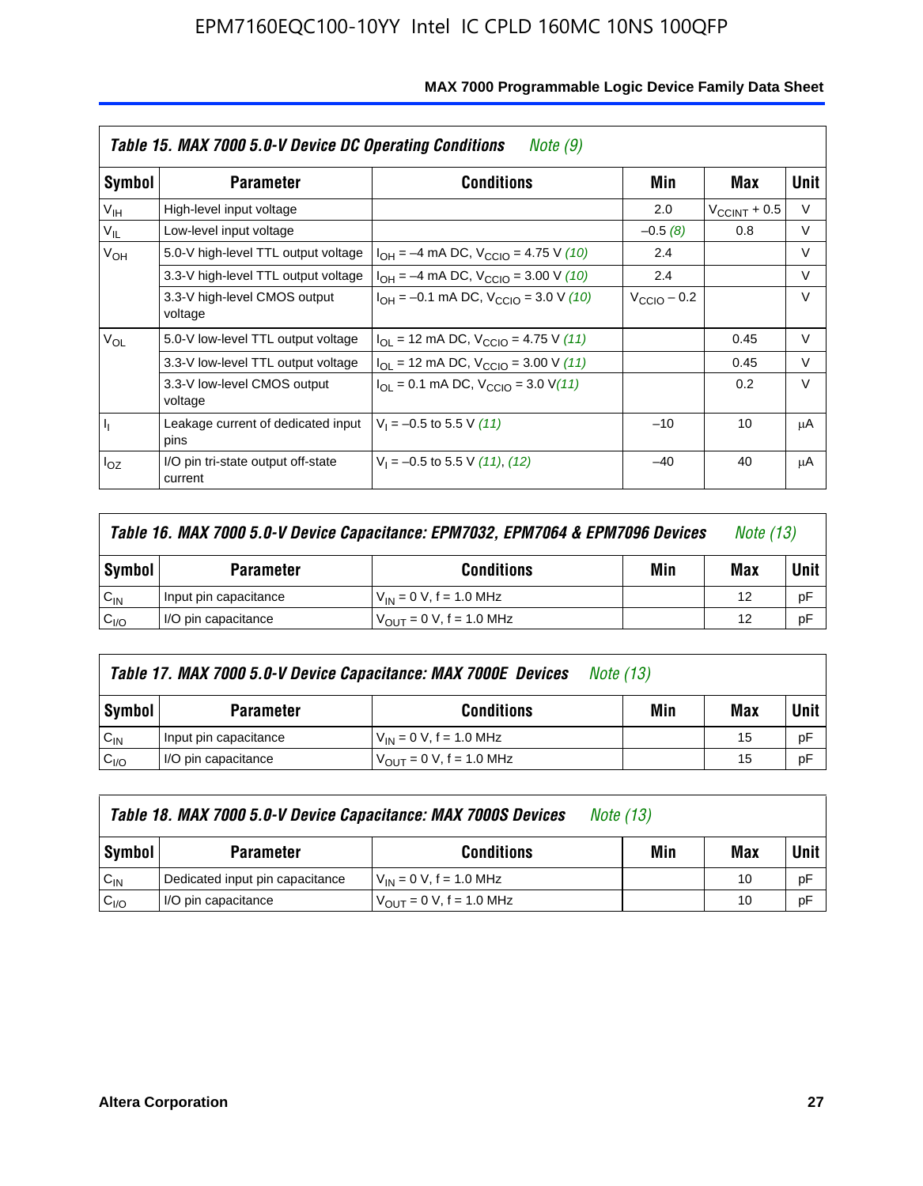**Table 15. MAX 7000 5.0-V Device DC Operating Conditions** *Note (9)*

| Symbol | Parameter | Conditions | Min | Max | Unit |
|---|---|---|---|---|---|
| $V_{IH}$ | High-level input voltage | | 2.0 | $V_{CCINT}$ + 0.5 | V |
| $V_{IL}$ | Low-level input voltage | | –0.5 *(8)* | 0.8 | V |
| $V_{OH}$ | 5.0-V high-level TTL output voltage | $I_{OH}$ = –4 mA DC, $V_{CCIO}$ = 4.75 V *(10)* | 2.4 | | V |
| | 3.3-V high-level TTL output voltage | $I_{OH}$ = –4 mA DC, $V_{CCIO}$ = 3.00 V *(10)* | 2.4 | | V |
| | 3.3-V high-level CMOS output voltage | $I_{OH}$ = –0.1 mA DC, $V_{CCIO}$ = 3.0 V *(10)* | $V_{CCIO}$ – 0.2 | | V |
| $V_{OL}$ | 5.0-V low-level TTL output voltage | $I_{OL}$ = 12 mA DC, $V_{CCIO}$ = 4.75 V *(11)* | | 0.45 | V |
| | 3.3-V low-level TTL output voltage | $I_{OL}$ = 12 mA DC, $V_{CCIO}$ = 3.00 V *(11)* | | 0.45 | V |
| | 3.3-V low-level CMOS output voltage | $I_{OL}$ = 0.1 mA DC, $V_{CCIO}$ = 3.0 V *(11)* | | 0.2 | V |
| $I_I$ | Leakage current of dedicated input pins | $V_I$ = –0.5 to 5.5 V *(11)* | –10 | 10 | μA |
| $I_{OZ}$ | I/O pin tri-state output off-state current | $V_I$ = –0.5 to 5.5 V *(11)*, *(12)* | –40 | 40 | μA |

**Table 16. MAX 7000 5.0-V Device Capacitance: EPM7032, EPM7064 & EPM7096 Devices** *Note (13)*

| Symbol | Parameter | Conditions | Min | Max | Unit |
|---|---|---|---|---|---|
| $C_{IN}$ | Input pin capacitance | $V_{IN}$ = 0 V, f = 1.0 MHz | | 12 | pF |
| $C_{I/O}$ | I/O pin capacitance | $V_{OUT}$ = 0 V, f = 1.0 MHz | | 12 | pF |

**Table 17. MAX 7000 5.0-V Device Capacitance: MAX 7000E Devices** *Note (13)*

| Symbol | Parameter | Conditions | Min | Max | Unit |
|---|---|---|---|---|---|
| $C_{IN}$ | Input pin capacitance | $V_{IN}$ = 0 V, f = 1.0 MHz | | 15 | pF |
| $C_{I/O}$ | I/O pin capacitance | $V_{OUT}$ = 0 V, f = 1.0 MHz | | 15 | pF |

**Table 18. MAX 7000 5.0-V Device Capacitance: MAX 7000S Devices** *Note (13)*

| Symbol | Parameter | Conditions | Min | Max | Unit |
|---|---|---|---|---|---|
| $C_{IN}$ | Dedicated input pin capacitance | $V_{IN}$ = 0 V, f = 1.0 MHz | | 10 | pF |
| $C_{I/O}$ | I/O pin capacitance | $V_{OUT}$ = 0 V, f = 1.0 MHz | | 10 | pF |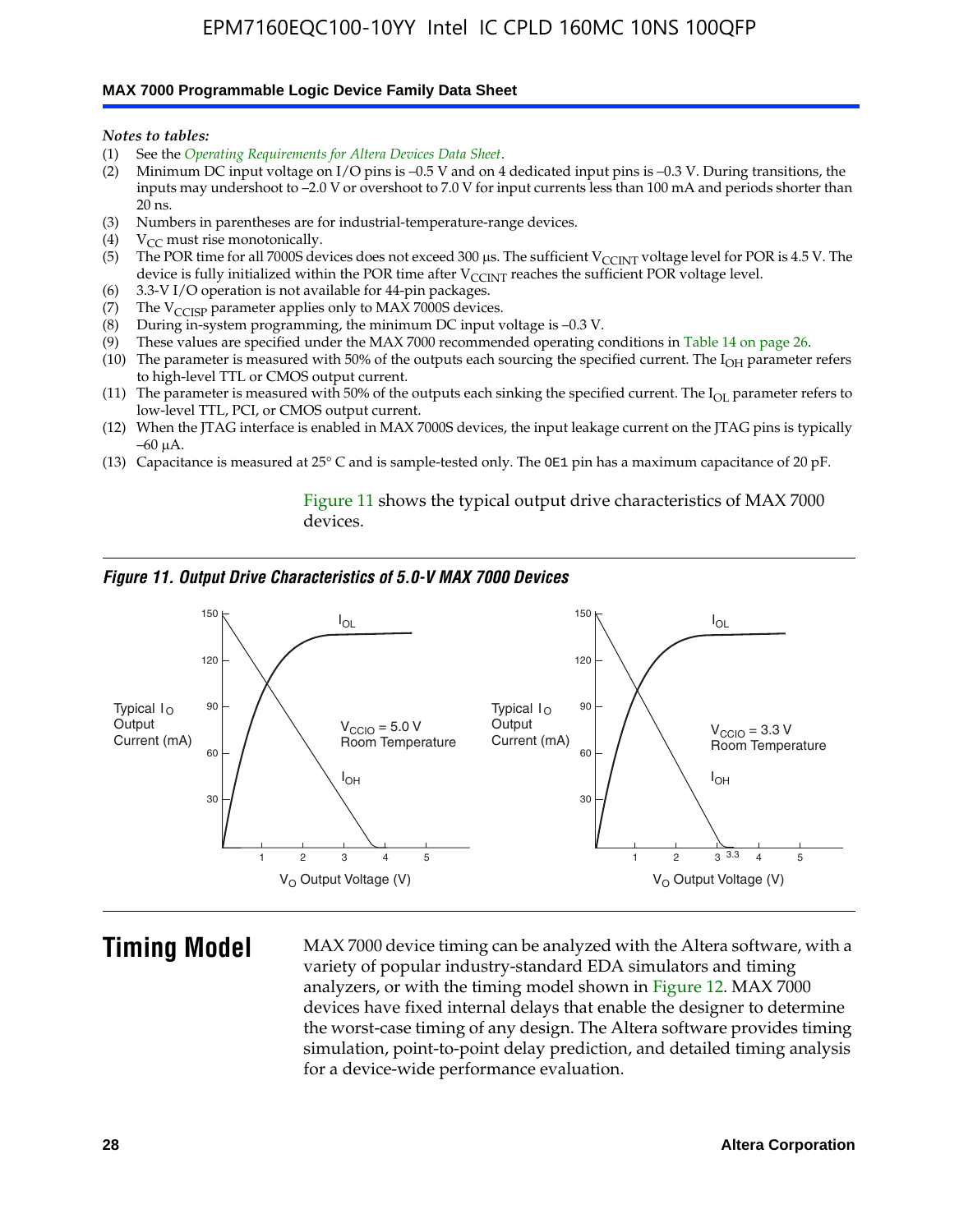*Notes to tables:*

(1) See the *Operating Requirements for Altera Devices Data Sheet*.
(2) Minimum DC input voltage on I/O pins is –0.5 V and on 4 dedicated input pins is –0.3 V. During transitions, the inputs may undershoot to –2.0 V or overshoot to 7.0 V for input currents less than 100 mA and periods shorter than 20 ns.
(3) Numbers in parentheses are for industrial-temperature-range devices.
(4) $V_{CC}$ must rise monotonically.
(5) The POR time for all 7000S devices does not exceed 300 µs. The sufficient $V_{CCINT}$ voltage level for POR is 4.5 V. The device is fully initialized within the POR time after $V_{CCINT}$ reaches the sufficient POR voltage level.
(6) 3.3-V I/O operation is not available for 44-pin packages.
(7) The $V_{CCISP}$ parameter applies only to MAX 7000S devices.
(8) During in-system programming, the minimum DC input voltage is –0.3 V.
(9) These values are specified under the MAX 7000 recommended operating conditions in Table 14 on page 26.
(10) The parameter is measured with 50% of the outputs each sourcing the specified current. The $I_{OH}$ parameter refers to high-level TTL or CMOS output current.
(11) The parameter is measured with 50% of the outputs each sinking the specified current. The $I_{OL}$ parameter refers to low-level TTL, PCI, or CMOS output current.
(12) When the JTAG interface is enabled in MAX 7000S devices, the input leakage current on the JTAG pins is typically –60 µA.
(13) Capacitance is measured at 25° C and is sample-tested only. The `OE1` pin has a maximum capacitance of 20 pF.

Figure 11 shows the typical output drive characteristics of MAX 7000 devices.

*Figure 11. Output Drive Characteristics of 5.0-V MAX 7000 Devices*

## Timing Model

MAX 7000 device timing can be analyzed with the Altera software, with a variety of popular industry-standard EDA simulators and timing analyzers, or with the timing model shown in Figure 12. MAX 7000 devices have fixed internal delays that enable the designer to determine the worst-case timing of any design. The Altera software provides timing simulation, point-to-point delay prediction, and detailed timing analysis for a device-wide performance evaluation.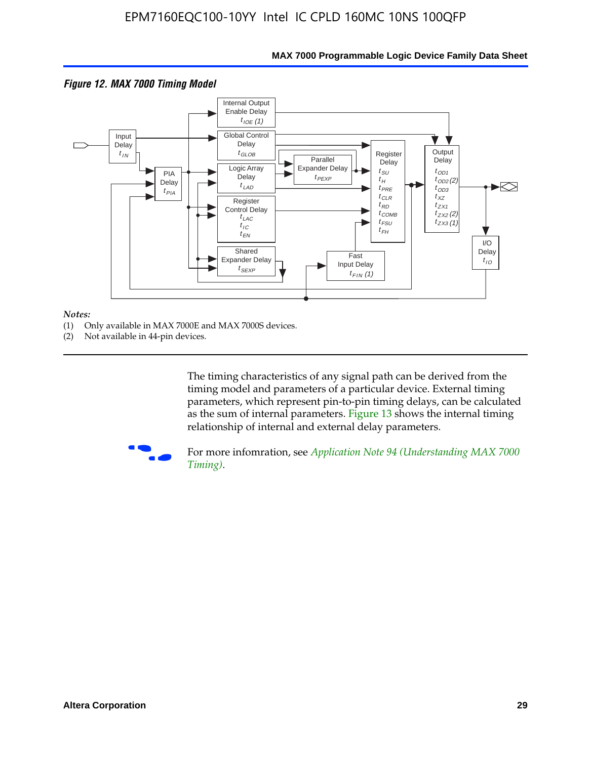*Figure 12. MAX 7000 Timing Model*

*Notes:*
(1) Only available in MAX 7000E and MAX 7000S devices.
(2) Not available in 44-pin devices.

The timing characteristics of any signal path can be derived from the timing model and parameters of a particular device. External timing parameters, which represent pin-to-pin timing delays, can be calculated as the sum of internal parameters. Figure 13 shows the internal timing relationship of internal and external delay parameters.

For more infomration, see *Application Note 94 (Understanding MAX 7000 Timing)*.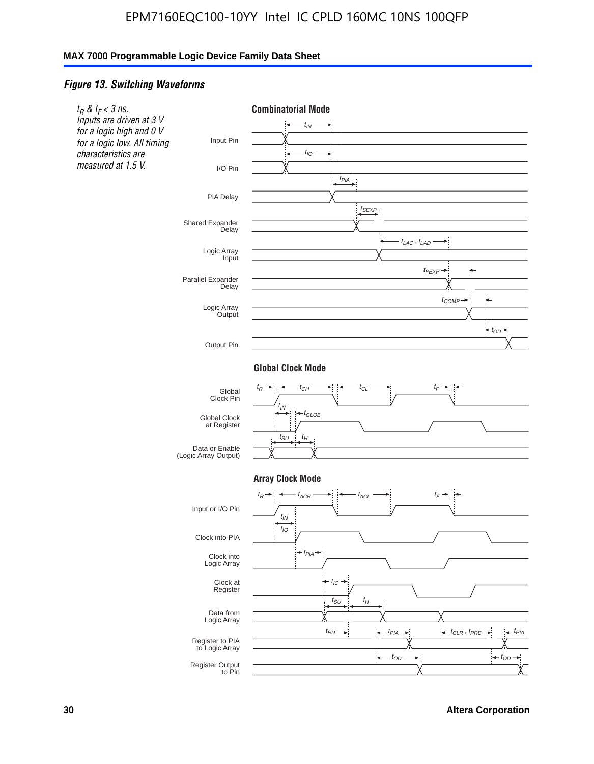### *Figure 13. Switching Waveforms*

*$t_R$ & $t_F$ < 3 ns. Inputs are driven at 3 V for a logic high and 0 V for a logic low. All timing characteristics are measured at 1.5 V.*

**Combinatorial Mode**

Input Pin — $t_{IN}$
I/O Pin — $t_{IO}$
PIA Delay — $t_{PIA}$
Shared Expander Delay — $t_{SEXP}$
Logic Array Input — $t_{LAC}$, $t_{LAD}$
Parallel Expander Delay — $t_{PEXP}$
Logic Array Output — $t_{COMB}$
Output Pin — $t_{OD}$

**Global Clock Mode**

Global Clock Pin — $t_R$, $t_{CH}$, $t_{CL}$, $t_F$
Global Clock at Register — $t_{IN}$, $t_{GLOB}$
Data or Enable (Logic Array Output) — $t_{SU}$, $t_H$

**Array Clock Mode**

Input or I/O Pin — $t_R$, $t_{ACH}$, $t_{ACL}$, $t_F$
Clock into PIA — $t_{IN}$, $t_{IO}$
Clock into Logic Array — $t_{PIA}$
Clock at Register — $t_{IC}$
Data from Logic Array — $t_{SU}$, $t_H$
Register to PIA to Logic Array — $t_{RD}$, $t_{PIA}$, $t_{CLR}$, $t_{PRE}$, $t_{PIA}$
Register Output to Pin — $t_{OD}$, $t_{OD}$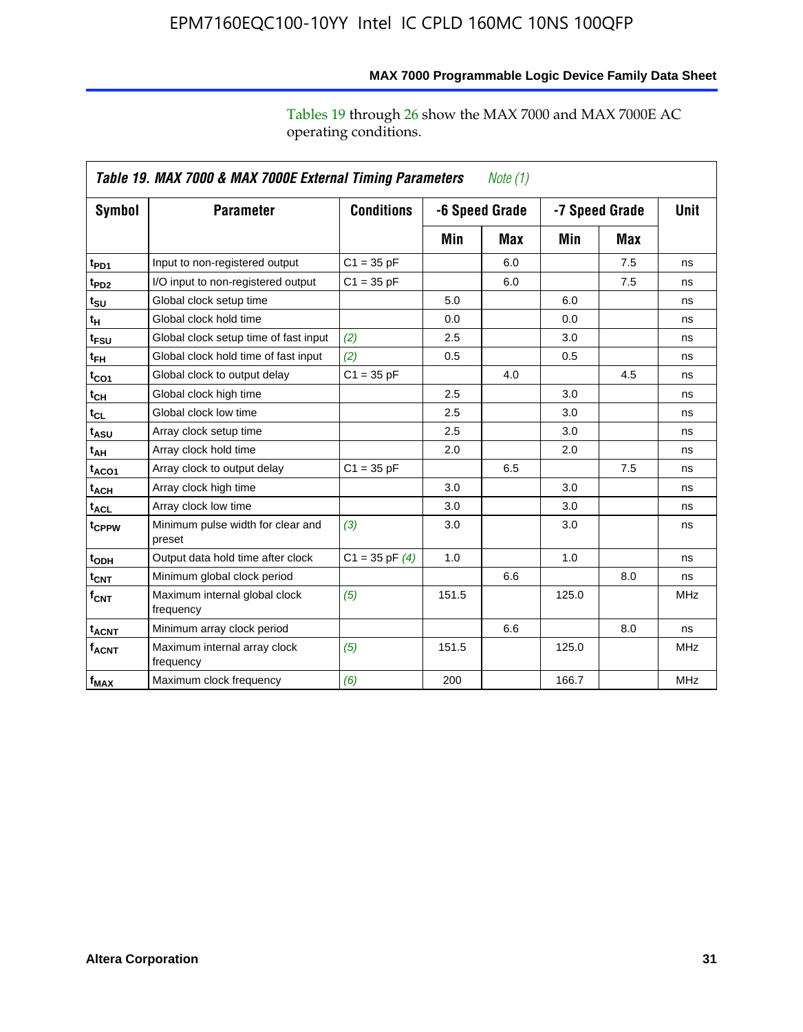Tables 19 through 26 show the MAX 7000 and MAX 7000E AC operating conditions.

**Table 19. MAX 7000 & MAX 7000E External Timing Parameters** *Note (1)*

| Symbol | Parameter | Conditions | -6 Speed Grade | | -7 Speed Grade | | Unit |
|---|---|---|---|---|---|---|---|
| | | | Min | Max | Min | Max | |
| $t_{PD1}$ | Input to non-registered output | C1 = 35 pF | | 6.0 | | 7.5 | ns |
| $t_{PD2}$ | I/O input to non-registered output | C1 = 35 pF | | 6.0 | | 7.5 | ns |
| $t_{SU}$ | Global clock setup time | | 5.0 | | 6.0 | | ns |
| $t_{H}$ | Global clock hold time | | 0.0 | | 0.0 | | ns |
| $t_{FSU}$ | Global clock setup time of fast input | *(2)* | 2.5 | | 3.0 | | ns |
| $t_{FH}$ | Global clock hold time of fast input | *(2)* | 0.5 | | 0.5 | | ns |
| $t_{CO1}$ | Global clock to output delay | C1 = 35 pF | | 4.0 | | 4.5 | ns |
| $t_{CH}$ | Global clock high time | | 2.5 | | 3.0 | | ns |
| $t_{CL}$ | Global clock low time | | 2.5 | | 3.0 | | ns |
| $t_{ASU}$ | Array clock setup time | | 2.5 | | 3.0 | | ns |
| $t_{AH}$ | Array clock hold time | | 2.0 | | 2.0 | | ns |
| $t_{ACO1}$ | Array clock to output delay | C1 = 35 pF | | 6.5 | | 7.5 | ns |
| $t_{ACH}$ | Array clock high time | | 3.0 | | 3.0 | | ns |
| $t_{ACL}$ | Array clock low time | | 3.0 | | 3.0 | | ns |
| $t_{CPPW}$ | Minimum pulse width for clear and preset | *(3)* | 3.0 | | 3.0 | | ns |
| $t_{ODH}$ | Output data hold time after clock | C1 = 35 pF *(4)* | 1.0 | | 1.0 | | ns |
| $t_{CNT}$ | Minimum global clock period | | | 6.6 | | 8.0 | ns |
| $f_{CNT}$ | Maximum internal global clock frequency | *(5)* | 151.5 | | 125.0 | | MHz |
| $t_{ACNT}$ | Minimum array clock period | | | 6.6 | | 8.0 | ns |
| $f_{ACNT}$ | Maximum internal array clock frequency | *(5)* | 151.5 | | 125.0 | | MHz |
| $f_{MAX}$ | Maximum clock frequency | *(6)* | 200 | | 166.7 | | MHz |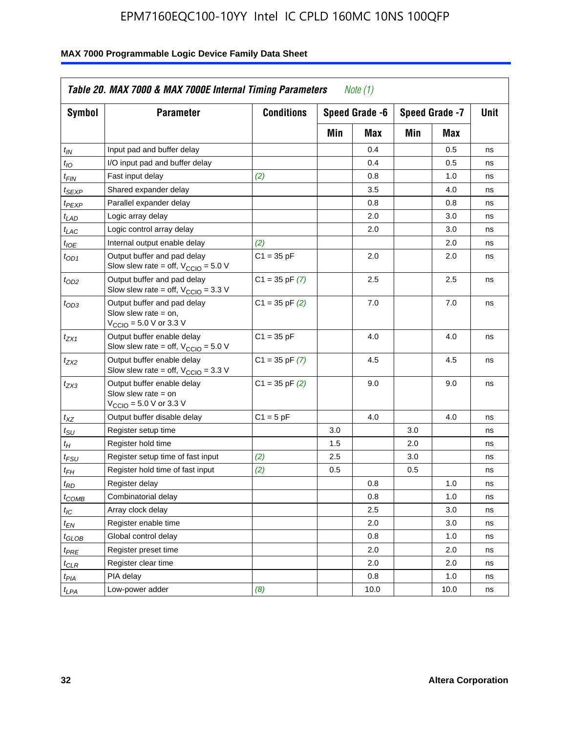## Table 20. MAX 7000 & MAX 7000E Internal Timing Parameters *Note (1)*

| Symbol | Parameter | Conditions | Speed Grade -6 | | Speed Grade -7 | | Unit |
|---|---|---|---|---|---|---|---|
| | | | Min | Max | Min | Max | |
| $t_{IN}$ | Input pad and buffer delay | | | 0.4 | | 0.5 | ns |
| $t_{IO}$ | I/O input pad and buffer delay | | | 0.4 | | 0.5 | ns |
| $t_{FIN}$ | Fast input delay | *(2)* | | 0.8 | | 1.0 | ns |
| $t_{SEXP}$ | Shared expander delay | | | 3.5 | | 4.0 | ns |
| $t_{PEXP}$ | Parallel expander delay | | | 0.8 | | 0.8 | ns |
| $t_{LAD}$ | Logic array delay | | | 2.0 | | 3.0 | ns |
| $t_{LAC}$ | Logic control array delay | | | 2.0 | | 3.0 | ns |
| $t_{IOE}$ | Internal output enable delay | *(2)* | | | | 2.0 | ns |
| $t_{OD1}$ | Output buffer and pad delay Slow slew rate = off, $V_{CCIO}$ = 5.0 V | C1 = 35 pF | | 2.0 | | 2.0 | ns |
| $t_{OD2}$ | Output buffer and pad delay Slow slew rate = off, $V_{CCIO}$ = 3.3 V | C1 = 35 pF *(7)* | | 2.5 | | 2.5 | ns |
| $t_{OD3}$ | Output buffer and pad delay Slow slew rate = on, $V_{CCIO}$ = 5.0 V or 3.3 V | C1 = 35 pF *(2)* | | 7.0 | | 7.0 | ns |
| $t_{ZX1}$ | Output buffer enable delay Slow slew rate = off, $V_{CCIO}$ = 5.0 V | C1 = 35 pF | | 4.0 | | 4.0 | ns |
| $t_{ZX2}$ | Output buffer enable delay Slow slew rate = off, $V_{CCIO}$ = 3.3 V | C1 = 35 pF *(7)* | | 4.5 | | 4.5 | ns |
| $t_{ZX3}$ | Output buffer enable delay Slow slew rate = on $V_{CCIO}$ = 5.0 V or 3.3 V | C1 = 35 pF *(2)* | | 9.0 | | 9.0 | ns |
| $t_{XZ}$ | Output buffer disable delay | C1 = 5 pF | | 4.0 | | 4.0 | ns |
| $t_{SU}$ | Register setup time | | 3.0 | | 3.0 | | ns |
| $t_{H}$ | Register hold time | | 1.5 | | 2.0 | | ns |
| $t_{FSU}$ | Register setup time of fast input | *(2)* | 2.5 | | 3.0 | | ns |
| $t_{FH}$ | Register hold time of fast input | *(2)* | 0.5 | | 0.5 | | ns |
| $t_{RD}$ | Register delay | | | 0.8 | | 1.0 | ns |
| $t_{COMB}$ | Combinatorial delay | | | 0.8 | | 1.0 | ns |
| $t_{IC}$ | Array clock delay | | | 2.5 | | 3.0 | ns |
| $t_{EN}$ | Register enable time | | | 2.0 | | 3.0 | ns |
| $t_{GLOB}$ | Global control delay | | | 0.8 | | 1.0 | ns |
| $t_{PRE}$ | Register preset time | | | 2.0 | | 2.0 | ns |
| $t_{CLR}$ | Register clear time | | | 2.0 | | 2.0 | ns |
| $t_{PIA}$ | PIA delay | | | 0.8 | | 1.0 | ns |
| $t_{LPA}$ | Low-power adder | *(8)* | | 10.0 | | 10.0 | ns |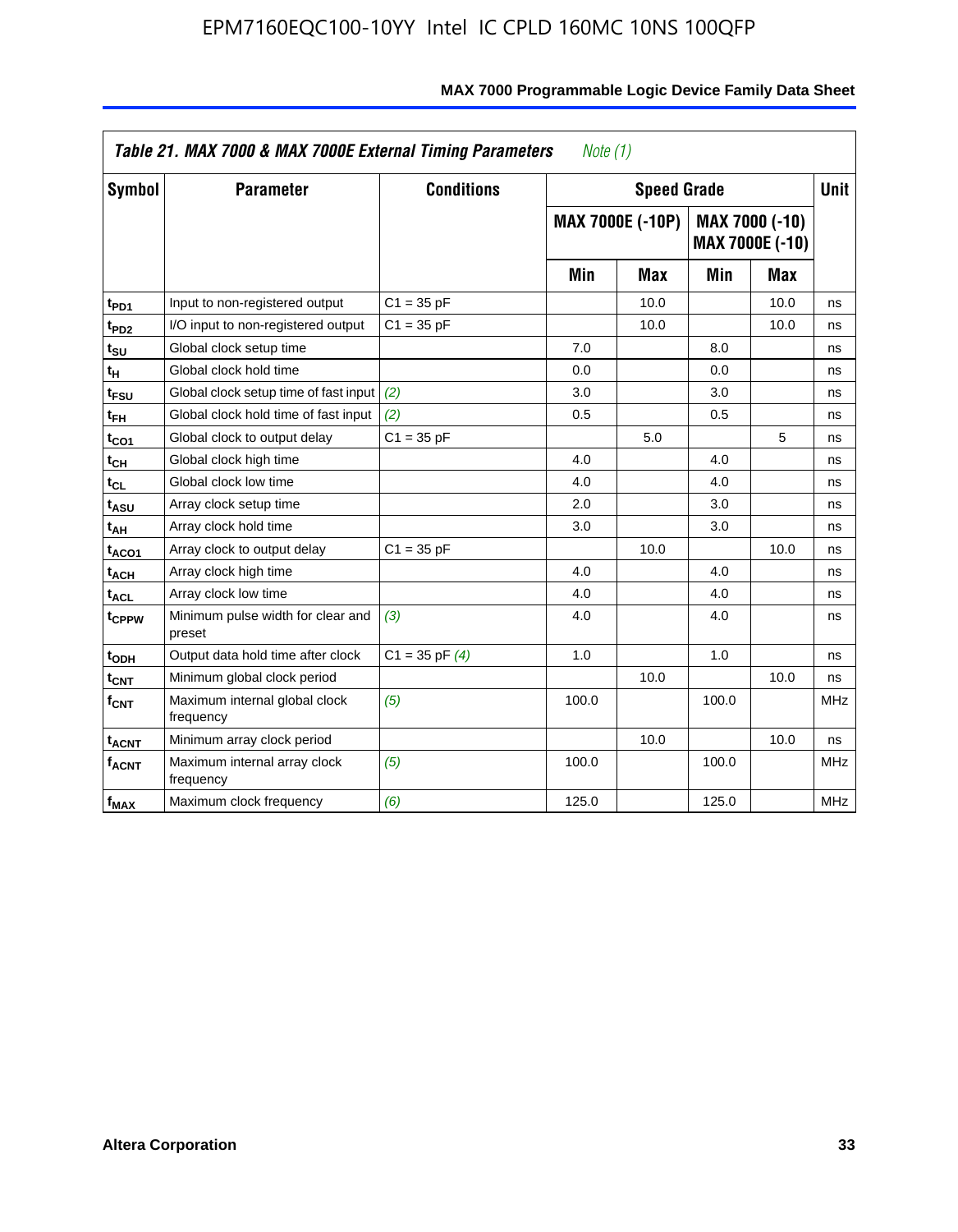**Table 21. MAX 7000 & MAX 7000E External Timing Parameters** *Note (1)*

| Symbol | Parameter | Conditions | Speed Grade | | | | Unit |
|---|---|---|---|---|---|---|---|
| | | | MAX 7000E (-10P) | | MAX 7000 (-10) MAX 7000E (-10) | | |
| | | | Min | Max | Min | Max | |
| $t_{PD1}$ | Input to non-registered output | C1 = 35 pF | | 10.0 | | 10.0 | ns |
| $t_{PD2}$ | I/O input to non-registered output | C1 = 35 pF | | 10.0 | | 10.0 | ns |
| $t_{SU}$ | Global clock setup time | | 7.0 | | 8.0 | | ns |
| $t_{H}$ | Global clock hold time | | 0.0 | | 0.0 | | ns |
| $t_{FSU}$ | Global clock setup time of fast input | *(2)* | 3.0 | | 3.0 | | ns |
| $t_{FH}$ | Global clock hold time of fast input | *(2)* | 0.5 | | 0.5 | | ns |
| $t_{CO1}$ | Global clock to output delay | C1 = 35 pF | | 5.0 | | 5 | ns |
| $t_{CH}$ | Global clock high time | | 4.0 | | 4.0 | | ns |
| $t_{CL}$ | Global clock low time | | 4.0 | | 4.0 | | ns |
| $t_{ASU}$ | Array clock setup time | | 2.0 | | 3.0 | | ns |
| $t_{AH}$ | Array clock hold time | | 3.0 | | 3.0 | | ns |
| $t_{ACO1}$ | Array clock to output delay | C1 = 35 pF | | 10.0 | | 10.0 | ns |
| $t_{ACH}$ | Array clock high time | | 4.0 | | 4.0 | | ns |
| $t_{ACL}$ | Array clock low time | | 4.0 | | 4.0 | | ns |
| $t_{CPPW}$ | Minimum pulse width for clear and preset | *(3)* | 4.0 | | 4.0 | | ns |
| $t_{ODH}$ | Output data hold time after clock | C1 = 35 pF *(4)* | 1.0 | | 1.0 | | ns |
| $t_{CNT}$ | Minimum global clock period | | | 10.0 | | 10.0 | ns |
| $f_{CNT}$ | Maximum internal global clock frequency | *(5)* | 100.0 | | 100.0 | | MHz |
| $t_{ACNT}$ | Minimum array clock period | | | 10.0 | | 10.0 | ns |
| $f_{ACNT}$ | Maximum internal array clock frequency | *(5)* | 100.0 | | 100.0 | | MHz |
| $f_{MAX}$ | Maximum clock frequency | *(6)* | 125.0 | | 125.0 | | MHz |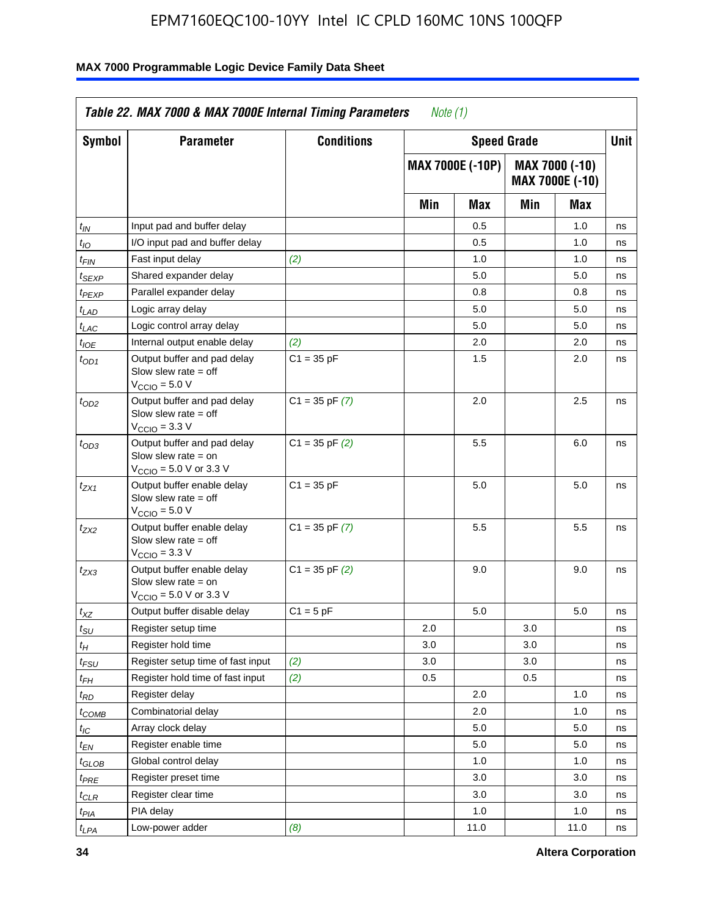| Table 22. MAX 7000 & MAX 7000E Internal Timing Parameters *Note (1)* | | | | | | | |
|---|---|---|---|---|---|---|---|
| Symbol | Parameter | Conditions | Speed Grade | | | | Unit |
| | | | MAX 7000E (-10P) | | MAX 7000 (-10) MAX 7000E (-10) | | |
| | | | Min | Max | Min | Max | |
| $t_{IN}$ | Input pad and buffer delay | | | 0.5 | | 1.0 | ns |
| $t_{IO}$ | I/O input pad and buffer delay | | | 0.5 | | 1.0 | ns |
| $t_{FIN}$ | Fast input delay | *(2)* | | 1.0 | | 1.0 | ns |
| $t_{SEXP}$ | Shared expander delay | | | 5.0 | | 5.0 | ns |
| $t_{PEXP}$ | Parallel expander delay | | | 0.8 | | 0.8 | ns |
| $t_{LAD}$ | Logic array delay | | | 5.0 | | 5.0 | ns |
| $t_{LAC}$ | Logic control array delay | | | 5.0 | | 5.0 | ns |
| $t_{IOE}$ | Internal output enable delay | *(2)* | | 2.0 | | 2.0 | ns |
| $t_{OD1}$ | Output buffer and pad delay Slow slew rate = off $V_{CCIO}$ = 5.0 V | C1 = 35 pF | | 1.5 | | 2.0 | ns |
| $t_{OD2}$ | Output buffer and pad delay Slow slew rate = off $V_{CCIO}$ = 3.3 V | C1 = 35 pF *(7)* | | 2.0 | | 2.5 | ns |
| $t_{OD3}$ | Output buffer and pad delay Slow slew rate = on $V_{CCIO}$ = 5.0 V or 3.3 V | C1 = 35 pF *(2)* | | 5.5 | | 6.0 | ns |
| $t_{ZX1}$ | Output buffer enable delay Slow slew rate = off $V_{CCIO}$ = 5.0 V | C1 = 35 pF | | 5.0 | | 5.0 | ns |
| $t_{ZX2}$ | Output buffer enable delay Slow slew rate = off $V_{CCIO}$ = 3.3 V | C1 = 35 pF *(7)* | | 5.5 | | 5.5 | ns |
| $t_{ZX3}$ | Output buffer enable delay Slow slew rate = on $V_{CCIO}$ = 5.0 V or 3.3 V | C1 = 35 pF *(2)* | | 9.0 | | 9.0 | ns |
| $t_{XZ}$ | Output buffer disable delay | C1 = 5 pF | | 5.0 | | 5.0 | ns |
| $t_{SU}$ | Register setup time | | 2.0 | | 3.0 | | ns |
| $t_{H}$ | Register hold time | | 3.0 | | 3.0 | | ns |
| $t_{FSU}$ | Register setup time of fast input | *(2)* | 3.0 | | 3.0 | | ns |
| $t_{FH}$ | Register hold time of fast input | *(2)* | 0.5 | | 0.5 | | ns |
| $t_{RD}$ | Register delay | | | 2.0 | | 1.0 | ns |
| $t_{COMB}$ | Combinatorial delay | | | 2.0 | | 1.0 | ns |
| $t_{IC}$ | Array clock delay | | | 5.0 | | 5.0 | ns |
| $t_{EN}$ | Register enable time | | | 5.0 | | 5.0 | ns |
| $t_{GLOB}$ | Global control delay | | | 1.0 | | 1.0 | ns |
| $t_{PRE}$ | Register preset time | | | 3.0 | | 3.0 | ns |
| $t_{CLR}$ | Register clear time | | | 3.0 | | 3.0 | ns |
| $t_{PIA}$ | PIA delay | | | 1.0 | | 1.0 | ns |
| $t_{LPA}$ | Low-power adder | *(8)* | | 11.0 | | 11.0 | ns |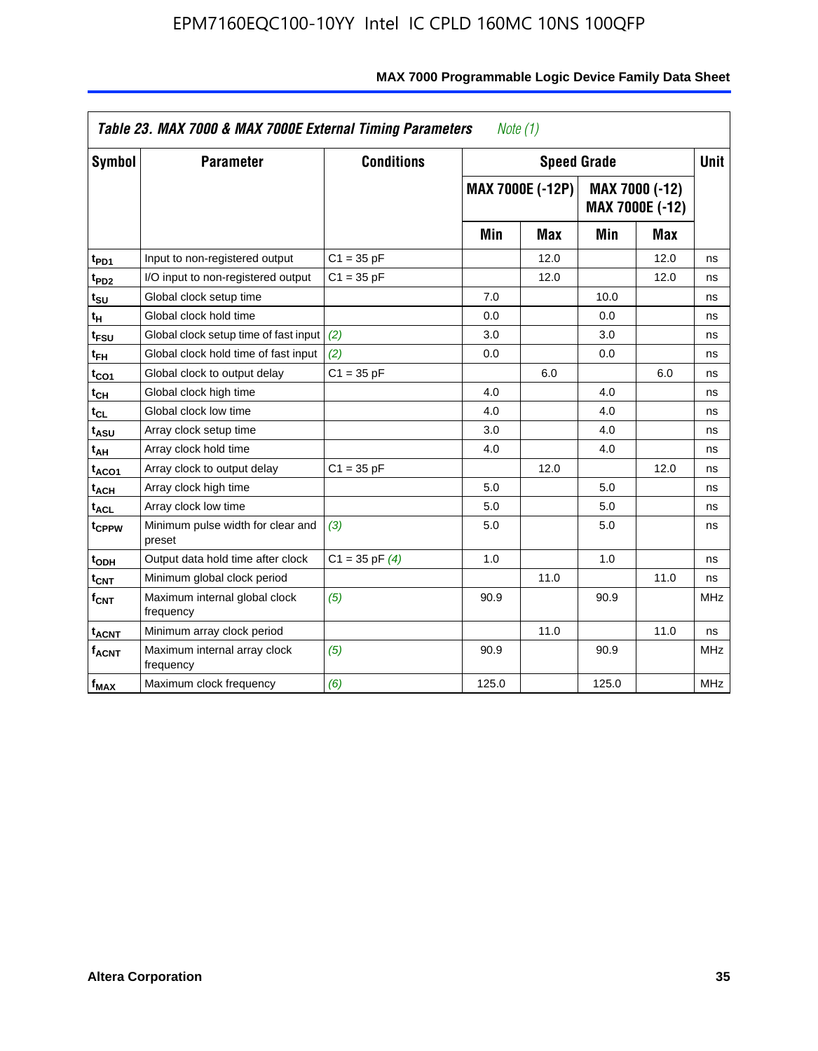**Table 23. MAX 7000 & MAX 7000E External Timing Parameters** *Note (1)*

| Symbol | Parameter | Conditions | Speed Grade | | | | Unit |
|---|---|---|---|---|---|---|---|
| | | | MAX 7000E (-12P) | | MAX 7000 (-12) MAX 7000E (-12) | | |
| | | | Min | Max | Min | Max | |
| $t_{PD1}$ | Input to non-registered output | C1 = 35 pF | | 12.0 | | 12.0 | ns |
| $t_{PD2}$ | I/O input to non-registered output | C1 = 35 pF | | 12.0 | | 12.0 | ns |
| $t_{SU}$ | Global clock setup time | | 7.0 | | 10.0 | | ns |
| $t_{H}$ | Global clock hold time | | 0.0 | | 0.0 | | ns |
| $t_{FSU}$ | Global clock setup time of fast input | *(2)* | 3.0 | | 3.0 | | ns |
| $t_{FH}$ | Global clock hold time of fast input | *(2)* | 0.0 | | 0.0 | | ns |
| $t_{CO1}$ | Global clock to output delay | C1 = 35 pF | | 6.0 | | 6.0 | ns |
| $t_{CH}$ | Global clock high time | | 4.0 | | 4.0 | | ns |
| $t_{CL}$ | Global clock low time | | 4.0 | | 4.0 | | ns |
| $t_{ASU}$ | Array clock setup time | | 3.0 | | 4.0 | | ns |
| $t_{AH}$ | Array clock hold time | | 4.0 | | 4.0 | | ns |
| $t_{ACO1}$ | Array clock to output delay | C1 = 35 pF | | 12.0 | | 12.0 | ns |
| $t_{ACH}$ | Array clock high time | | 5.0 | | 5.0 | | ns |
| $t_{ACL}$ | Array clock low time | | 5.0 | | 5.0 | | ns |
| $t_{CPPW}$ | Minimum pulse width for clear and preset | *(3)* | 5.0 | | 5.0 | | ns |
| $t_{ODH}$ | Output data hold time after clock | C1 = 35 pF *(4)* | 1.0 | | 1.0 | | ns |
| $t_{CNT}$ | Minimum global clock period | | | 11.0 | | 11.0 | ns |
| $f_{CNT}$ | Maximum internal global clock frequency | *(5)* | 90.9 | | 90.9 | | MHz |
| $t_{ACNT}$ | Minimum array clock period | | | 11.0 | | 11.0 | ns |
| $f_{ACNT}$ | Maximum internal array clock frequency | *(5)* | 90.9 | | 90.9 | | MHz |
| $f_{MAX}$ | Maximum clock frequency | *(6)* | 125.0 | | 125.0 | | MHz |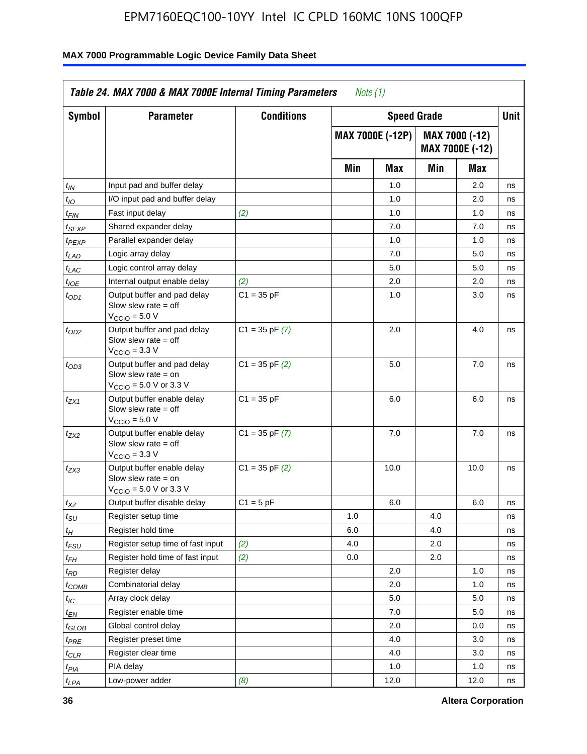**Table 24. MAX 7000 & MAX 7000E Internal Timing Parameters** *Note (1)*

| Symbol | Parameter | Conditions | Speed Grade | | | | Unit |
|---|---|---|---|---|---|---|---|
| | | | MAX 7000E (-12P) | | MAX 7000 (-12) MAX 7000E (-12) | | |
| | | | Min | Max | Min | Max | |
| $t_{IN}$ | Input pad and buffer delay | | | 1.0 | | 2.0 | ns |
| $t_{IO}$ | I/O input pad and buffer delay | | | 1.0 | | 2.0 | ns |
| $t_{FIN}$ | Fast input delay | *(2)* | | 1.0 | | 1.0 | ns |
| $t_{SEXP}$ | Shared expander delay | | | 7.0 | | 7.0 | ns |
| $t_{PEXP}$ | Parallel expander delay | | | 1.0 | | 1.0 | ns |
| $t_{LAD}$ | Logic array delay | | | 7.0 | | 5.0 | ns |
| $t_{LAC}$ | Logic control array delay | | | 5.0 | | 5.0 | ns |
| $t_{IOE}$ | Internal output enable delay | *(2)* | | 2.0 | | 2.0 | ns |
| $t_{OD1}$ | Output buffer and pad delay Slow slew rate = off $V_{CCIO}$ = 5.0 V | C1 = 35 pF | | 1.0 | | 3.0 | ns |
| $t_{OD2}$ | Output buffer and pad delay Slow slew rate = off $V_{CCIO}$ = 3.3 V | C1 = 35 pF *(7)* | | 2.0 | | 4.0 | ns |
| $t_{OD3}$ | Output buffer and pad delay Slow slew rate = on $V_{CCIO}$ = 5.0 V or 3.3 V | C1 = 35 pF *(2)* | | 5.0 | | 7.0 | ns |
| $t_{ZX1}$ | Output buffer enable delay Slow slew rate = off $V_{CCIO}$ = 5.0 V | C1 = 35 pF | | 6.0 | | 6.0 | ns |
| $t_{ZX2}$ | Output buffer enable delay Slow slew rate = off $V_{CCIO}$ = 3.3 V | C1 = 35 pF *(7)* | | 7.0 | | 7.0 | ns |
| $t_{ZX3}$ | Output buffer enable delay Slow slew rate = on $V_{CCIO}$ = 5.0 V or 3.3 V | C1 = 35 pF *(2)* | | 10.0 | | 10.0 | ns |
| $t_{XZ}$ | Output buffer disable delay | C1 = 5 pF | | 6.0 | | 6.0 | ns |
| $t_{SU}$ | Register setup time | | 1.0 | | 4.0 | | ns |
| $t_{H}$ | Register hold time | | 6.0 | | 4.0 | | ns |
| $t_{FSU}$ | Register setup time of fast input | *(2)* | 4.0 | | 2.0 | | ns |
| $t_{FH}$ | Register hold time of fast input | *(2)* | 0.0 | | 2.0 | | ns |
| $t_{RD}$ | Register delay | | | 2.0 | | 1.0 | ns |
| $t_{COMB}$ | Combinatorial delay | | | 2.0 | | 1.0 | ns |
| $t_{IC}$ | Array clock delay | | | 5.0 | | 5.0 | ns |
| $t_{EN}$ | Register enable time | | | 7.0 | | 5.0 | ns |
| $t_{GLOB}$ | Global control delay | | | 2.0 | | 0.0 | ns |
| $t_{PRE}$ | Register preset time | | | 4.0 | | 3.0 | ns |
| $t_{CLR}$ | Register clear time | | | 4.0 | | 3.0 | ns |
| $t_{PIA}$ | PIA delay | | | 1.0 | | 1.0 | ns |
| $t_{LPA}$ | Low-power adder | *(8)* | | 12.0 | | 12.0 | ns |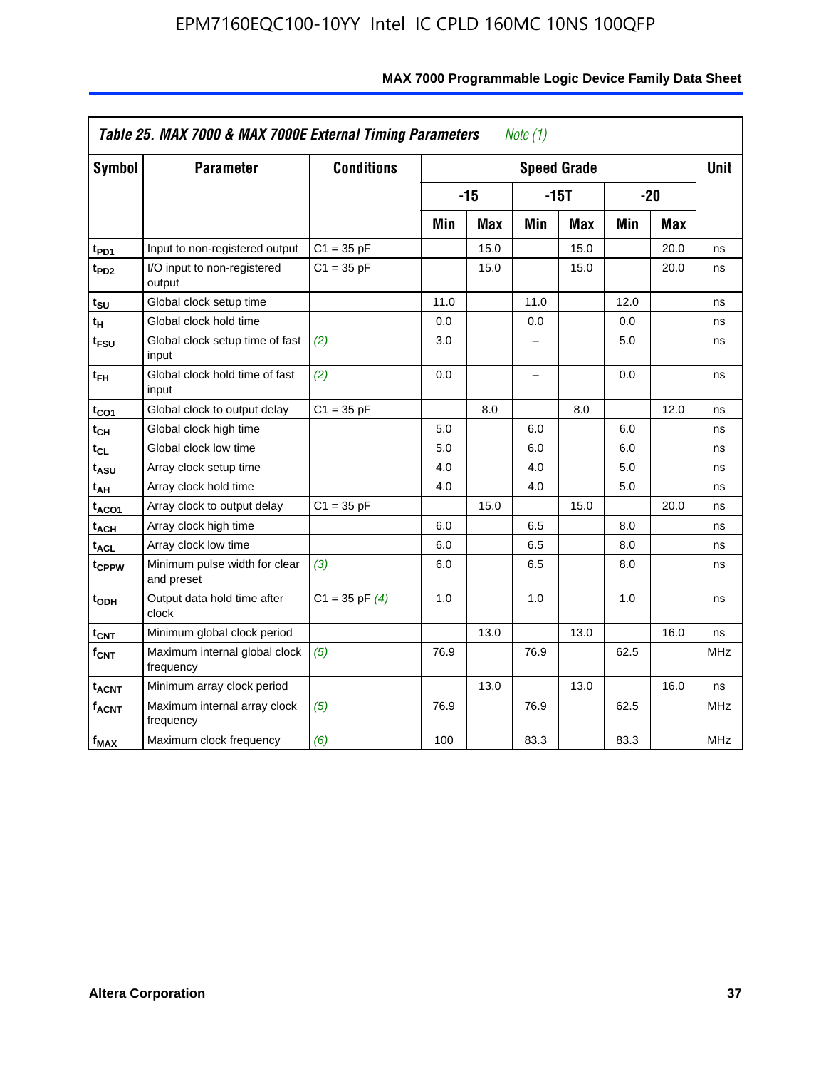**Table 25. MAX 7000 & MAX 7000E External Timing Parameters** *Note (1)*

| Symbol | Parameter | Conditions | Speed Grade | | | | | | Unit |
|---|---|---|---|---|---|---|---|---|---|
| | | | -15 | | -15T | | -20 | | |
| | | | Min | Max | Min | Max | Min | Max | |
| $t_{PD1}$ | Input to non-registered output | C1 = 35 pF | | 15.0 | | 15.0 | | 20.0 | ns |
| $t_{PD2}$ | I/O input to non-registered output | C1 = 35 pF | | 15.0 | | 15.0 | | 20.0 | ns |
| $t_{SU}$ | Global clock setup time | | 11.0 | | 11.0 | | 12.0 | | ns |
| $t_{H}$ | Global clock hold time | | 0.0 | | 0.0 | | 0.0 | | ns |
| $t_{FSU}$ | Global clock setup time of fast input | *(2)* | 3.0 | | – | | 5.0 | | ns |
| $t_{FH}$ | Global clock hold time of fast input | *(2)* | 0.0 | | – | | 0.0 | | ns |
| $t_{CO1}$ | Global clock to output delay | C1 = 35 pF | | 8.0 | | 8.0 | | 12.0 | ns |
| $t_{CH}$ | Global clock high time | | 5.0 | | 6.0 | | 6.0 | | ns |
| $t_{CL}$ | Global clock low time | | 5.0 | | 6.0 | | 6.0 | | ns |
| $t_{ASU}$ | Array clock setup time | | 4.0 | | 4.0 | | 5.0 | | ns |
| $t_{AH}$ | Array clock hold time | | 4.0 | | 4.0 | | 5.0 | | ns |
| $t_{ACO1}$ | Array clock to output delay | C1 = 35 pF | | 15.0 | | 15.0 | | 20.0 | ns |
| $t_{ACH}$ | Array clock high time | | 6.0 | | 6.5 | | 8.0 | | ns |
| $t_{ACL}$ | Array clock low time | | 6.0 | | 6.5 | | 8.0 | | ns |
| $t_{CPPW}$ | Minimum pulse width for clear and preset | *(3)* | 6.0 | | 6.5 | | 8.0 | | ns |
| $t_{ODH}$ | Output data hold time after clock | C1 = 35 pF *(4)* | 1.0 | | 1.0 | | 1.0 | | ns |
| $t_{CNT}$ | Minimum global clock period | | | 13.0 | | 13.0 | | 16.0 | ns |
| $f_{CNT}$ | Maximum internal global clock frequency | *(5)* | 76.9 | | 76.9 | | 62.5 | | MHz |
| $t_{ACNT}$ | Minimum array clock period | | | 13.0 | | 13.0 | | 16.0 | ns |
| $f_{ACNT}$ | Maximum internal array clock frequency | *(5)* | 76.9 | | 76.9 | | 62.5 | | MHz |
| $f_{MAX}$ | Maximum clock frequency | *(6)* | 100 | | 83.3 | | 83.3 | | MHz |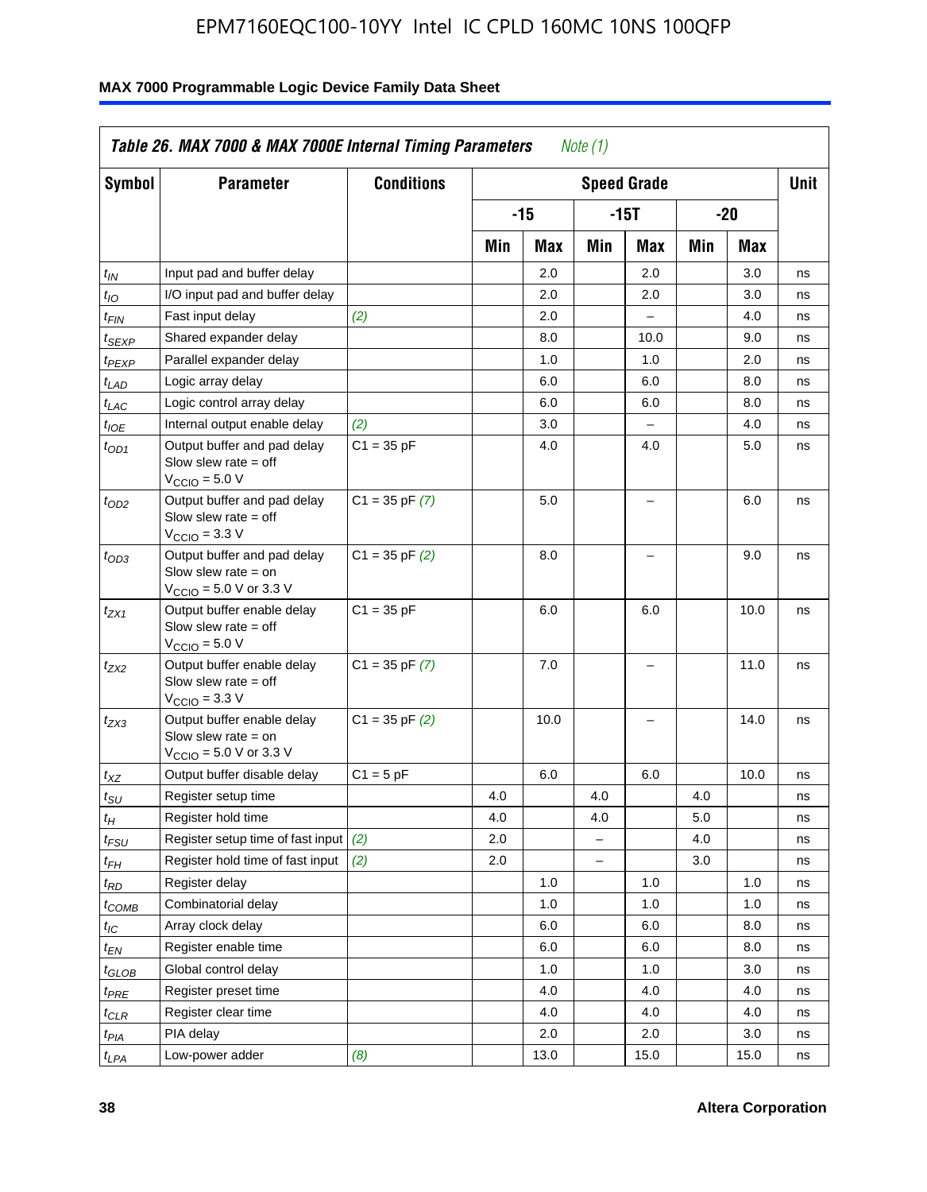**Table 26. MAX 7000 & MAX 7000E Internal Timing Parameters** *Note (1)*

| Symbol | Parameter | Conditions | Speed Grade | | | | | | Unit |
|---|---|---|---|---|---|---|---|---|---|
| | | | -15 | | -15T | | -20 | | |
| | | | Min | Max | Min | Max | Min | Max | |
| $t_{IN}$ | Input pad and buffer delay | | | 2.0 | | 2.0 | | 3.0 | ns |
| $t_{IO}$ | I/O input pad and buffer delay | | | 2.0 | | 2.0 | | 3.0 | ns |
| $t_{FIN}$ | Fast input delay | *(2)* | | 2.0 | | – | | 4.0 | ns |
| $t_{SEXP}$ | Shared expander delay | | | 8.0 | | 10.0 | | 9.0 | ns |
| $t_{PEXP}$ | Parallel expander delay | | | 1.0 | | 1.0 | | 2.0 | ns |
| $t_{LAD}$ | Logic array delay | | | 6.0 | | 6.0 | | 8.0 | ns |
| $t_{LAC}$ | Logic control array delay | | | 6.0 | | 6.0 | | 8.0 | ns |
| $t_{IOE}$ | Internal output enable delay | *(2)* | | 3.0 | | – | | 4.0 | ns |
| $t_{OD1}$ | Output buffer and pad delay Slow slew rate = off $V_{CCIO}$ = 5.0 V | C1 = 35 pF | | 4.0 | | 4.0 | | 5.0 | ns |
| $t_{OD2}$ | Output buffer and pad delay Slow slew rate = off $V_{CCIO}$ = 3.3 V | C1 = 35 pF *(7)* | | 5.0 | | – | | 6.0 | ns |
| $t_{OD3}$ | Output buffer and pad delay Slow slew rate = on $V_{CCIO}$ = 5.0 V or 3.3 V | C1 = 35 pF *(2)* | | 8.0 | | – | | 9.0 | ns |
| $t_{ZX1}$ | Output buffer enable delay Slow slew rate = off $V_{CCIO}$ = 5.0 V | C1 = 35 pF | | 6.0 | | 6.0 | | 10.0 | ns |
| $t_{ZX2}$ | Output buffer enable delay Slow slew rate = off $V_{CCIO}$ = 3.3 V | C1 = 35 pF *(7)* | | 7.0 | | – | | 11.0 | ns |
| $t_{ZX3}$ | Output buffer enable delay Slow slew rate = on $V_{CCIO}$ = 5.0 V or 3.3 V | C1 = 35 pF *(2)* | | 10.0 | | – | | 14.0 | ns |
| $t_{XZ}$ | Output buffer disable delay | C1 = 5 pF | | 6.0 | | 6.0 | | 10.0 | ns |
| $t_{SU}$ | Register setup time | | 4.0 | | 4.0 | | 4.0 | | ns |
| $t_{H}$ | Register hold time | | 4.0 | | 4.0 | | 5.0 | | ns |
| $t_{FSU}$ | Register setup time of fast input | *(2)* | 2.0 | | – | | 4.0 | | ns |
| $t_{FH}$ | Register hold time of fast input | *(2)* | 2.0 | | – | | 3.0 | | ns |
| $t_{RD}$ | Register delay | | | 1.0 | | 1.0 | | 1.0 | ns |
| $t_{COMB}$ | Combinatorial delay | | | 1.0 | | 1.0 | | 1.0 | ns |
| $t_{IC}$ | Array clock delay | | | 6.0 | | 6.0 | | 8.0 | ns |
| $t_{EN}$ | Register enable time | | | 6.0 | | 6.0 | | 8.0 | ns |
| $t_{GLOB}$ | Global control delay | | | 1.0 | | 1.0 | | 3.0 | ns |
| $t_{PRE}$ | Register preset time | | | 4.0 | | 4.0 | | 4.0 | ns |
| $t_{CLR}$ | Register clear time | | | 4.0 | | 4.0 | | 4.0 | ns |
| $t_{PIA}$ | PIA delay | | | 2.0 | | 2.0 | | 3.0 | ns |
| $t_{LPA}$ | Low-power adder | *(8)* | | 13.0 | | 15.0 | | 15.0 | ns |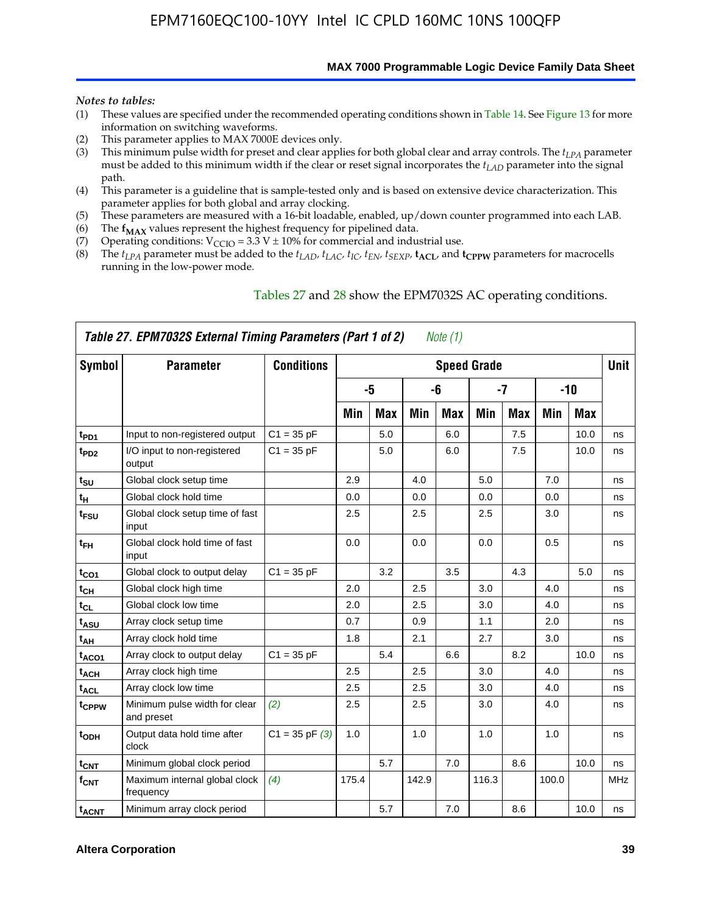*Notes to tables:*

(1) These values are specified under the recommended operating conditions shown in Table 14. See Figure 13 for more information on switching waveforms.
(2) This parameter applies to MAX 7000E devices only.
(3) This minimum pulse width for preset and clear applies for both global clear and array controls. The $t_{LPA}$ parameter must be added to this minimum width if the clear or reset signal incorporates the $t_{LAD}$ parameter into the signal path.
(4) This parameter is a guideline that is sample-tested only and is based on extensive device characterization. This parameter applies for both global and array clocking.
(5) These parameters are measured with a 16-bit loadable, enabled, up/down counter programmed into each LAB.
(6) The $\mathbf{f_{MAX}}$ values represent the highest frequency for pipelined data.
(7) Operating conditions: $V_{CCIO}$ = 3.3 V ± 10% for commercial and industrial use.
(8) The $t_{LPA}$ parameter must be added to the $t_{LAD}$, $t_{LAC}$, $t_{IC}$, $t_{EN}$, $t_{SEXP}$, $\mathbf{t_{ACL}}$, and $\mathbf{t_{CPPW}}$ parameters for macrocells running in the low-power mode.

Tables 27 and 28 show the EPM7032S AC operating conditions.

**Table 27. EPM7032S External Timing Parameters (Part 1 of 2)** *Note (1)*

| Symbol | Parameter | Conditions | Speed Grade | | | | | | | | Unit |
|---|---|---|---|---|---|---|---|---|---|---|---|
| | | | -5 | | -6 | | -7 | | -10 | | |
| | | | Min | Max | Min | Max | Min | Max | Min | Max | |
| $t_{PD1}$ | Input to non-registered output | C1 = 35 pF | | 5.0 | | 6.0 | | 7.5 | | 10.0 | ns |
| $t_{PD2}$ | I/O input to non-registered output | C1 = 35 pF | | 5.0 | | 6.0 | | 7.5 | | 10.0 | ns |
| $t_{SU}$ | Global clock setup time | | 2.9 | | 4.0 | | 5.0 | | 7.0 | | ns |
| $t_{H}$ | Global clock hold time | | 0.0 | | 0.0 | | 0.0 | | 0.0 | | ns |
| $t_{FSU}$ | Global clock setup time of fast input | | 2.5 | | 2.5 | | 2.5 | | 3.0 | | ns |
| $t_{FH}$ | Global clock hold time of fast input | | 0.0 | | 0.0 | | 0.0 | | 0.5 | | ns |
| $t_{CO1}$ | Global clock to output delay | C1 = 35 pF | | 3.2 | | 3.5 | | 4.3 | | 5.0 | ns |
| $t_{CH}$ | Global clock high time | | 2.0 | | 2.5 | | 3.0 | | 4.0 | | ns |
| $t_{CL}$ | Global clock low time | | 2.0 | | 2.5 | | 3.0 | | 4.0 | | ns |
| $t_{ASU}$ | Array clock setup time | | 0.7 | | 0.9 | | 1.1 | | 2.0 | | ns |
| $t_{AH}$ | Array clock hold time | | 1.8 | | 2.1 | | 2.7 | | 3.0 | | ns |
| $t_{ACO1}$ | Array clock to output delay | C1 = 35 pF | | 5.4 | | 6.6 | | 8.2 | | 10.0 | ns |
| $t_{ACH}$ | Array clock high time | | 2.5 | | 2.5 | | 3.0 | | 4.0 | | ns |
| $t_{ACL}$ | Array clock low time | | 2.5 | | 2.5 | | 3.0 | | 4.0 | | ns |
| $t_{CPPW}$ | Minimum pulse width for clear and preset | *(2)* | 2.5 | | 2.5 | | 3.0 | | 4.0 | | ns |
| $t_{ODH}$ | Output data hold time after clock | C1 = 35 pF *(3)* | 1.0 | | 1.0 | | 1.0 | | 1.0 | | ns |
| $t_{CNT}$ | Minimum global clock period | | | 5.7 | | 7.0 | | 8.6 | | 10.0 | ns |
| $f_{CNT}$ | Maximum internal global clock frequency | *(4)* | 175.4 | | 142.9 | | 116.3 | | 100.0 | | MHz |
| $t_{ACNT}$ | Minimum array clock period | | | 5.7 | | 7.0 | | 8.6 | | 10.0 | ns |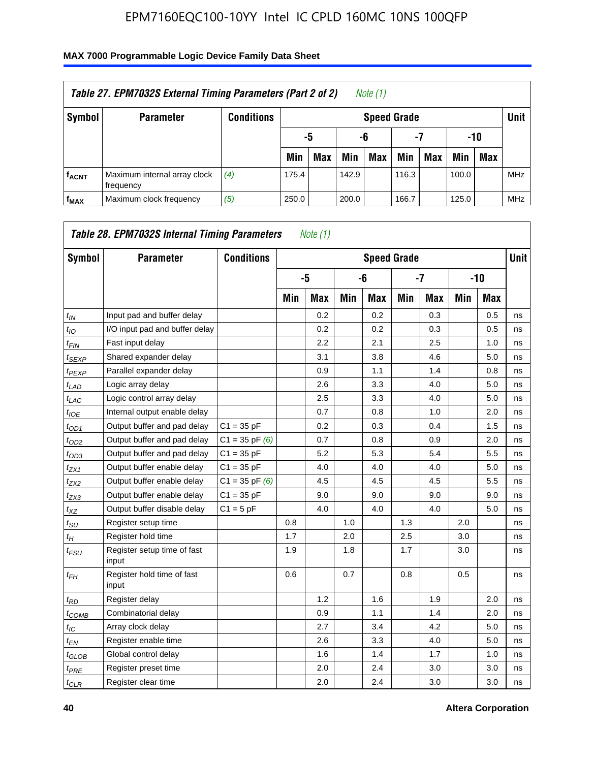| *Table 27. EPM7032S External Timing Parameters (Part 2 of 2)* *Note (1)* | | | | | | | | | | | |
|---|---|---|---|---|---|---|---|---|---|---|---|
| **Symbol** | **Parameter** | **Conditions** | **Speed Grade** | | | | | | | | **Unit** |
| | | | **-5** | | **-6** | | **-7** | | **-10** | | |
| | | | **Min** | **Max** | **Min** | **Max** | **Min** | **Max** | **Min** | **Max** | |
| $f_{ACNT}$ | Maximum internal array clock frequency | *(4)* | 175.4 | | 142.9 | | 116.3 | | 100.0 | | MHz |
| $f_{MAX}$ | Maximum clock frequency | *(5)* | 250.0 | | 200.0 | | 166.7 | | 125.0 | | MHz |

| *Table 28. EPM7032S Internal Timing Parameters* *Note (1)* | | | | | | | | | | | |
|---|---|---|---|---|---|---|---|---|---|---|---|
| **Symbol** | **Parameter** | **Conditions** | **Speed Grade** | | | | | | | | **Unit** |
| | | | **-5** | | **-6** | | **-7** | | **-10** | | |
| | | | **Min** | **Max** | **Min** | **Max** | **Min** | **Max** | **Min** | **Max** | |
| $t_{IN}$ | Input pad and buffer delay | | | 0.2 | | 0.2 | | 0.3 | | 0.5 | ns |
| $t_{IO}$ | I/O input pad and buffer delay | | | 0.2 | | 0.2 | | 0.3 | | 0.5 | ns |
| $t_{FIN}$ | Fast input delay | | | 2.2 | | 2.1 | | 2.5 | | 1.0 | ns |
| $t_{SEXP}$ | Shared expander delay | | | 3.1 | | 3.8 | | 4.6 | | 5.0 | ns |
| $t_{PEXP}$ | Parallel expander delay | | | 0.9 | | 1.1 | | 1.4 | | 0.8 | ns |
| $t_{LAD}$ | Logic array delay | | | 2.6 | | 3.3 | | 4.0 | | 5.0 | ns |
| $t_{LAC}$ | Logic control array delay | | | 2.5 | | 3.3 | | 4.0 | | 5.0 | ns |
| $t_{IOE}$ | Internal output enable delay | | | 0.7 | | 0.8 | | 1.0 | | 2.0 | ns |
| $t_{OD1}$ | Output buffer and pad delay | C1 = 35 pF | | 0.2 | | 0.3 | | 0.4 | | 1.5 | ns |
| $t_{OD2}$ | Output buffer and pad delay | C1 = 35 pF *(6)* | | 0.7 | | 0.8 | | 0.9 | | 2.0 | ns |
| $t_{OD3}$ | Output buffer and pad delay | C1 = 35 pF | | 5.2 | | 5.3 | | 5.4 | | 5.5 | ns |
| $t_{ZX1}$ | Output buffer enable delay | C1 = 35 pF | | 4.0 | | 4.0 | | 4.0 | | 5.0 | ns |
| $t_{ZX2}$ | Output buffer enable delay | C1 = 35 pF *(6)* | | 4.5 | | 4.5 | | 4.5 | | 5.5 | ns |
| $t_{ZX3}$ | Output buffer enable delay | C1 = 35 pF | | 9.0 | | 9.0 | | 9.0 | | 9.0 | ns |
| $t_{XZ}$ | Output buffer disable delay | C1 = 5 pF | | 4.0 | | 4.0 | | 4.0 | | 5.0 | ns |
| $t_{SU}$ | Register setup time | | 0.8 | | 1.0 | | 1.3 | | 2.0 | | ns |
| $t_{H}$ | Register hold time | | 1.7 | | 2.0 | | 2.5 | | 3.0 | | ns |
| $t_{FSU}$ | Register setup time of fast input | | 1.9 | | 1.8 | | 1.7 | | 3.0 | | ns |
| $t_{FH}$ | Register hold time of fast input | | 0.6 | | 0.7 | | 0.8 | | 0.5 | | ns |
| $t_{RD}$ | Register delay | | | 1.2 | | 1.6 | | 1.9 | | 2.0 | ns |
| $t_{COMB}$ | Combinatorial delay | | | 0.9 | | 1.1 | | 1.4 | | 2.0 | ns |
| $t_{IC}$ | Array clock delay | | | 2.7 | | 3.4 | | 4.2 | | 5.0 | ns |
| $t_{EN}$ | Register enable time | | | 2.6 | | 3.3 | | 4.0 | | 5.0 | ns |
| $t_{GLOB}$ | Global control delay | | | 1.6 | | 1.4 | | 1.7 | | 1.0 | ns |
| $t_{PRE}$ | Register preset time | | | 2.0 | | 2.4 | | 3.0 | | 3.0 | ns |
| $t_{CLR}$ | Register clear time | | | 2.0 | | 2.4 | | 3.0 | | 3.0 | ns |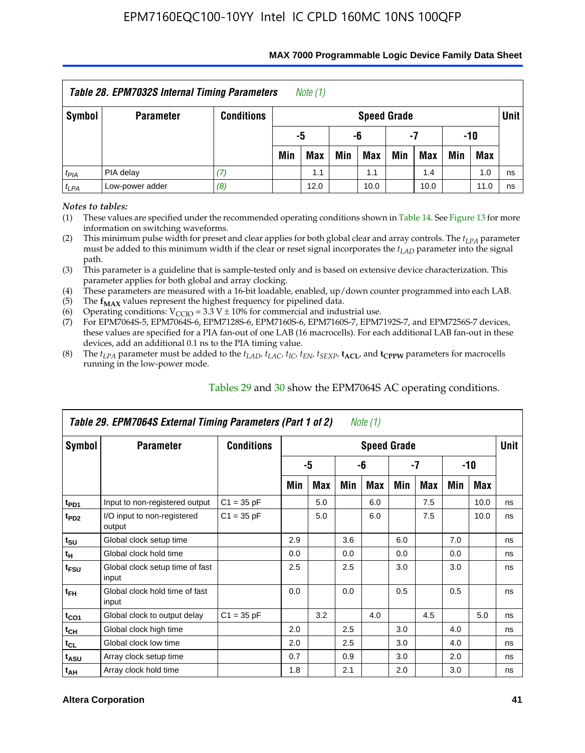| *Table 28. EPM7032S Internal Timing Parameters* *Note (1)* | | | | | | | | | | | |
|---|---|---|---|---|---|---|---|---|---|---|---|
| Symbol | Parameter | Conditions | Speed Grade | | | | | | | | Unit |
| | | | -5 | | -6 | | -7 | | -10 | | |
| | | | Min | Max | Min | Max | Min | Max | Min | Max | |
| $t_{PIA}$ | PIA delay | *(7)* | | 1.1 | | 1.1 | | 1.4 | | 1.0 | ns |
| $t_{LPA}$ | Low-power adder | *(8)* | | 12.0 | | 10.0 | | 10.0 | | 11.0 | ns |

*Notes to tables:*

(1) These values are specified under the recommended operating conditions shown in Table 14. See Figure 13 for more information on switching waveforms.

(2) This minimum pulse width for preset and clear applies for both global clear and array controls. The $t_{LPA}$ parameter must be added to this minimum width if the clear or reset signal incorporates the $t_{LAD}$ parameter into the signal path.

(3) This parameter is a guideline that is sample-tested only and is based on extensive device characterization. This parameter applies for both global and array clocking.

(4) These parameters are measured with a 16-bit loadable, enabled, up/down counter programmed into each LAB.

(5) The $f_{MAX}$ values represent the highest frequency for pipelined data.

(6) Operating conditions: $V_{CCIO}$ = 3.3 V ± 10% for commercial and industrial use.

(7) For EPM7064S-5, EPM7064S-6, EPM7128S-6, EPM7160S-6, EPM7160S-7, EPM7192S-7, and EPM7256S-7 devices, these values are specified for a PIA fan-out of one LAB (16 macrocells). For each additional LAB fan-out in these devices, add an additional 0.1 ns to the PIA timing value.

(8) The $t_{LPA}$ parameter must be added to the $t_{LAD}$, $t_{LAC}$, $t_{IC}$, $t_{EN}$, $t_{SEXP}$, $t_{ACL}$, and $t_{CPPW}$ parameters for macrocells running in the low-power mode.

Tables 29 and 30 show the EPM7064S AC operating conditions.

| *Table 29. EPM7064S External Timing Parameters (Part 1 of 2)* *Note (1)* | | | | | | | | | | | |
|---|---|---|---|---|---|---|---|---|---|---|---|
| Symbol | Parameter | Conditions | Speed Grade | | | | | | | | Unit |
| | | | -5 | | -6 | | -7 | | -10 | | |
| | | | Min | Max | Min | Max | Min | Max | Min | Max | |
| $t_{PD1}$ | Input to non-registered output | C1 = 35 pF | | 5.0 | | 6.0 | | 7.5 | | 10.0 | ns |
| $t_{PD2}$ | I/O input to non-registered output | C1 = 35 pF | | 5.0 | | 6.0 | | 7.5 | | 10.0 | ns |
| $t_{SU}$ | Global clock setup time | | 2.9 | | 3.6 | | 6.0 | | 7.0 | | ns |
| $t_{H}$ | Global clock hold time | | 0.0 | | 0.0 | | 0.0 | | 0.0 | | ns |
| $t_{FSU}$ | Global clock setup time of fast input | | 2.5 | | 2.5 | | 3.0 | | 3.0 | | ns |
| $t_{FH}$ | Global clock hold time of fast input | | 0.0 | | 0.0 | | 0.5 | | 0.5 | | ns |
| $t_{CO1}$ | Global clock to output delay | C1 = 35 pF | | 3.2 | | 4.0 | | 4.5 | | 5.0 | ns |
| $t_{CH}$ | Global clock high time | | 2.0 | | 2.5 | | 3.0 | | 4.0 | | ns |
| $t_{CL}$ | Global clock low time | | 2.0 | | 2.5 | | 3.0 | | 4.0 | | ns |
| $t_{ASU}$ | Array clock setup time | | 0.7 | | 0.9 | | 3.0 | | 2.0 | | ns |
| $t_{AH}$ | Array clock hold time | | 1.8 | | 2.1 | | 2.0 | | 3.0 | | ns |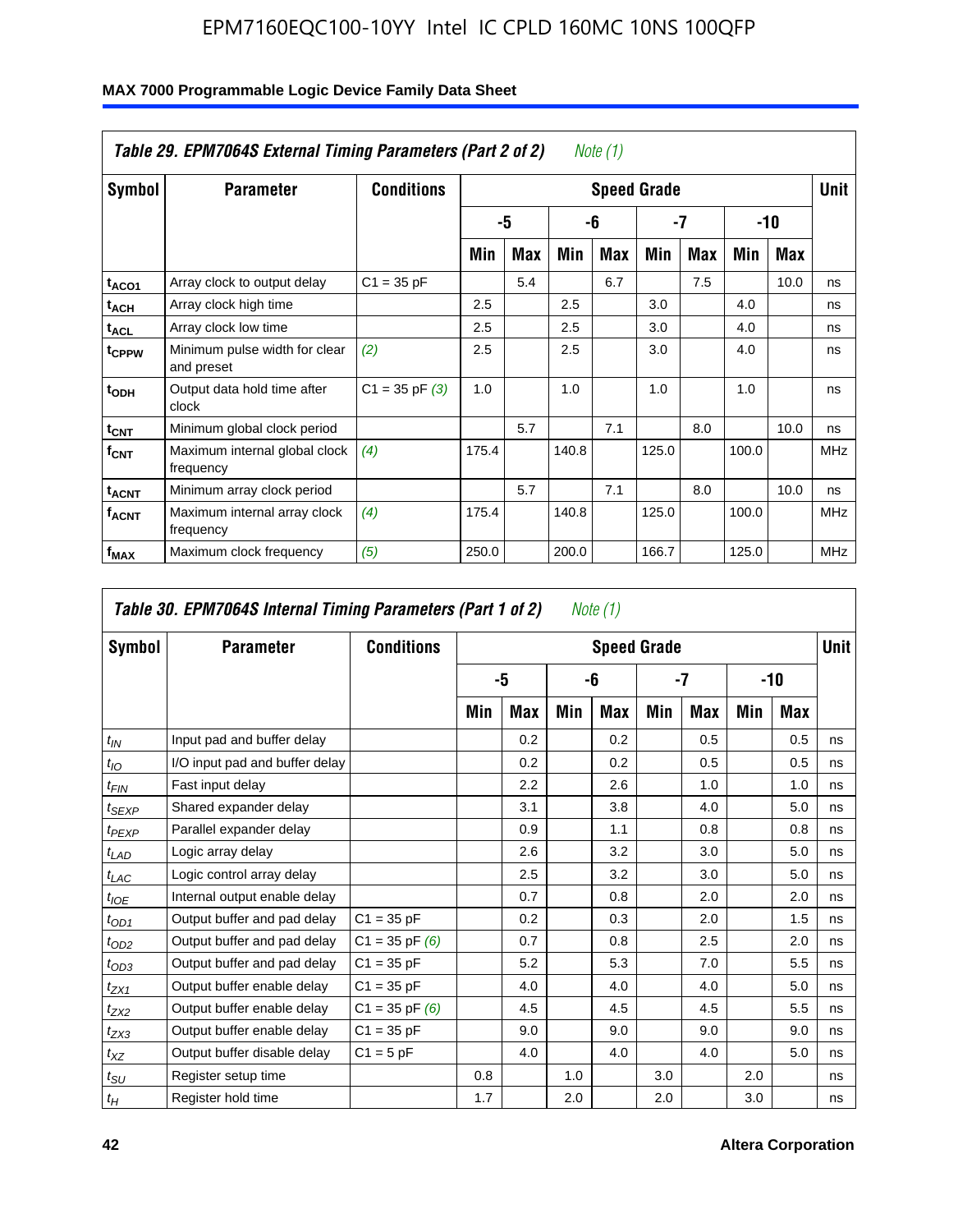EPM7160EQC100-10YY Intel IC CPLD 160MC 10NS 100QFP

| Table 29. EPM7064S External Timing Parameters (Part 2 of 2) *Note (1)* | | | | | | | | | | | |
|---|---|---|---|---|---|---|---|---|---|---|---|
| Symbol | Parameter | Conditions | Speed Grade | | | | | | | | Unit |
| | | | -5 | | -6 | | -7 | | -10 | | |
| | | | Min | Max | Min | Max | Min | Max | Min | Max | |
| $t_{ACO1}$ | Array clock to output delay | C1 = 35 pF | | 5.4 | | 6.7 | | 7.5 | | 10.0 | ns |
| $t_{ACH}$ | Array clock high time | | 2.5 | | 2.5 | | 3.0 | | 4.0 | | ns |
| $t_{ACL}$ | Array clock low time | | 2.5 | | 2.5 | | 3.0 | | 4.0 | | ns |
| $t_{CPPW}$ | Minimum pulse width for clear and preset | *(2)* | 2.5 | | 2.5 | | 3.0 | | 4.0 | | ns |
| $t_{ODH}$ | Output data hold time after clock | C1 = 35 pF *(3)* | 1.0 | | 1.0 | | 1.0 | | 1.0 | | ns |
| $t_{CNT}$ | Minimum global clock period | | | 5.7 | | 7.1 | | 8.0 | | 10.0 | ns |
| $f_{CNT}$ | Maximum internal global clock frequency | *(4)* | 175.4 | | 140.8 | | 125.0 | | 100.0 | | MHz |
| $t_{ACNT}$ | Minimum array clock period | | | 5.7 | | 7.1 | | 8.0 | | 10.0 | ns |
| $f_{ACNT}$ | Maximum internal array clock frequency | *(4)* | 175.4 | | 140.8 | | 125.0 | | 100.0 | | MHz |
| $f_{MAX}$ | Maximum clock frequency | *(5)* | 250.0 | | 200.0 | | 166.7 | | 125.0 | | MHz |

| Table 30. EPM7064S Internal Timing Parameters (Part 1 of 2) *Note (1)* | | | | | | | | | | | |
|---|---|---|---|---|---|---|---|---|---|---|---|
| Symbol | Parameter | Conditions | Speed Grade | | | | | | | | Unit |
| | | | -5 | | -6 | | -7 | | -10 | | |
| | | | Min | Max | Min | Max | Min | Max | Min | Max | |
| $t_{IN}$ | Input pad and buffer delay | | | 0.2 | | 0.2 | | 0.5 | | 0.5 | ns |
| $t_{IO}$ | I/O input pad and buffer delay | | | 0.2 | | 0.2 | | 0.5 | | 0.5 | ns |
| $t_{FIN}$ | Fast input delay | | | 2.2 | | 2.6 | | 1.0 | | 1.0 | ns |
| $t_{SEXP}$ | Shared expander delay | | | 3.1 | | 3.8 | | 4.0 | | 5.0 | ns |
| $t_{PEXP}$ | Parallel expander delay | | | 0.9 | | 1.1 | | 0.8 | | 0.8 | ns |
| $t_{LAD}$ | Logic array delay | | | 2.6 | | 3.2 | | 3.0 | | 5.0 | ns |
| $t_{LAC}$ | Logic control array delay | | | 2.5 | | 3.2 | | 3.0 | | 5.0 | ns |
| $t_{IOE}$ | Internal output enable delay | | | 0.7 | | 0.8 | | 2.0 | | 2.0 | ns |
| $t_{OD1}$ | Output buffer and pad delay | C1 = 35 pF | | 0.2 | | 0.3 | | 2.0 | | 1.5 | ns |
| $t_{OD2}$ | Output buffer and pad delay | C1 = 35 pF *(6)* | | 0.7 | | 0.8 | | 2.5 | | 2.0 | ns |
| $t_{OD3}$ | Output buffer and pad delay | C1 = 35 pF | | 5.2 | | 5.3 | | 7.0 | | 5.5 | ns |
| $t_{ZX1}$ | Output buffer enable delay | C1 = 35 pF | | 4.0 | | 4.0 | | 4.0 | | 5.0 | ns |
| $t_{ZX2}$ | Output buffer enable delay | C1 = 35 pF *(6)* | | 4.5 | | 4.5 | | 4.5 | | 5.5 | ns |
| $t_{ZX3}$ | Output buffer enable delay | C1 = 35 pF | | 9.0 | | 9.0 | | 9.0 | | 9.0 | ns |
| $t_{XZ}$ | Output buffer disable delay | C1 = 5 pF | | 4.0 | | 4.0 | | 4.0 | | 5.0 | ns |
| $t_{SU}$ | Register setup time | | 0.8 | | 1.0 | | 3.0 | | 2.0 | | ns |
| $t_H$ | Register hold time | | 1.7 | | 2.0 | | 2.0 | | 3.0 | | ns |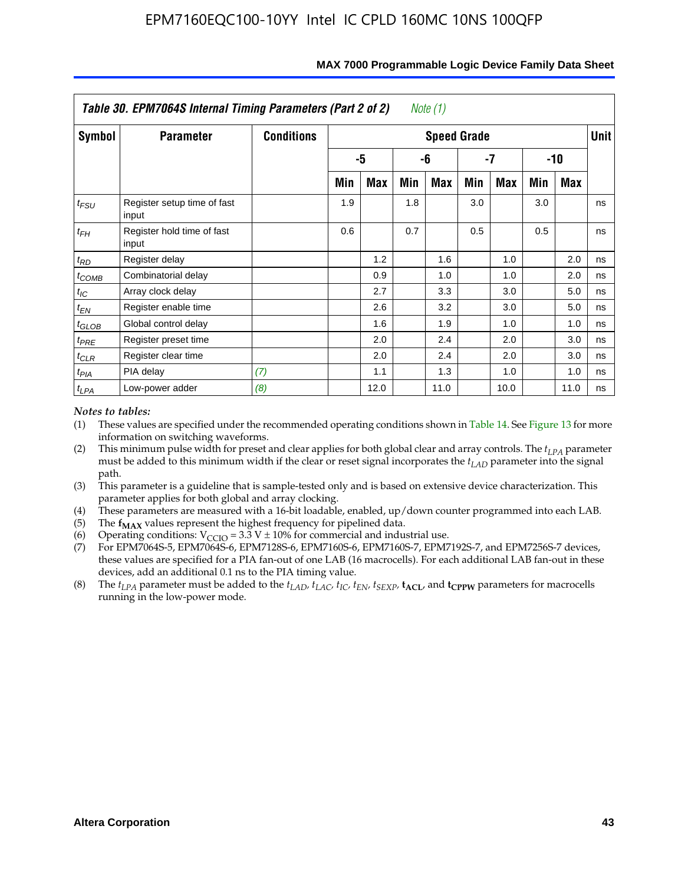**Table 30. EPM7064S Internal Timing Parameters (Part 2 of 2)** *Note (1)*

| Symbol | Parameter | Conditions | Speed Grade | | | | | | | | Unit |
|---|---|---|---|---|---|---|---|---|---|---|---|
| | | | -5 | | -6 | | -7 | | -10 | | |
| | | | Min | Max | Min | Max | Min | Max | Min | Max | |
| $t_{FSU}$ | Register setup time of fast input | | 1.9 | | 1.8 | | 3.0 | | 3.0 | | ns |
| $t_{FH}$ | Register hold time of fast input | | 0.6 | | 0.7 | | 0.5 | | 0.5 | | ns |
| $t_{RD}$ | Register delay | | | 1.2 | | 1.6 | | 1.0 | | 2.0 | ns |
| $t_{COMB}$ | Combinatorial delay | | | 0.9 | | 1.0 | | 1.0 | | 2.0 | ns |
| $t_{IC}$ | Array clock delay | | | 2.7 | | 3.3 | | 3.0 | | 5.0 | ns |
| $t_{EN}$ | Register enable time | | | 2.6 | | 3.2 | | 3.0 | | 5.0 | ns |
| $t_{GLOB}$ | Global control delay | | | 1.6 | | 1.9 | | 1.0 | | 1.0 | ns |
| $t_{PRE}$ | Register preset time | | | 2.0 | | 2.4 | | 2.0 | | 3.0 | ns |
| $t_{CLR}$ | Register clear time | | | 2.0 | | 2.4 | | 2.0 | | 3.0 | ns |
| $t_{PIA}$ | PIA delay | *(7)* | | 1.1 | | 1.3 | | 1.0 | | 1.0 | ns |
| $t_{LPA}$ | Low-power adder | *(8)* | | 12.0 | | 11.0 | | 10.0 | | 11.0 | ns |

*Notes to tables:*

(1) These values are specified under the recommended operating conditions shown in Table 14. See Figure 13 for more information on switching waveforms.

(2) This minimum pulse width for preset and clear applies for both global clear and array controls. The $t_{LPA}$ parameter must be added to this minimum width if the clear or reset signal incorporates the $t_{LAD}$ parameter into the signal path.

(3) This parameter is a guideline that is sample-tested only and is based on extensive device characterization. This parameter applies for both global and array clocking.

(4) These parameters are measured with a 16-bit loadable, enabled, up/down counter programmed into each LAB.

(5) The $\mathbf{f_{MAX}}$ values represent the highest frequency for pipelined data.

(6) Operating conditions: $V_{CCIO}$ = 3.3 V ± 10% for commercial and industrial use.

(7) For EPM7064S-5, EPM7064S-6, EPM7128S-6, EPM7160S-6, EPM7160S-7, EPM7192S-7, and EPM7256S-7 devices, these values are specified for a PIA fan-out of one LAB (16 macrocells). For each additional LAB fan-out in these devices, add an additional 0.1 ns to the PIA timing value.

(8) The $t_{LPA}$ parameter must be added to the $t_{LAD}$, $t_{LAC}$, $t_{IC}$, $t_{EN}$, $t_{SEXP}$, $\mathbf{t_{ACL}}$, and $\mathbf{t_{CPPW}}$ parameters for macrocells running in the low-power mode.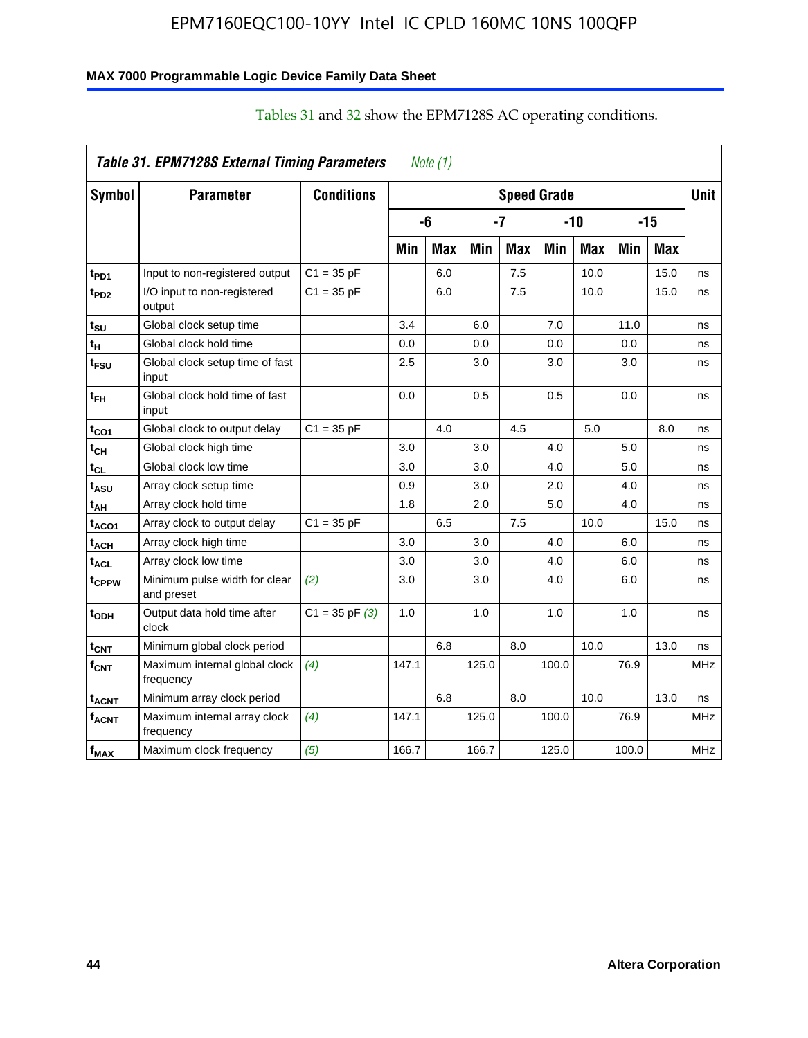Tables 31 and 32 show the EPM7128S AC operating conditions.

| *Table 31. EPM7128S External Timing Parameters* *Note (1)* | | | | | | | | | | | |
|---|---|---|---|---|---|---|---|---|---|---|---|
| **Symbol** | **Parameter** | **Conditions** | **Speed Grade** | | | | | | | | **Unit** |
| | | | **-6** | | **-7** | | **-10** | | **-15** | | |
| | | | **Min** | **Max** | **Min** | **Max** | **Min** | **Max** | **Min** | **Max** | |
| $t_{PD1}$ | Input to non-registered output | C1 = 35 pF | | 6.0 | | 7.5 | | 10.0 | | 15.0 | ns |
| $t_{PD2}$ | I/O input to non-registered output | C1 = 35 pF | | 6.0 | | 7.5 | | 10.0 | | 15.0 | ns |
| $t_{SU}$ | Global clock setup time | | 3.4 | | 6.0 | | 7.0 | | 11.0 | | ns |
| $t_H$ | Global clock hold time | | 0.0 | | 0.0 | | 0.0 | | 0.0 | | ns |
| $t_{FSU}$ | Global clock setup time of fast input | | 2.5 | | 3.0 | | 3.0 | | 3.0 | | ns |
| $t_{FH}$ | Global clock hold time of fast input | | 0.0 | | 0.5 | | 0.5 | | 0.0 | | ns |
| $t_{CO1}$ | Global clock to output delay | C1 = 35 pF | | 4.0 | | 4.5 | | 5.0 | | 8.0 | ns |
| $t_{CH}$ | Global clock high time | | 3.0 | | 3.0 | | 4.0 | | 5.0 | | ns |
| $t_{CL}$ | Global clock low time | | 3.0 | | 3.0 | | 4.0 | | 5.0 | | ns |
| $t_{ASU}$ | Array clock setup time | | 0.9 | | 3.0 | | 2.0 | | 4.0 | | ns |
| $t_{AH}$ | Array clock hold time | | 1.8 | | 2.0 | | 5.0 | | 4.0 | | ns |
| $t_{ACO1}$ | Array clock to output delay | C1 = 35 pF | | 6.5 | | 7.5 | | 10.0 | | 15.0 | ns |
| $t_{ACH}$ | Array clock high time | | 3.0 | | 3.0 | | 4.0 | | 6.0 | | ns |
| $t_{ACL}$ | Array clock low time | | 3.0 | | 3.0 | | 4.0 | | 6.0 | | ns |
| $t_{CPPW}$ | Minimum pulse width for clear and preset | *(2)* | 3.0 | | 3.0 | | 4.0 | | 6.0 | | ns |
| $t_{ODH}$ | Output data hold time after clock | C1 = 35 pF *(3)* | 1.0 | | 1.0 | | 1.0 | | 1.0 | | ns |
| $t_{CNT}$ | Minimum global clock period | | | 6.8 | | 8.0 | | 10.0 | | 13.0 | ns |
| $f_{CNT}$ | Maximum internal global clock frequency | *(4)* | 147.1 | | 125.0 | | 100.0 | | 76.9 | | MHz |
| $t_{ACNT}$ | Minimum array clock period | | | 6.8 | | 8.0 | | 10.0 | | 13.0 | ns |
| $f_{ACNT}$ | Maximum internal array clock frequency | *(4)* | 147.1 | | 125.0 | | 100.0 | | 76.9 | | MHz |
| $f_{MAX}$ | Maximum clock frequency | *(5)* | 166.7 | | 166.7 | | 125.0 | | 100.0 | | MHz |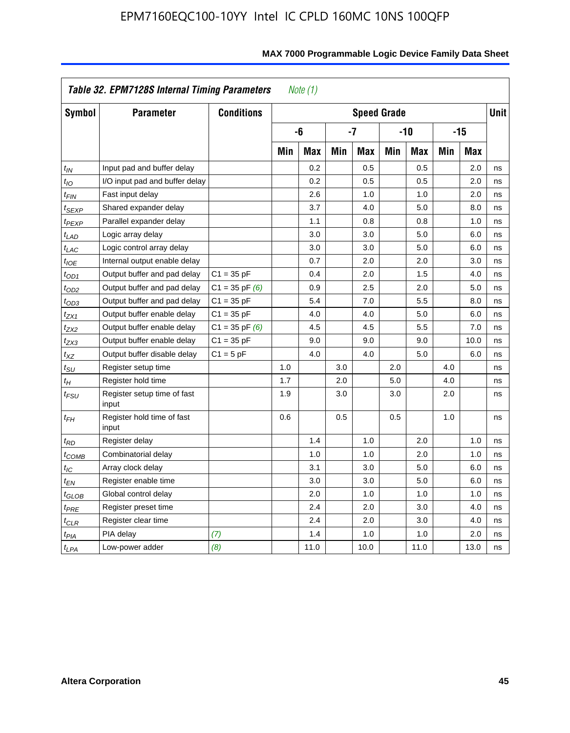**Table 32. EPM7128S Internal Timing Parameters** *Note (1)*

| Symbol | Parameter | Conditions | Speed Grade | | | | | | | | Unit |
|---|---|---|---|---|---|---|---|---|---|---|---|
| | | | -6 | | -7 | | -10 | | -15 | | |
| | | | Min | Max | Min | Max | Min | Max | Min | Max | |
| $t_{IN}$ | Input pad and buffer delay | | | 0.2 | | 0.5 | | 0.5 | | 2.0 | ns |
| $t_{IO}$ | I/O input pad and buffer delay | | | 0.2 | | 0.5 | | 0.5 | | 2.0 | ns |
| $t_{FIN}$ | Fast input delay | | | 2.6 | | 1.0 | | 1.0 | | 2.0 | ns |
| $t_{SEXP}$ | Shared expander delay | | | 3.7 | | 4.0 | | 5.0 | | 8.0 | ns |
| $t_{PEXP}$ | Parallel expander delay | | | 1.1 | | 0.8 | | 0.8 | | 1.0 | ns |
| $t_{LAD}$ | Logic array delay | | | 3.0 | | 3.0 | | 5.0 | | 6.0 | ns |
| $t_{LAC}$ | Logic control array delay | | | 3.0 | | 3.0 | | 5.0 | | 6.0 | ns |
| $t_{IOE}$ | Internal output enable delay | | | 0.7 | | 2.0 | | 2.0 | | 3.0 | ns |
| $t_{OD1}$ | Output buffer and pad delay | C1 = 35 pF | | 0.4 | | 2.0 | | 1.5 | | 4.0 | ns |
| $t_{OD2}$ | Output buffer and pad delay | C1 = 35 pF *(6)* | | 0.9 | | 2.5 | | 2.0 | | 5.0 | ns |
| $t_{OD3}$ | Output buffer and pad delay | C1 = 35 pF | | 5.4 | | 7.0 | | 5.5 | | 8.0 | ns |
| $t_{ZX1}$ | Output buffer enable delay | C1 = 35 pF | | 4.0 | | 4.0 | | 5.0 | | 6.0 | ns |
| $t_{ZX2}$ | Output buffer enable delay | C1 = 35 pF *(6)* | | 4.5 | | 4.5 | | 5.5 | | 7.0 | ns |
| $t_{ZX3}$ | Output buffer enable delay | C1 = 35 pF | | 9.0 | | 9.0 | | 9.0 | | 10.0 | ns |
| $t_{XZ}$ | Output buffer disable delay | C1 = 5 pF | | 4.0 | | 4.0 | | 5.0 | | 6.0 | ns |
| $t_{SU}$ | Register setup time | | 1.0 | | 3.0 | | 2.0 | | 4.0 | | ns |
| $t_{H}$ | Register hold time | | 1.7 | | 2.0 | | 5.0 | | 4.0 | | ns |
| $t_{FSU}$ | Register setup time of fast input | | 1.9 | | 3.0 | | 3.0 | | 2.0 | | ns |
| $t_{FH}$ | Register hold time of fast input | | 0.6 | | 0.5 | | 0.5 | | 1.0 | | ns |
| $t_{RD}$ | Register delay | | | 1.4 | | 1.0 | | 2.0 | | 1.0 | ns |
| $t_{COMB}$ | Combinatorial delay | | | 1.0 | | 1.0 | | 2.0 | | 1.0 | ns |
| $t_{IC}$ | Array clock delay | | | 3.1 | | 3.0 | | 5.0 | | 6.0 | ns |
| $t_{EN}$ | Register enable time | | | 3.0 | | 3.0 | | 5.0 | | 6.0 | ns |
| $t_{GLOB}$ | Global control delay | | | 2.0 | | 1.0 | | 1.0 | | 1.0 | ns |
| $t_{PRE}$ | Register preset time | | | 2.4 | | 2.0 | | 3.0 | | 4.0 | ns |
| $t_{CLR}$ | Register clear time | | | 2.4 | | 2.0 | | 3.0 | | 4.0 | ns |
| $t_{PIA}$ | PIA delay | *(7)* | | 1.4 | | 1.0 | | 1.0 | | 2.0 | ns |
| $t_{LPA}$ | Low-power adder | *(8)* | | 11.0 | | 10.0 | | 11.0 | | 13.0 | ns |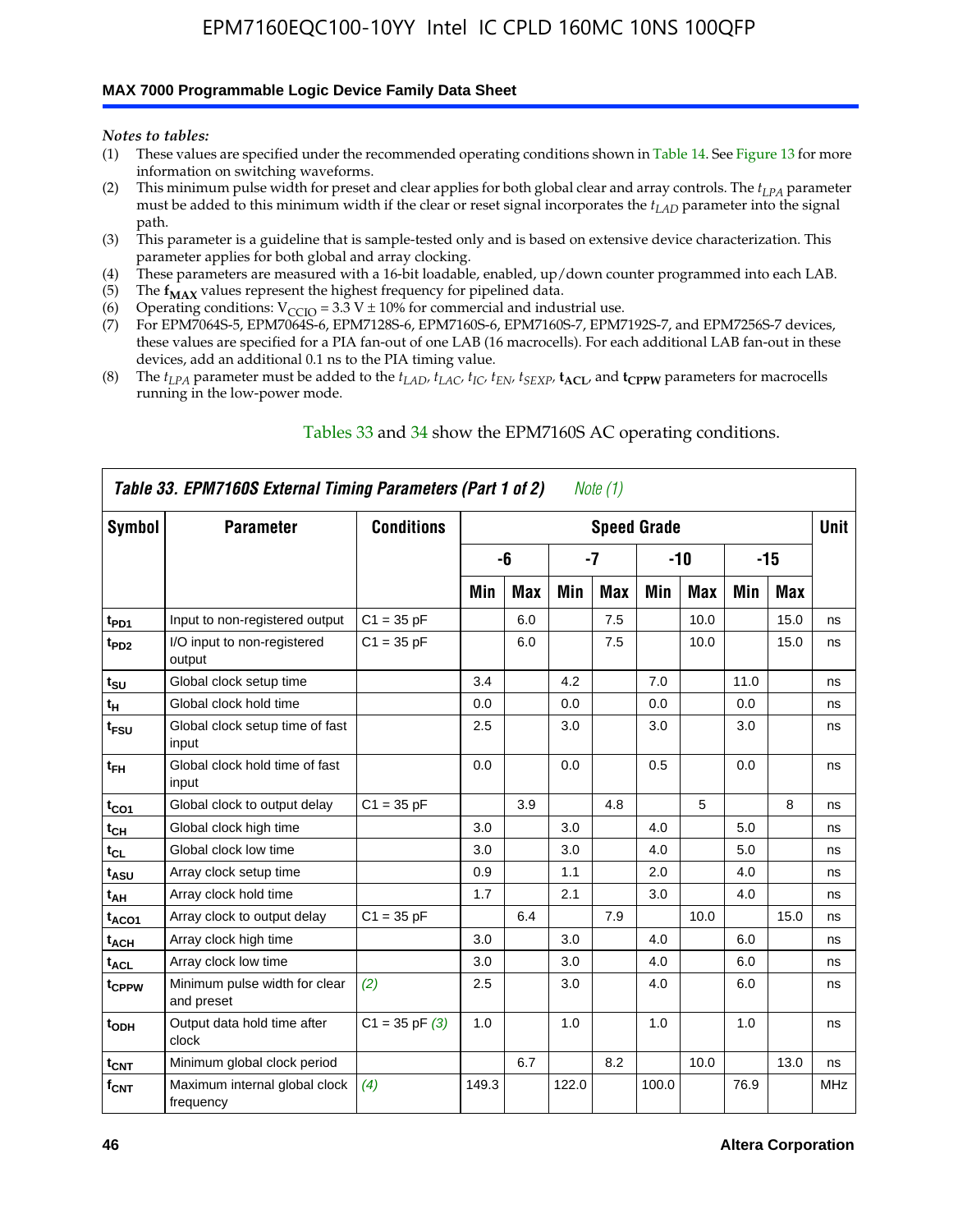*Notes to tables:*

(1) These values are specified under the recommended operating conditions shown in Table 14. See Figure 13 for more information on switching waveforms.
(2) This minimum pulse width for preset and clear applies for both global clear and array controls. The $t_{LPA}$ parameter must be added to this minimum width if the clear or reset signal incorporates the $t_{LAD}$ parameter into the signal path.
(3) This parameter is a guideline that is sample-tested only and is based on extensive device characterization. This parameter applies for both global and array clocking.
(4) These parameters are measured with a 16-bit loadable, enabled, up/down counter programmed into each LAB.
(5) The $\mathbf{f_{MAX}}$ values represent the highest frequency for pipelined data.
(6) Operating conditions: $V_{CCIO}$ = 3.3 V ± 10% for commercial and industrial use.
(7) For EPM7064S-5, EPM7064S-6, EPM7128S-6, EPM7160S-6, EPM7160S-7, EPM7192S-7, and EPM7256S-7 devices, these values are specified for a PIA fan-out of one LAB (16 macrocells). For each additional LAB fan-out in these devices, add an additional 0.1 ns to the PIA timing value.
(8) The $t_{LPA}$ parameter must be added to the $t_{LAD}$, $t_{LAC}$, $t_{IC}$, $t_{EN}$, $t_{SEXP}$, $\mathbf{t_{ACL}}$, and $\mathbf{t_{CPPW}}$ parameters for macrocells running in the low-power mode.

Tables 33 and 34 show the EPM7160S AC operating conditions.

**Table 33. EPM7160S External Timing Parameters (Part 1 of 2)** *Note (1)*

| Symbol | Parameter | Conditions | Speed Grade | | | | | | | | Unit |
|---|---|---|---|---|---|---|---|---|---|---|---|
| | | | -6 | | -7 | | -10 | | -15 | | |
| | | | Min | Max | Min | Max | Min | Max | Min | Max | |
| $t_{PD1}$ | Input to non-registered output | C1 = 35 pF | | 6.0 | | 7.5 | | 10.0 | | 15.0 | ns |
| $t_{PD2}$ | I/O input to non-registered output | C1 = 35 pF | | 6.0 | | 7.5 | | 10.0 | | 15.0 | ns |
| $t_{SU}$ | Global clock setup time | | 3.4 | | 4.2 | | 7.0 | | 11.0 | | ns |
| $t_{H}$ | Global clock hold time | | 0.0 | | 0.0 | | 0.0 | | 0.0 | | ns |
| $t_{FSU}$ | Global clock setup time of fast input | | 2.5 | | 3.0 | | 3.0 | | 3.0 | | ns |
| $t_{FH}$ | Global clock hold time of fast input | | 0.0 | | 0.0 | | 0.5 | | 0.0 | | ns |
| $t_{CO1}$ | Global clock to output delay | C1 = 35 pF | | 3.9 | | 4.8 | | 5 | | 8 | ns |
| $t_{CH}$ | Global clock high time | | 3.0 | | 3.0 | | 4.0 | | 5.0 | | ns |
| $t_{CL}$ | Global clock low time | | 3.0 | | 3.0 | | 4.0 | | 5.0 | | ns |
| $t_{ASU}$ | Array clock setup time | | 0.9 | | 1.1 | | 2.0 | | 4.0 | | ns |
| $t_{AH}$ | Array clock hold time | | 1.7 | | 2.1 | | 3.0 | | 4.0 | | ns |
| $t_{ACO1}$ | Array clock to output delay | C1 = 35 pF | | 6.4 | | 7.9 | | 10.0 | | 15.0 | ns |
| $t_{ACH}$ | Array clock high time | | 3.0 | | 3.0 | | 4.0 | | 6.0 | | ns |
| $t_{ACL}$ | Array clock low time | | 3.0 | | 3.0 | | 4.0 | | 6.0 | | ns |
| $t_{CPPW}$ | Minimum pulse width for clear and preset | *(2)* | 2.5 | | 3.0 | | 4.0 | | 6.0 | | ns |
| $t_{ODH}$ | Output data hold time after clock | C1 = 35 pF *(3)* | 1.0 | | 1.0 | | 1.0 | | 1.0 | | ns |
| $t_{CNT}$ | Minimum global clock period | | | 6.7 | | 8.2 | | 10.0 | | 13.0 | ns |
| $f_{CNT}$ | Maximum internal global clock frequency | *(4)* | 149.3 | | 122.0 | | 100.0 | | 76.9 | | MHz |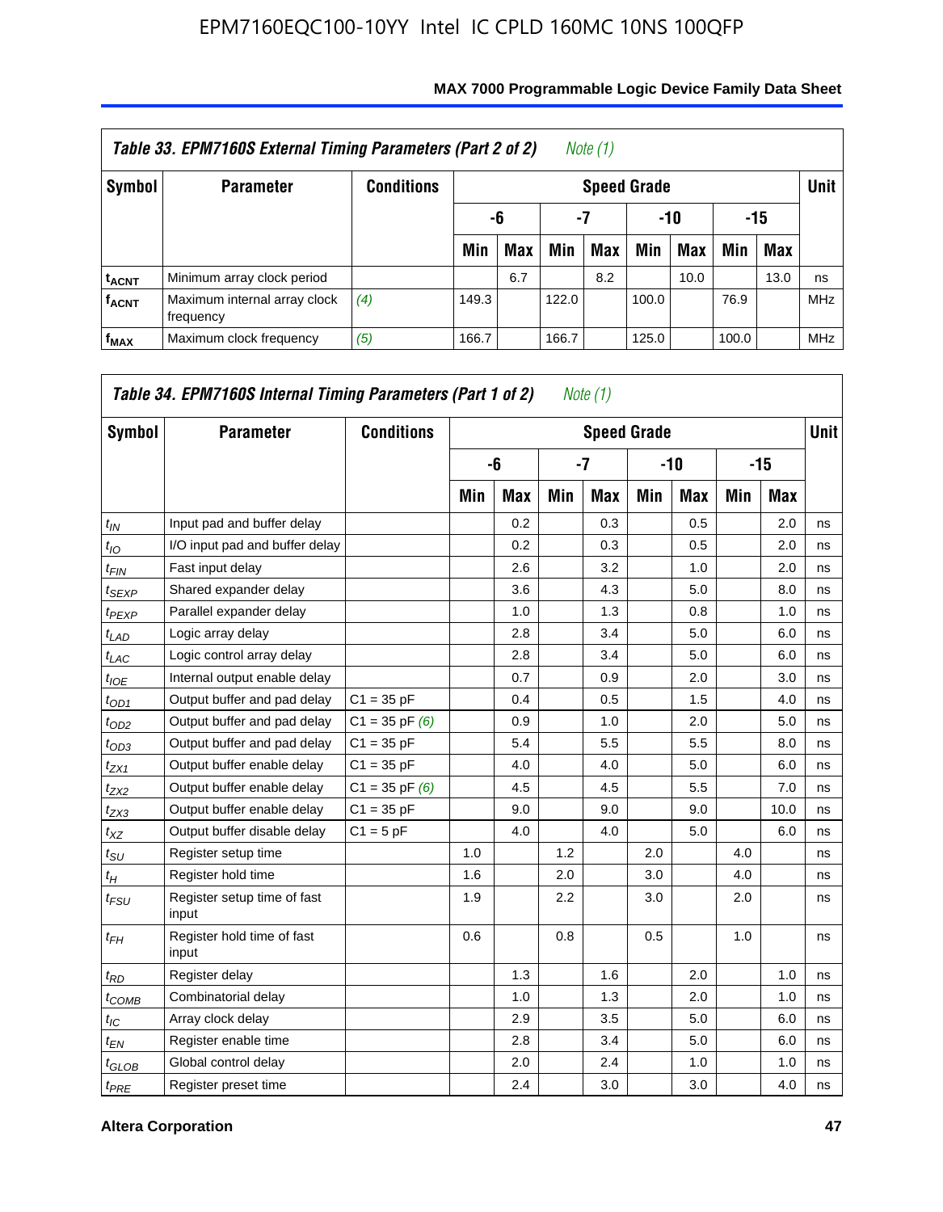| Table 33. EPM7160S External Timing Parameters (Part 2 of 2) *Note (1)* | | | | | | | | | | | |
|---|---|---|---|---|---|---|---|---|---|---|---|
| Symbol | Parameter | Conditions | Speed Grade | | | | | | | | Unit |
| | | | -6 | | -7 | | -10 | | -15 | | |
| | | | Min | Max | Min | Max | Min | Max | Min | Max | |
| $t_{ACNT}$ | Minimum array clock period | | | 6.7 | | 8.2 | | 10.0 | | 13.0 | ns |
| $f_{ACNT}$ | Maximum internal array clock frequency | *(4)* | 149.3 | | 122.0 | | 100.0 | | 76.9 | | MHz |
| $f_{MAX}$ | Maximum clock frequency | *(5)* | 166.7 | | 166.7 | | 125.0 | | 100.0 | | MHz |

| Table 34. EPM7160S Internal Timing Parameters (Part 1 of 2) *Note (1)* | | | | | | | | | | | |
|---|---|---|---|---|---|---|---|---|---|---|---|
| Symbol | Parameter | Conditions | Speed Grade | | | | | | | | Unit |
| | | | -6 | | -7 | | -10 | | -15 | | |
| | | | Min | Max | Min | Max | Min | Max | Min | Max | |
| $t_{IN}$ | Input pad and buffer delay | | | 0.2 | | 0.3 | | 0.5 | | 2.0 | ns |
| $t_{IO}$ | I/O input pad and buffer delay | | | 0.2 | | 0.3 | | 0.5 | | 2.0 | ns |
| $t_{FIN}$ | Fast input delay | | | 2.6 | | 3.2 | | 1.0 | | 2.0 | ns |
| $t_{SEXP}$ | Shared expander delay | | | 3.6 | | 4.3 | | 5.0 | | 8.0 | ns |
| $t_{PEXP}$ | Parallel expander delay | | | 1.0 | | 1.3 | | 0.8 | | 1.0 | ns |
| $t_{LAD}$ | Logic array delay | | | 2.8 | | 3.4 | | 5.0 | | 6.0 | ns |
| $t_{LAC}$ | Logic control array delay | | | 2.8 | | 3.4 | | 5.0 | | 6.0 | ns |
| $t_{IOE}$ | Internal output enable delay | | | 0.7 | | 0.9 | | 2.0 | | 3.0 | ns |
| $t_{OD1}$ | Output buffer and pad delay | C1 = 35 pF | | 0.4 | | 0.5 | | 1.5 | | 4.0 | ns |
| $t_{OD2}$ | Output buffer and pad delay | C1 = 35 pF *(6)* | | 0.9 | | 1.0 | | 2.0 | | 5.0 | ns |
| $t_{OD3}$ | Output buffer and pad delay | C1 = 35 pF | | 5.4 | | 5.5 | | 5.5 | | 8.0 | ns |
| $t_{ZX1}$ | Output buffer enable delay | C1 = 35 pF | | 4.0 | | 4.0 | | 5.0 | | 6.0 | ns |
| $t_{ZX2}$ | Output buffer enable delay | C1 = 35 pF *(6)* | | 4.5 | | 4.5 | | 5.5 | | 7.0 | ns |
| $t_{ZX3}$ | Output buffer enable delay | C1 = 35 pF | | 9.0 | | 9.0 | | 9.0 | | 10.0 | ns |
| $t_{XZ}$ | Output buffer disable delay | C1 = 5 pF | | 4.0 | | 4.0 | | 5.0 | | 6.0 | ns |
| $t_{SU}$ | Register setup time | | 1.0 | | 1.2 | | 2.0 | | 4.0 | | ns |
| $t_{H}$ | Register hold time | | 1.6 | | 2.0 | | 3.0 | | 4.0 | | ns |
| $t_{FSU}$ | Register setup time of fast input | | 1.9 | | 2.2 | | 3.0 | | 2.0 | | ns |
| $t_{FH}$ | Register hold time of fast input | | 0.6 | | 0.8 | | 0.5 | | 1.0 | | ns |
| $t_{RD}$ | Register delay | | | 1.3 | | 1.6 | | 2.0 | | 1.0 | ns |
| $t_{COMB}$ | Combinatorial delay | | | 1.0 | | 1.3 | | 2.0 | | 1.0 | ns |
| $t_{IC}$ | Array clock delay | | | 2.9 | | 3.5 | | 5.0 | | 6.0 | ns |
| $t_{EN}$ | Register enable time | | | 2.8 | | 3.4 | | 5.0 | | 6.0 | ns |
| $t_{GLOB}$ | Global control delay | | | 2.0 | | 2.4 | | 1.0 | | 1.0 | ns |
| $t_{PRE}$ | Register preset time | | | 2.4 | | 3.0 | | 3.0 | | 4.0 | ns |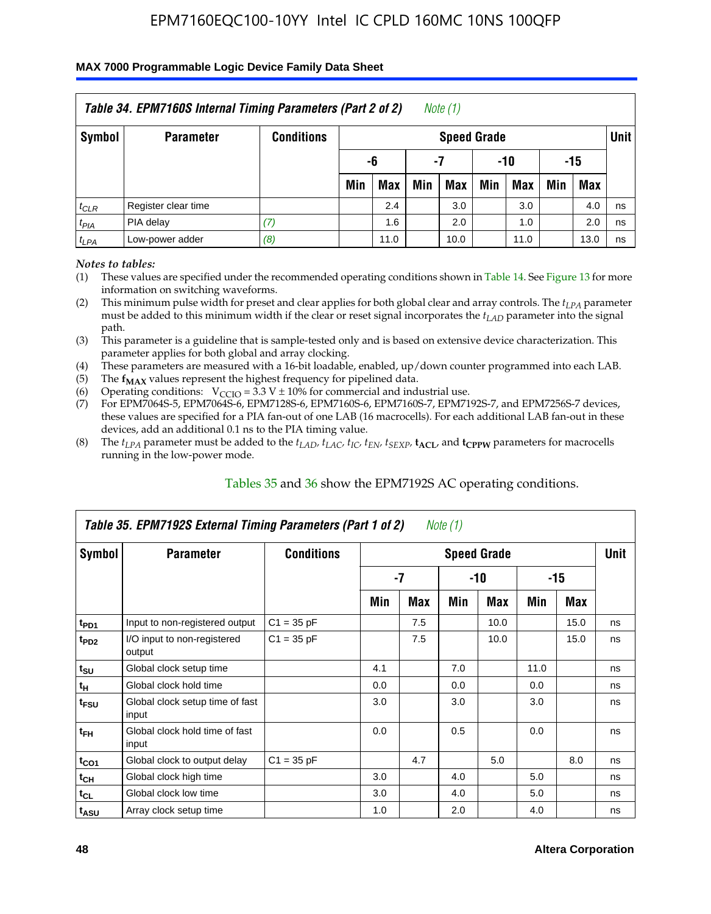| *Table 34. EPM7160S Internal Timing Parameters (Part 2 of 2)* *Note (1)* | | | | | | | | | | | |
|---|---|---|---|---|---|---|---|---|---|---|---|
| **Symbol** | **Parameter** | **Conditions** | **Speed Grade** | | | | | | | | **Unit** |
| | | | **-6** | | **-7** | | **-10** | | **-15** | | |
| | | | **Min** | **Max** | **Min** | **Max** | **Min** | **Max** | **Min** | **Max** | |
| $t_{CLR}$ | Register clear time | | | 2.4 | | 3.0 | | 3.0 | | 4.0 | ns |
| $t_{PIA}$ | PIA delay | *(7)* | | 1.6 | | 2.0 | | 1.0 | | 2.0 | ns |
| $t_{LPA}$ | Low-power adder | *(8)* | | 11.0 | | 10.0 | | 11.0 | | 13.0 | ns |

*Notes to tables:*

(1) These values are specified under the recommended operating conditions shown in Table 14. See Figure 13 for more information on switching waveforms.

(2) This minimum pulse width for preset and clear applies for both global clear and array controls. The $t_{LPA}$ parameter must be added to this minimum width if the clear or reset signal incorporates the $t_{LAD}$ parameter into the signal path.

(3) This parameter is a guideline that is sample-tested only and is based on extensive device characterization. This parameter applies for both global and array clocking.

(4) These parameters are measured with a 16-bit loadable, enabled, up/down counter programmed into each LAB.

(5) The $\mathbf{f_{MAX}}$ values represent the highest frequency for pipelined data.

(6) Operating conditions: $V_{CCIO} = 3.3\ V \pm 10\%$ for commercial and industrial use.

(7) For EPM7064S-5, EPM7064S-6, EPM7128S-6, EPM7160S-6, EPM7160S-7, EPM7192S-7, and EPM7256S-7 devices, these values are specified for a PIA fan-out of one LAB (16 macrocells). For each additional LAB fan-out in these devices, add an additional 0.1 ns to the PIA timing value.

(8) The $t_{LPA}$ parameter must be added to the $t_{LAD}$, $t_{LAC}$, $t_{IC}$, $t_{EN}$, $t_{SEXP}$, $\mathbf{t_{ACL}}$, and $\mathbf{t_{CPPW}}$ parameters for macrocells running in the low-power mode.

Tables 35 and 36 show the EPM7192S AC operating conditions.

| *Table 35. EPM7192S External Timing Parameters (Part 1 of 2)* *Note (1)* | | | | | | | | | |
|---|---|---|---|---|---|---|---|---|---|
| **Symbol** | **Parameter** | **Conditions** | **Speed Grade** | | | | | | **Unit** |
| | | | **-7** | | **-10** | | **-15** | | |
| | | | **Min** | **Max** | **Min** | **Max** | **Min** | **Max** | |
| $\mathbf{t_{PD1}}$ | Input to non-registered output | C1 = 35 pF | | 7.5 | | 10.0 | | 15.0 | ns |
| $\mathbf{t_{PD2}}$ | I/O input to non-registered output | C1 = 35 pF | | 7.5 | | 10.0 | | 15.0 | ns |
| $\mathbf{t_{SU}}$ | Global clock setup time | | 4.1 | | 7.0 | | 11.0 | | ns |
| $\mathbf{t_{H}}$ | Global clock hold time | | 0.0 | | 0.0 | | 0.0 | | ns |
| $\mathbf{t_{FSU}}$ | Global clock setup time of fast input | | 3.0 | | 3.0 | | 3.0 | | ns |
| $\mathbf{t_{FH}}$ | Global clock hold time of fast input | | 0.0 | | 0.5 | | 0.0 | | ns |
| $\mathbf{t_{CO1}}$ | Global clock to output delay | C1 = 35 pF | | 4.7 | | 5.0 | | 8.0 | ns |
| $\mathbf{t_{CH}}$ | Global clock high time | | 3.0 | | 4.0 | | 5.0 | | ns |
| $\mathbf{t_{CL}}$ | Global clock low time | | 3.0 | | 4.0 | | 5.0 | | ns |
| $\mathbf{t_{ASU}}$ | Array clock setup time | | 1.0 | | 2.0 | | 4.0 | | ns |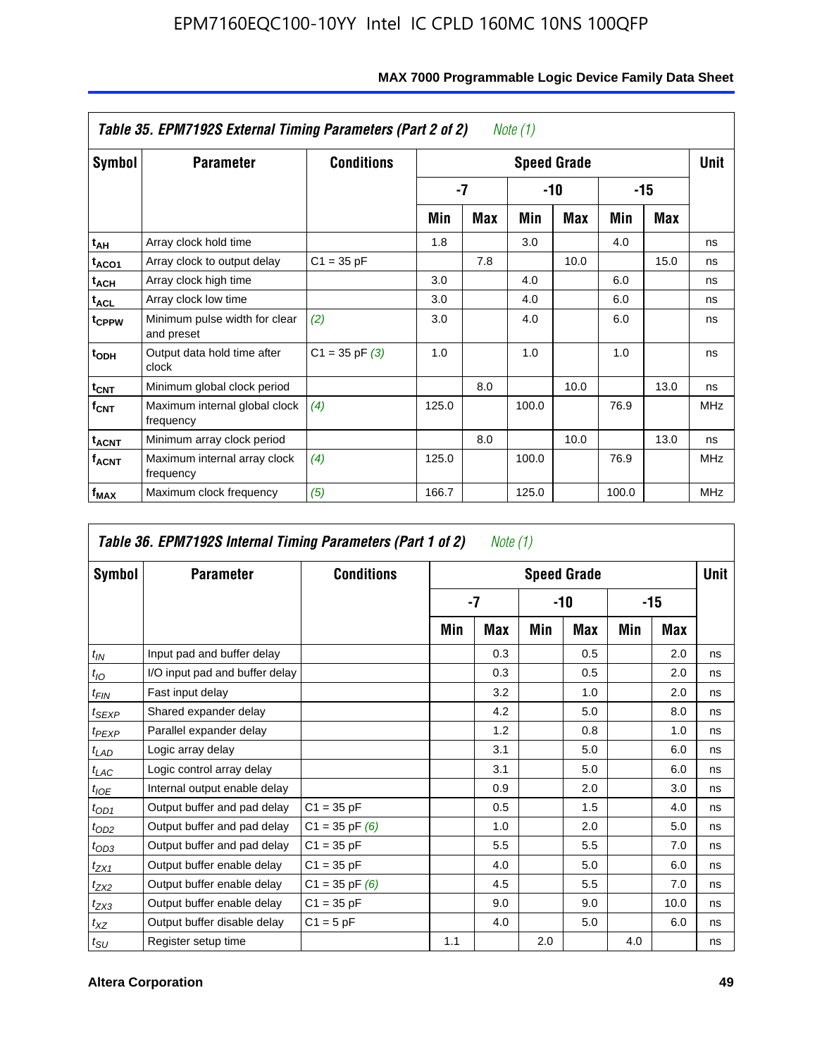### Table 35. EPM7192S External Timing Parameters (Part 2 of 2) *Note (1)*

| Symbol | Parameter | Conditions | Speed Grade | | | | | | Unit |
|---|---|---|---|---|---|---|---|---|---|
| | | | -7 | | -10 | | -15 | | |
| | | | Min | Max | Min | Max | Min | Max | |
| $t_{AH}$ | Array clock hold time | | 1.8 | | 3.0 | | 4.0 | | ns |
| $t_{ACO1}$ | Array clock to output delay | C1 = 35 pF | | 7.8 | | 10.0 | | 15.0 | ns |
| $t_{ACH}$ | Array clock high time | | 3.0 | | 4.0 | | 6.0 | | ns |
| $t_{ACL}$ | Array clock low time | | 3.0 | | 4.0 | | 6.0 | | ns |
| $t_{CPPW}$ | Minimum pulse width for clear and preset | *(2)* | 3.0 | | 4.0 | | 6.0 | | ns |
| $t_{ODH}$ | Output data hold time after clock | C1 = 35 pF *(3)* | 1.0 | | 1.0 | | 1.0 | | ns |
| $t_{CNT}$ | Minimum global clock period | | | 8.0 | | 10.0 | | 13.0 | ns |
| $f_{CNT}$ | Maximum internal global clock frequency | *(4)* | 125.0 | | 100.0 | | 76.9 | | MHz |
| $t_{ACNT}$ | Minimum array clock period | | | 8.0 | | 10.0 | | 13.0 | ns |
| $f_{ACNT}$ | Maximum internal array clock frequency | *(4)* | 125.0 | | 100.0 | | 76.9 | | MHz |
| $f_{MAX}$ | Maximum clock frequency | *(5)* | 166.7 | | 125.0 | | 100.0 | | MHz |

### Table 36. EPM7192S Internal Timing Parameters (Part 1 of 2) *Note (1)*

| Symbol | Parameter | Conditions | Speed Grade | | | | | | Unit |
|---|---|---|---|---|---|---|---|---|---|
| | | | -7 | | -10 | | -15 | | |
| | | | Min | Max | Min | Max | Min | Max | |
| $t_{IN}$ | Input pad and buffer delay | | | 0.3 | | 0.5 | | 2.0 | ns |
| $t_{IO}$ | I/O input pad and buffer delay | | | 0.3 | | 0.5 | | 2.0 | ns |
| $t_{FIN}$ | Fast input delay | | | 3.2 | | 1.0 | | 2.0 | ns |
| $t_{SEXP}$ | Shared expander delay | | | 4.2 | | 5.0 | | 8.0 | ns |
| $t_{PEXP}$ | Parallel expander delay | | | 1.2 | | 0.8 | | 1.0 | ns |
| $t_{LAD}$ | Logic array delay | | | 3.1 | | 5.0 | | 6.0 | ns |
| $t_{LAC}$ | Logic control array delay | | | 3.1 | | 5.0 | | 6.0 | ns |
| $t_{IOE}$ | Internal output enable delay | | | 0.9 | | 2.0 | | 3.0 | ns |
| $t_{OD1}$ | Output buffer and pad delay | C1 = 35 pF | | 0.5 | | 1.5 | | 4.0 | ns |
| $t_{OD2}$ | Output buffer and pad delay | C1 = 35 pF *(6)* | | 1.0 | | 2.0 | | 5.0 | ns |
| $t_{OD3}$ | Output buffer and pad delay | C1 = 35 pF | | 5.5 | | 5.5 | | 7.0 | ns |
| $t_{ZX1}$ | Output buffer enable delay | C1 = 35 pF | | 4.0 | | 5.0 | | 6.0 | ns |
| $t_{ZX2}$ | Output buffer enable delay | C1 = 35 pF *(6)* | | 4.5 | | 5.5 | | 7.0 | ns |
| $t_{ZX3}$ | Output buffer enable delay | C1 = 35 pF | | 9.0 | | 9.0 | | 10.0 | ns |
| $t_{XZ}$ | Output buffer disable delay | C1 = 5 pF | | 4.0 | | 5.0 | | 6.0 | ns |
| $t_{SU}$ | Register setup time | | 1.1 | | 2.0 | | 4.0 | | ns |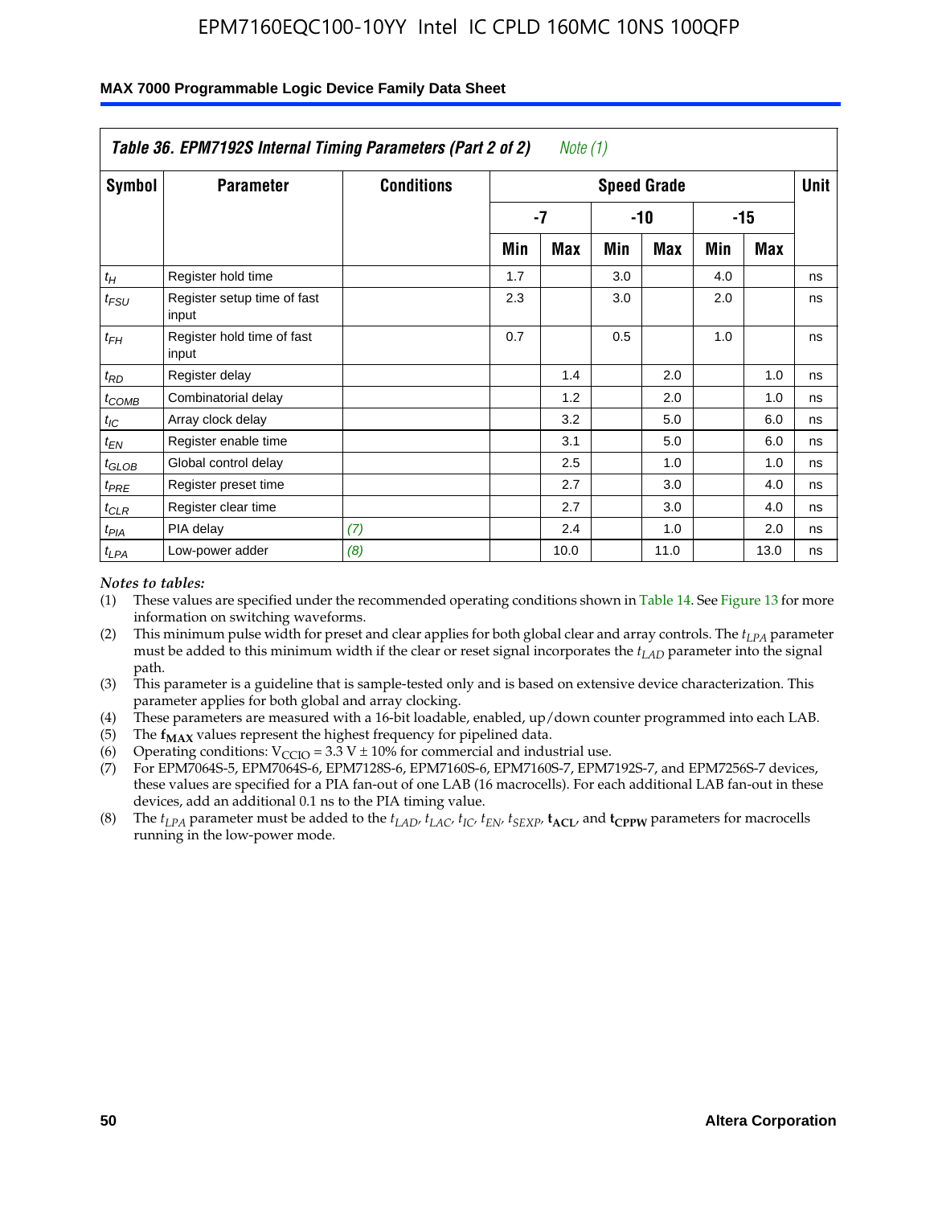| *Table 36. EPM7192S Internal Timing Parameters (Part 2 of 2)* *Note (1)* | | | | | | | | | |
|---|---|---|---|---|---|---|---|---|---|
| **Symbol** | **Parameter** | **Conditions** | **Speed Grade** | | | | | | **Unit** |
| | | | **-7** | | **-10** | | **-15** | | |
| | | | **Min** | **Max** | **Min** | **Max** | **Min** | **Max** | |
| $t_H$ | Register hold time | | 1.7 | | 3.0 | | 4.0 | | ns |
| $t_{FSU}$ | Register setup time of fast input | | 2.3 | | 3.0 | | 2.0 | | ns |
| $t_{FH}$ | Register hold time of fast input | | 0.7 | | 0.5 | | 1.0 | | ns |
| $t_{RD}$ | Register delay | | | 1.4 | | 2.0 | | 1.0 | ns |
| $t_{COMB}$ | Combinatorial delay | | | 1.2 | | 2.0 | | 1.0 | ns |
| $t_{IC}$ | Array clock delay | | | 3.2 | | 5.0 | | 6.0 | ns |
| $t_{EN}$ | Register enable time | | | 3.1 | | 5.0 | | 6.0 | ns |
| $t_{GLOB}$ | Global control delay | | | 2.5 | | 1.0 | | 1.0 | ns |
| $t_{PRE}$ | Register preset time | | | 2.7 | | 3.0 | | 4.0 | ns |
| $t_{CLR}$ | Register clear time | | | 2.7 | | 3.0 | | 4.0 | ns |
| $t_{PIA}$ | PIA delay | *(7)* | | 2.4 | | 1.0 | | 2.0 | ns |
| $t_{LPA}$ | Low-power adder | *(8)* | | 10.0 | | 11.0 | | 13.0 | ns |

*Notes to tables:*

(1) These values are specified under the recommended operating conditions shown in Table 14. See Figure 13 for more information on switching waveforms.

(2) This minimum pulse width for preset and clear applies for both global clear and array controls. The $t_{LPA}$ parameter must be added to this minimum width if the clear or reset signal incorporates the $t_{LAD}$ parameter into the signal path.

(3) This parameter is a guideline that is sample-tested only and is based on extensive device characterization. This parameter applies for both global and array clocking.

(4) These parameters are measured with a 16-bit loadable, enabled, up/down counter programmed into each LAB.

(5) The $\mathbf{f_{MAX}}$ values represent the highest frequency for pipelined data.

(6) Operating conditions: $V_{CCIO} = 3.3$ V ± 10% for commercial and industrial use.

(7) For EPM7064S-5, EPM7064S-6, EPM7128S-6, EPM7160S-6, EPM7160S-7, EPM7192S-7, and EPM7256S-7 devices, these values are specified for a PIA fan-out of one LAB (16 macrocells). For each additional LAB fan-out in these devices, add an additional 0.1 ns to the PIA timing value.

(8) The $t_{LPA}$ parameter must be added to the $t_{LAD}$, $t_{LAC}$, $t_{IC}$, $t_{EN}$, $t_{SEXP}$, $\mathbf{t_{ACL}}$, and $\mathbf{t_{CPPW}}$ parameters for macrocells running in the low-power mode.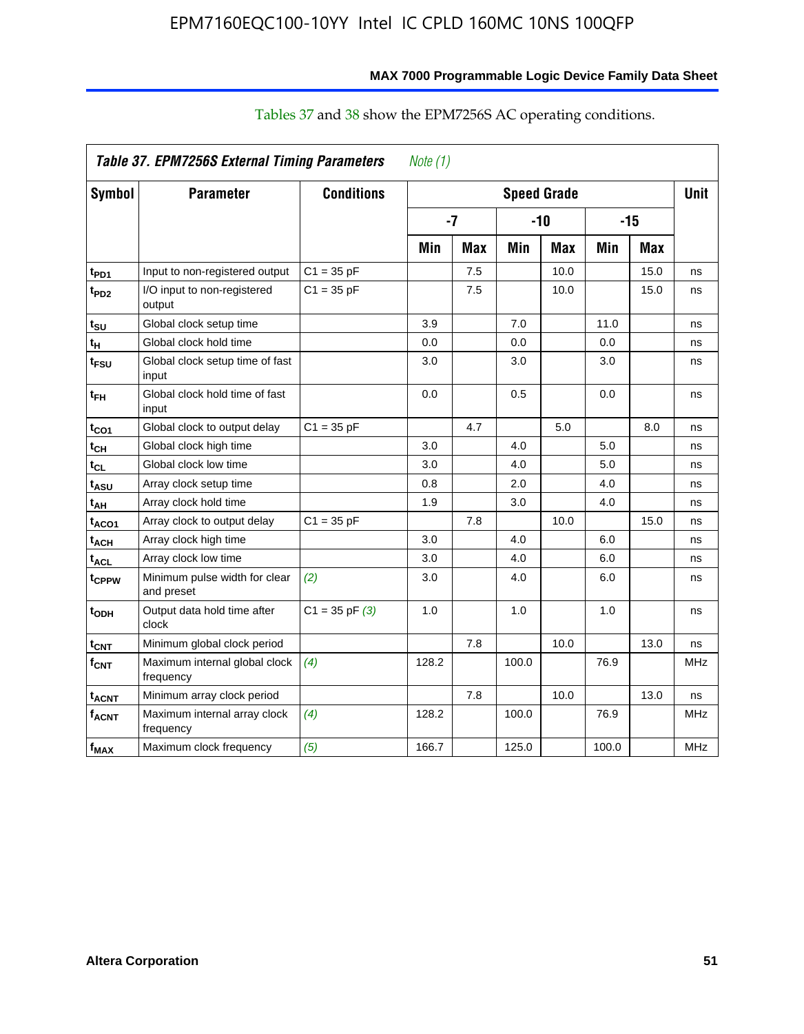Tables 37 and 38 show the EPM7256S AC operating conditions.

| *Table 37. EPM7256S External Timing Parameters* *Note (1)* | | | | | | | | | |
|---|---|---|---|---|---|---|---|---|---|
| **Symbol** | **Parameter** | **Conditions** | **Speed Grade** | | | | | | **Unit** |
| | | | **-7** | | **-10** | | **-15** | | |
| | | | **Min** | **Max** | **Min** | **Max** | **Min** | **Max** | |
| $t_{PD1}$ | Input to non-registered output | C1 = 35 pF | | 7.5 | | 10.0 | | 15.0 | ns |
| $t_{PD2}$ | I/O input to non-registered output | C1 = 35 pF | | 7.5 | | 10.0 | | 15.0 | ns |
| $t_{SU}$ | Global clock setup time | | 3.9 | | 7.0 | | 11.0 | | ns |
| $t_{H}$ | Global clock hold time | | 0.0 | | 0.0 | | 0.0 | | ns |
| $t_{FSU}$ | Global clock setup time of fast input | | 3.0 | | 3.0 | | 3.0 | | ns |
| $t_{FH}$ | Global clock hold time of fast input | | 0.0 | | 0.5 | | 0.0 | | ns |
| $t_{CO1}$ | Global clock to output delay | C1 = 35 pF | | 4.7 | | 5.0 | | 8.0 | ns |
| $t_{CH}$ | Global clock high time | | 3.0 | | 4.0 | | 5.0 | | ns |
| $t_{CL}$ | Global clock low time | | 3.0 | | 4.0 | | 5.0 | | ns |
| $t_{ASU}$ | Array clock setup time | | 0.8 | | 2.0 | | 4.0 | | ns |
| $t_{AH}$ | Array clock hold time | | 1.9 | | 3.0 | | 4.0 | | ns |
| $t_{ACO1}$ | Array clock to output delay | C1 = 35 pF | | 7.8 | | 10.0 | | 15.0 | ns |
| $t_{ACH}$ | Array clock high time | | 3.0 | | 4.0 | | 6.0 | | ns |
| $t_{ACL}$ | Array clock low time | | 3.0 | | 4.0 | | 6.0 | | ns |
| $t_{CPPW}$ | Minimum pulse width for clear and preset | *(2)* | 3.0 | | 4.0 | | 6.0 | | ns |
| $t_{ODH}$ | Output data hold time after clock | C1 = 35 pF *(3)* | 1.0 | | 1.0 | | 1.0 | | ns |
| $t_{CNT}$ | Minimum global clock period | | | 7.8 | | 10.0 | | 13.0 | ns |
| $f_{CNT}$ | Maximum internal global clock frequency | *(4)* | 128.2 | | 100.0 | | 76.9 | | MHz |
| $t_{ACNT}$ | Minimum array clock period | | | 7.8 | | 10.0 | | 13.0 | ns |
| $f_{ACNT}$ | Maximum internal array clock frequency | *(4)* | 128.2 | | 100.0 | | 76.9 | | MHz |
| $f_{MAX}$ | Maximum clock frequency | *(5)* | 166.7 | | 125.0 | | 100.0 | | MHz |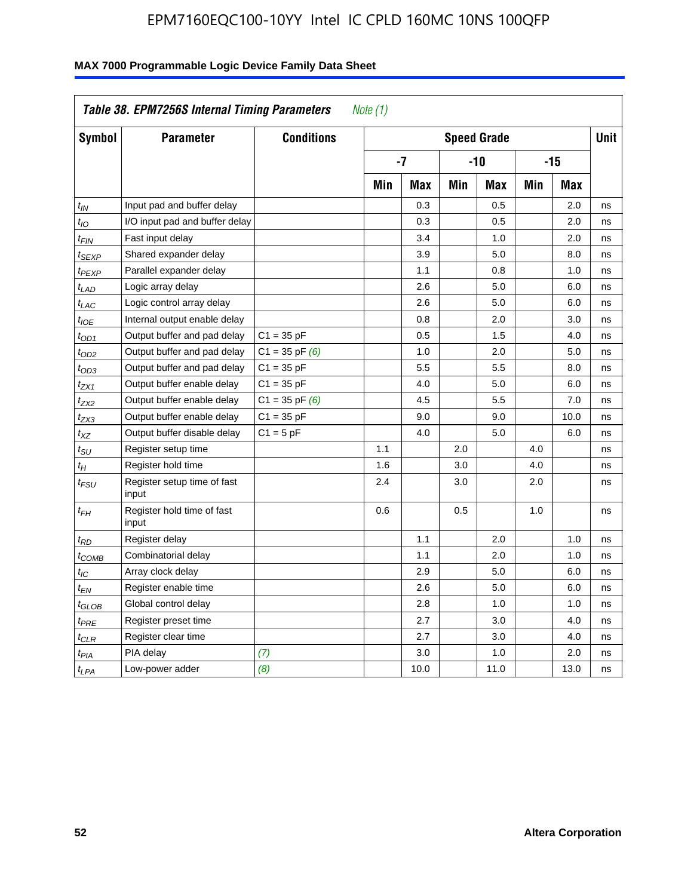**Table 38. EPM7256S Internal Timing Parameters** *Note (1)*

| Symbol | Parameter | Conditions | Speed Grade | | | | | | Unit |
|---|---|---|---|---|---|---|---|---|---|
| | | | -7 | | -10 | | -15 | | |
| | | | Min | Max | Min | Max | Min | Max | |
| $t_{IN}$ | Input pad and buffer delay | | | 0.3 | | 0.5 | | 2.0 | ns |
| $t_{IO}$ | I/O input pad and buffer delay | | | 0.3 | | 0.5 | | 2.0 | ns |
| $t_{FIN}$ | Fast input delay | | | 3.4 | | 1.0 | | 2.0 | ns |
| $t_{SEXP}$ | Shared expander delay | | | 3.9 | | 5.0 | | 8.0 | ns |
| $t_{PEXP}$ | Parallel expander delay | | | 1.1 | | 0.8 | | 1.0 | ns |
| $t_{LAD}$ | Logic array delay | | | 2.6 | | 5.0 | | 6.0 | ns |
| $t_{LAC}$ | Logic control array delay | | | 2.6 | | 5.0 | | 6.0 | ns |
| $t_{IOE}$ | Internal output enable delay | | | 0.8 | | 2.0 | | 3.0 | ns |
| $t_{OD1}$ | Output buffer and pad delay | C1 = 35 pF | | 0.5 | | 1.5 | | 4.0 | ns |
| $t_{OD2}$ | Output buffer and pad delay | C1 = 35 pF *(6)* | | 1.0 | | 2.0 | | 5.0 | ns |
| $t_{OD3}$ | Output buffer and pad delay | C1 = 35 pF | | 5.5 | | 5.5 | | 8.0 | ns |
| $t_{ZX1}$ | Output buffer enable delay | C1 = 35 pF | | 4.0 | | 5.0 | | 6.0 | ns |
| $t_{ZX2}$ | Output buffer enable delay | C1 = 35 pF *(6)* | | 4.5 | | 5.5 | | 7.0 | ns |
| $t_{ZX3}$ | Output buffer enable delay | C1 = 35 pF | | 9.0 | | 9.0 | | 10.0 | ns |
| $t_{XZ}$ | Output buffer disable delay | C1 = 5 pF | | 4.0 | | 5.0 | | 6.0 | ns |
| $t_{SU}$ | Register setup time | | 1.1 | | 2.0 | | 4.0 | | ns |
| $t_{H}$ | Register hold time | | 1.6 | | 3.0 | | 4.0 | | ns |
| $t_{FSU}$ | Register setup time of fast input | | 2.4 | | 3.0 | | 2.0 | | ns |
| $t_{FH}$ | Register hold time of fast input | | 0.6 | | 0.5 | | 1.0 | | ns |
| $t_{RD}$ | Register delay | | | 1.1 | | 2.0 | | 1.0 | ns |
| $t_{COMB}$ | Combinatorial delay | | | 1.1 | | 2.0 | | 1.0 | ns |
| $t_{IC}$ | Array clock delay | | | 2.9 | | 5.0 | | 6.0 | ns |
| $t_{EN}$ | Register enable time | | | 2.6 | | 5.0 | | 6.0 | ns |
| $t_{GLOB}$ | Global control delay | | | 2.8 | | 1.0 | | 1.0 | ns |
| $t_{PRE}$ | Register preset time | | | 2.7 | | 3.0 | | 4.0 | ns |
| $t_{CLR}$ | Register clear time | | | 2.7 | | 3.0 | | 4.0 | ns |
| $t_{PIA}$ | PIA delay | *(7)* | | 3.0 | | 1.0 | | 2.0 | ns |
| $t_{LPA}$ | Low-power adder | *(8)* | | 10.0 | | 11.0 | | 13.0 | ns |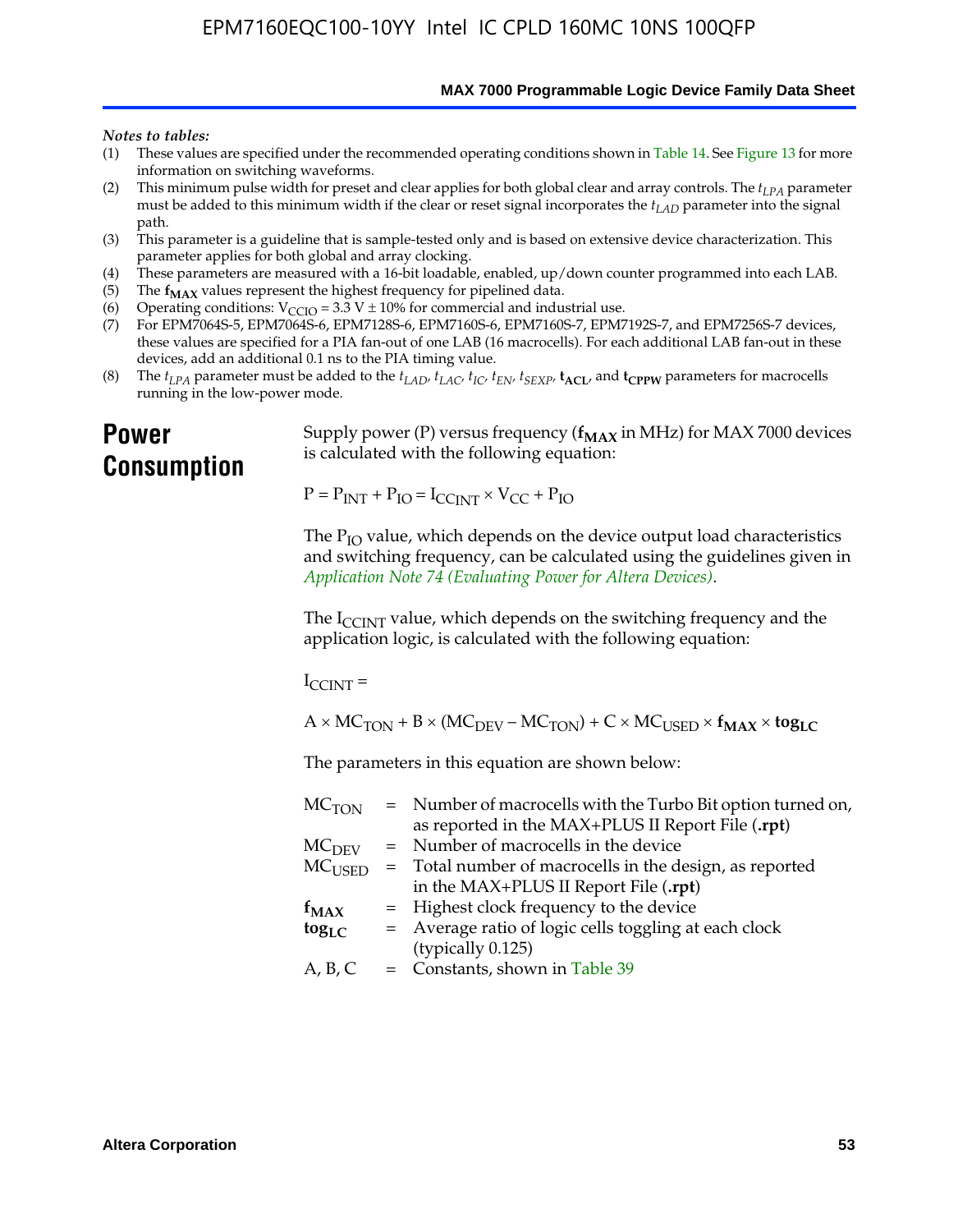*Notes to tables:*

(1) These values are specified under the recommended operating conditions shown in Table 14. See Figure 13 for more information on switching waveforms.
(2) This minimum pulse width for preset and clear applies for both global clear and array controls. The $t_{LPA}$ parameter must be added to this minimum width if the clear or reset signal incorporates the $t_{LAD}$ parameter into the signal path.
(3) This parameter is a guideline that is sample-tested only and is based on extensive device characterization. This parameter applies for both global and array clocking.
(4) These parameters are measured with a 16-bit loadable, enabled, up/down counter programmed into each LAB.
(5) The $\mathbf{f_{MAX}}$ values represent the highest frequency for pipelined data.
(6) Operating conditions: $V_{CCIO}$ = 3.3 V ± 10% for commercial and industrial use.
(7) For EPM7064S-5, EPM7064S-6, EPM7128S-6, EPM7160S-6, EPM7160S-7, EPM7192S-7, and EPM7256S-7 devices, these values are specified for a PIA fan-out of one LAB (16 macrocells). For each additional LAB fan-out in these devices, add an additional 0.1 ns to the PIA timing value.
(8) The $t_{LPA}$ parameter must be added to the $t_{LAD}$, $t_{LAC}$, $t_{IC}$, $t_{EN}$, $t_{SEXP}$, $\mathbf{t_{ACL}}$, and $\mathbf{t_{CPPW}}$ parameters for macrocells running in the low-power mode.

# Power Consumption

Supply power (P) versus frequency ($\mathbf{f_{MAX}}$ in MHz) for MAX 7000 devices is calculated with the following equation:

$$P = P_{INT} + P_{IO} = I_{CCINT} \times V_{CC} + P_{IO}$$

The $P_{IO}$ value, which depends on the device output load characteristics and switching frequency, can be calculated using the guidelines given in *Application Note 74 (Evaluating Power for Altera Devices)*.

The $I_{CCINT}$ value, which depends on the switching frequency and the application logic, is calculated with the following equation:

$I_{CCINT}$ =

$$A \times MC_{TON} + B \times (MC_{DEV} - MC_{TON}) + C \times MC_{USED} \times \mathbf{f_{MAX}} \times \mathbf{tog_{LC}}$$

The parameters in this equation are shown below:

| | | |
|---|---|---|
| $MC_{TON}$ | = | Number of macrocells with the Turbo Bit option turned on, as reported in the MAX+PLUS II Report File (**.rpt**) |
| $MC_{DEV}$ | = | Number of macrocells in the device |
| $MC_{USED}$ | = | Total number of macrocells in the design, as reported in the MAX+PLUS II Report File (**.rpt**) |
| $\mathbf{f_{MAX}}$ | = | Highest clock frequency to the device |
| $\mathbf{tog_{LC}}$ | = | Average ratio of logic cells toggling at each clock (typically 0.125) |
| A, B, C | = | Constants, shown in Table 39 |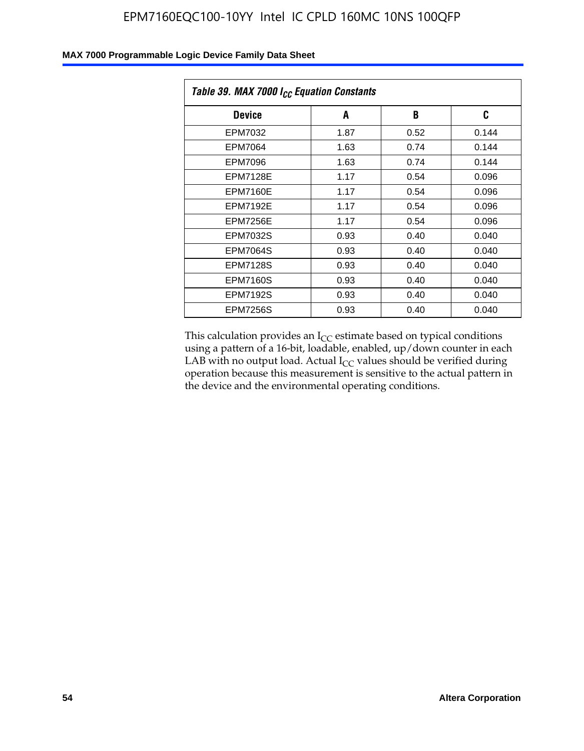*Table 39. MAX 7000 $I_{CC}$ Equation Constants*

| Device | A | B | C |
|---|---|---|---|
| EPM7032 | 1.87 | 0.52 | 0.144 |
| EPM7064 | 1.63 | 0.74 | 0.144 |
| EPM7096 | 1.63 | 0.74 | 0.144 |
| EPM7128E | 1.17 | 0.54 | 0.096 |
| EPM7160E | 1.17 | 0.54 | 0.096 |
| EPM7192E | 1.17 | 0.54 | 0.096 |
| EPM7256E | 1.17 | 0.54 | 0.096 |
| EPM7032S | 0.93 | 0.40 | 0.040 |
| EPM7064S | 0.93 | 0.40 | 0.040 |
| EPM7128S | 0.93 | 0.40 | 0.040 |
| EPM7160S | 0.93 | 0.40 | 0.040 |
| EPM7192S | 0.93 | 0.40 | 0.040 |
| EPM7256S | 0.93 | 0.40 | 0.040 |

This calculation provides an $I_{CC}$ estimate based on typical conditions using a pattern of a 16-bit, loadable, enabled, up/down counter in each LAB with no output load. Actual $I_{CC}$ values should be verified during operation because this measurement is sensitive to the actual pattern in the device and the environmental operating conditions.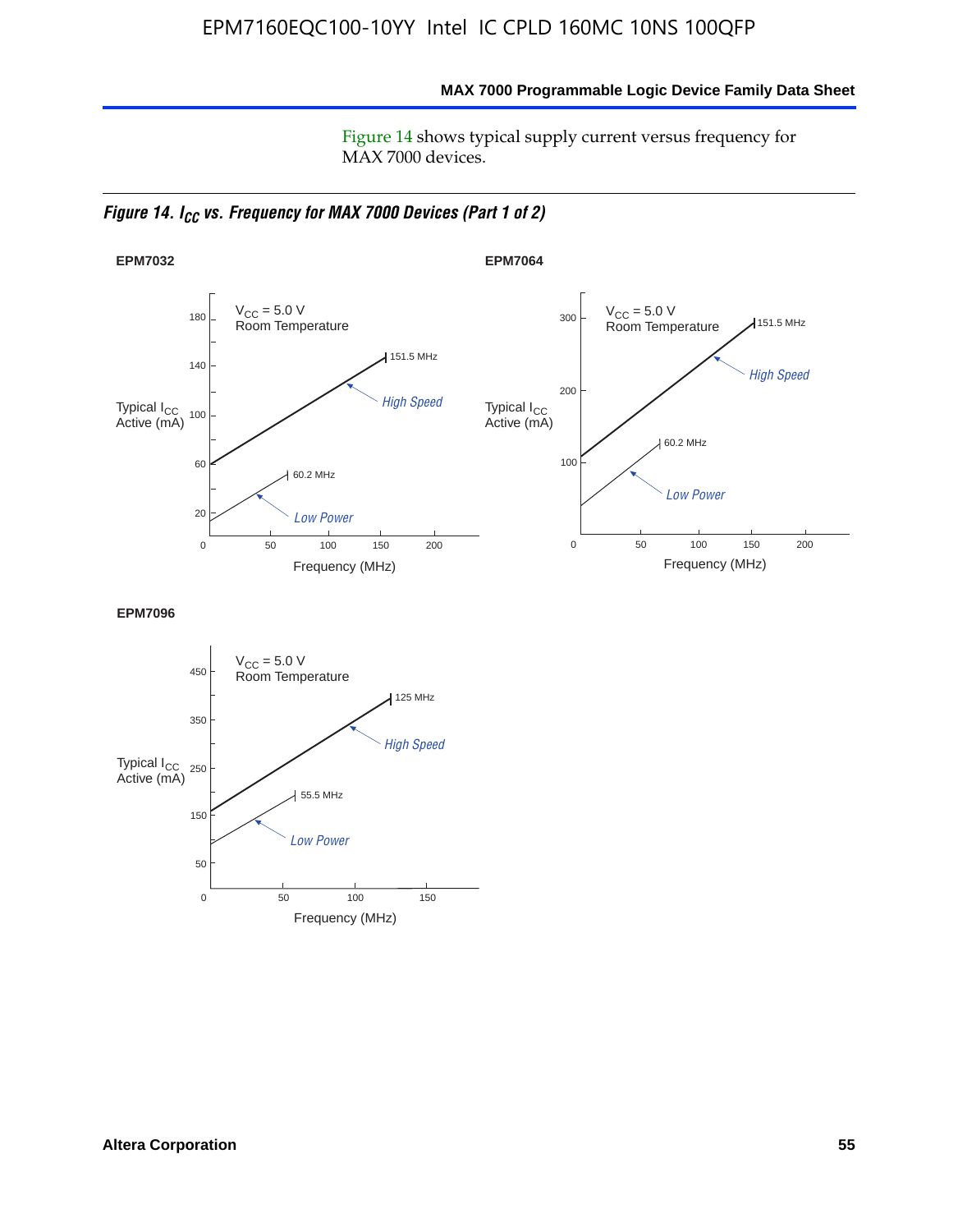Figure 14 shows typical supply current versus frequency for MAX 7000 devices.

***Figure 14. $I_{CC}$ vs. Frequency for MAX 7000 Devices (Part 1 of 2)***

**EPM7032**

$V_{CC}$ = 5.0 V
Room Temperature

Typical $I_{CC}$ Active (mA)

180, 140, 100, 60, 20

151.5 MHz — High Speed

60.2 MHz — Low Power

0, 50, 100, 150, 200

Frequency (MHz)

**EPM7064**

$V_{CC}$ = 5.0 V
Room Temperature

Typical $I_{CC}$ Active (mA)

300, 200, 100

151.5 MHz — High Speed

60.2 MHz — Low Power

0, 50, 100, 150, 200

Frequency (MHz)

**EPM7096**

$V_{CC}$ = 5.0 V
Room Temperature

Typical $I_{CC}$ Active (mA)

450, 350, 250, 150, 50

125 MHz — High Speed

55.5 MHz — Low Power

0, 50, 100, 150

Frequency (MHz)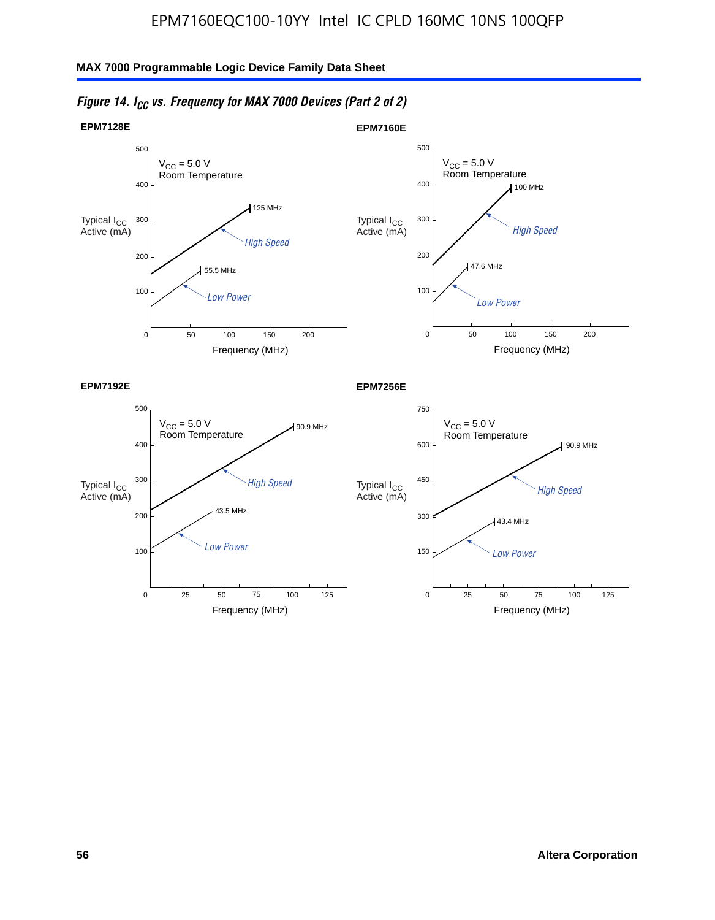*Figure 14. $I_{CC}$ vs. Frequency for MAX 7000 Devices (Part 2 of 2)*

**EPM7128E**

$V_{CC}$ = 5.0 V
Room Temperature

Typical $I_{CC}$ Active (mA)

125 MHz — High Speed

55.5 MHz — Low Power

Frequency (MHz)

**EPM7160E**

$V_{CC}$ = 5.0 V
Room Temperature

Typical $I_{CC}$ Active (mA)

100 MHz — High Speed

47.6 MHz — Low Power

Frequency (MHz)

**EPM7192E**

$V_{CC}$ = 5.0 V
Room Temperature

Typical $I_{CC}$ Active (mA)

90.9 MHz — High Speed

43.5 MHz — Low Power

Frequency (MHz)

**EPM7256E**

$V_{CC}$ = 5.0 V
Room Temperature

Typical $I_{CC}$ Active (mA)

90.9 MHz — High Speed

43.4 MHz — Low Power

Frequency (MHz)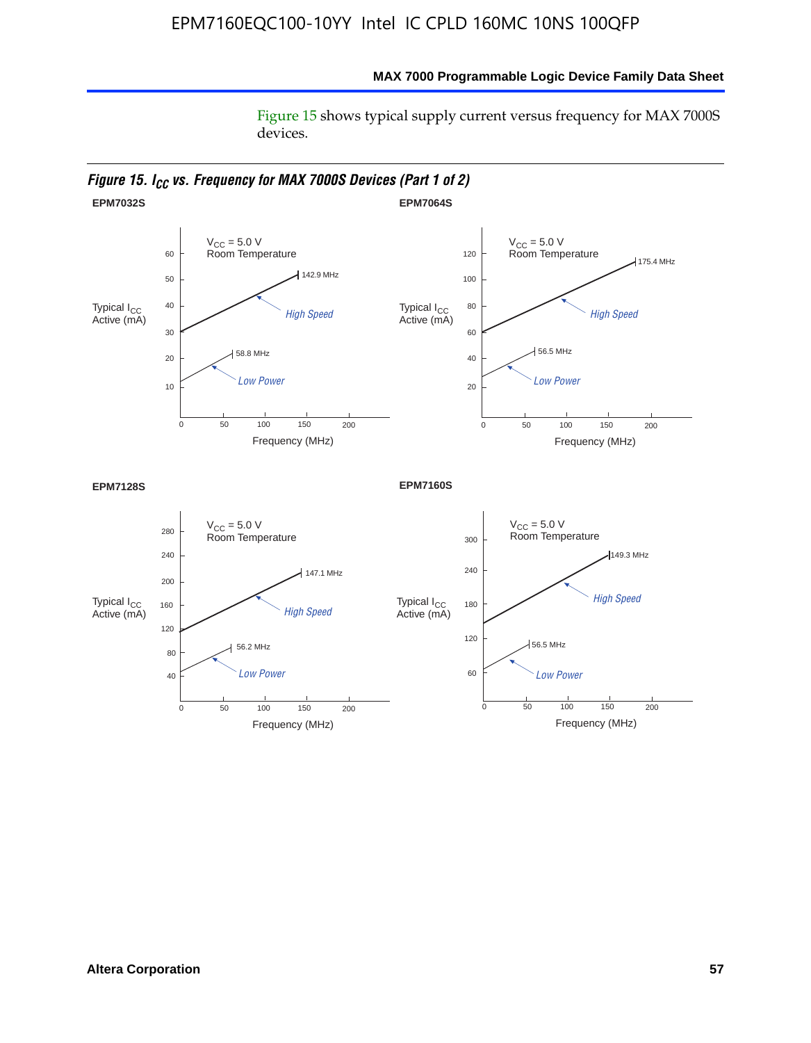Figure 15 shows typical supply current versus frequency for MAX 7000S devices.

*Figure 15. $I_{CC}$ vs. Frequency for MAX 7000S Devices (Part 1 of 2)*

**EPM7032S**

$V_{CC}$ = 5.0 V
Room Temperature

Typical $I_{CC}$ Active (mA)

High Speed: 142.9 MHz

Low Power: 58.8 MHz

Frequency (MHz)

**EPM7064S**

$V_{CC}$ = 5.0 V
Room Temperature

Typical $I_{CC}$ Active (mA)

High Speed: 175.4 MHz

Low Power: 56.5 MHz

Frequency (MHz)

**EPM7128S**

$V_{CC}$ = 5.0 V
Room Temperature

Typical $I_{CC}$ Active (mA)

High Speed: 147.1 MHz

Low Power: 56.2 MHz

Frequency (MHz)

**EPM7160S**

$V_{CC}$ = 5.0 V
Room Temperature

Typical $I_{CC}$ Active (mA)

High Speed: 149.3 MHz

Low Power: 56.5 MHz

Frequency (MHz)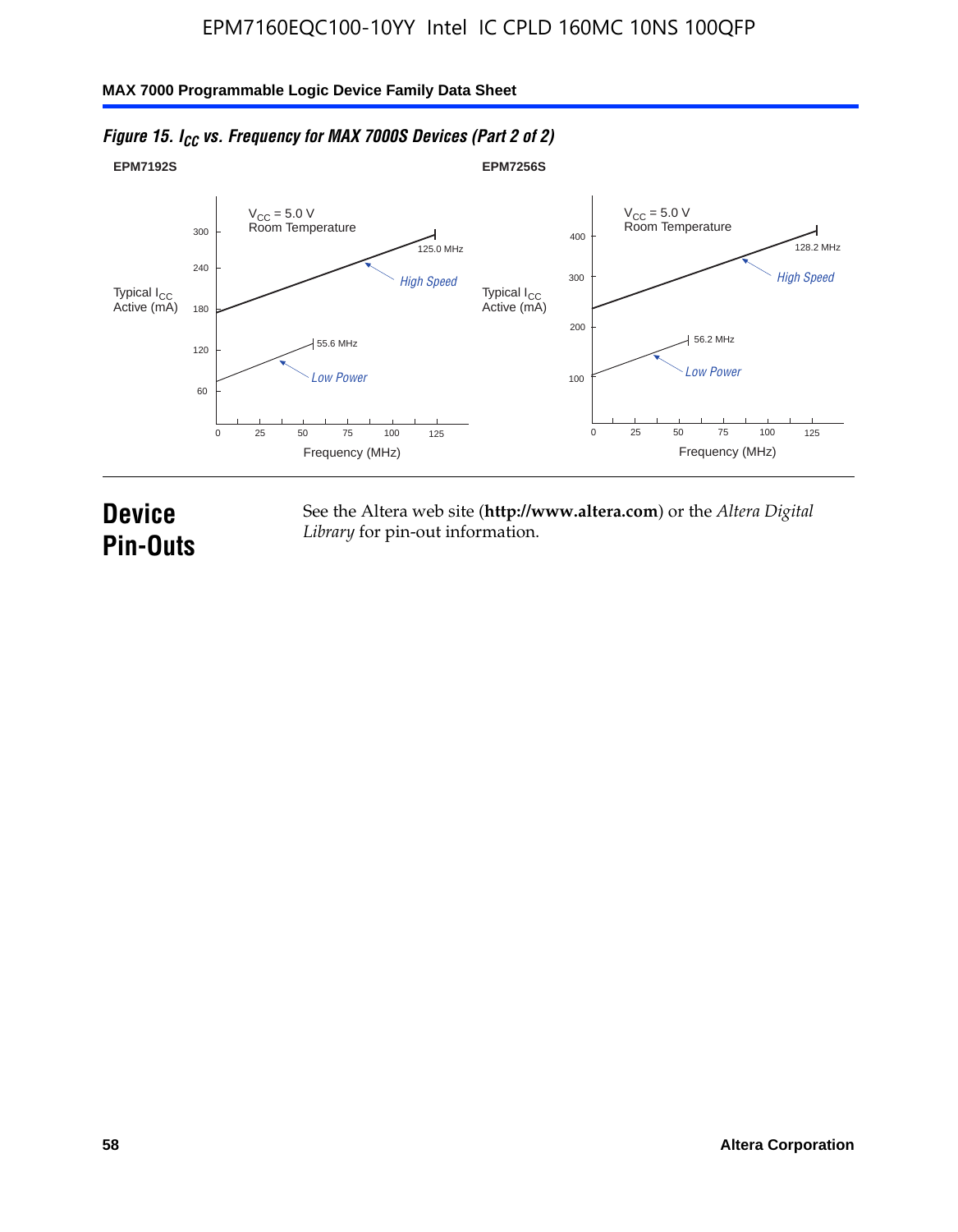*Figure 15. $I_{CC}$ vs. Frequency for MAX 7000S Devices (Part 2 of 2)*

**EPM7192S**

$V_{CC}$ = 5.0 V
Room Temperature

Typical $I_{CC}$ Active (mA)

300
240
180
120
60

125.0 MHz
*High Speed*
55.6 MHz
*Low Power*

0 25 50 75 100 125

Frequency (MHz)

**EPM7256S**

$V_{CC}$ = 5.0 V
Room Temperature

Typical $I_{CC}$ Active (mA)

400
300
200
100

128.2 MHz
*High Speed*
56.2 MHz
*Low Power*

0 25 50 75 100 125

Frequency (MHz)

# Device Pin-Outs

See the Altera web site (**http://www.altera.com**) or the *Altera Digital Library* for pin-out information.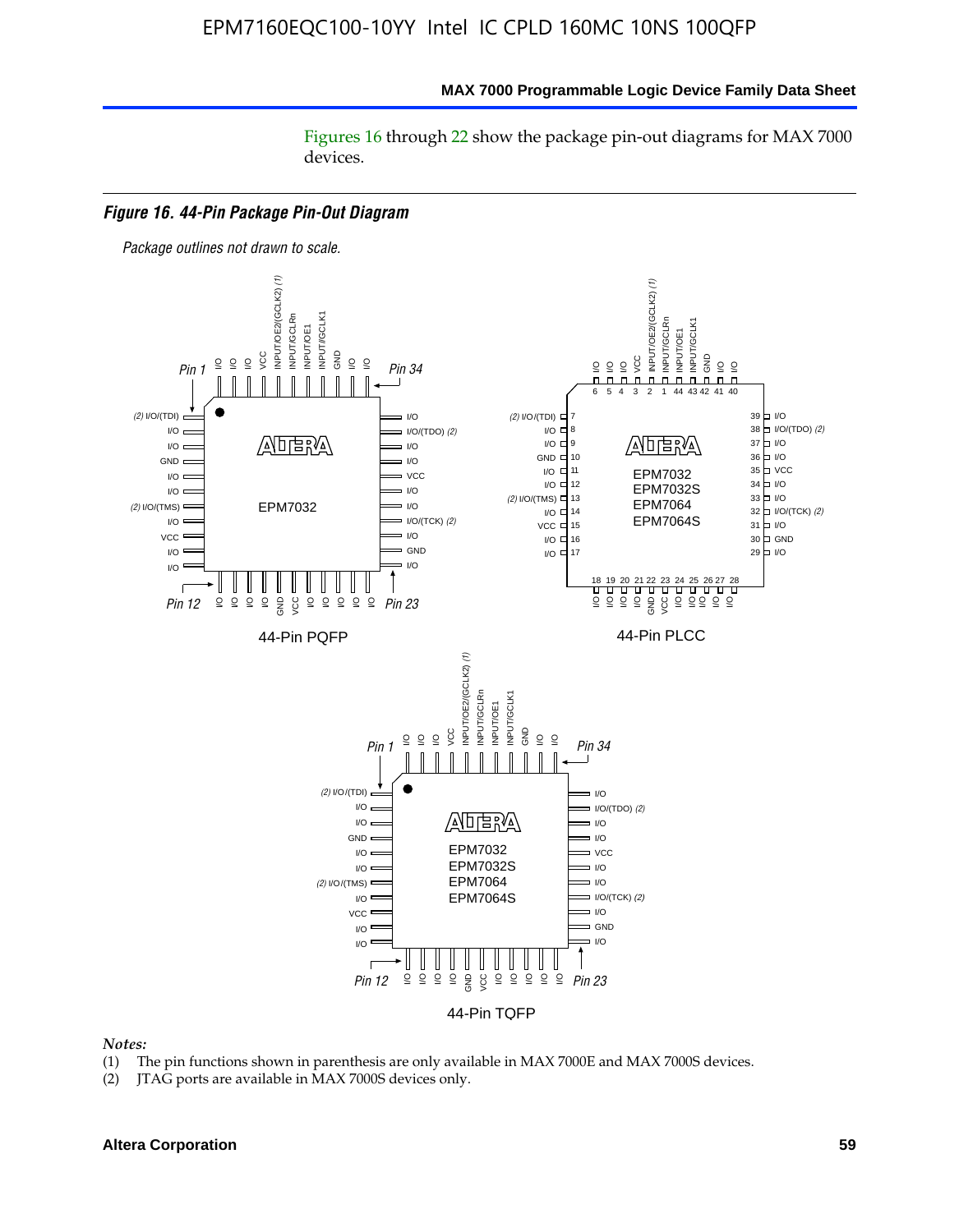Figures 16 through 22 show the package pin-out diagrams for MAX 7000 devices.

*Figure 16. 44-Pin Package Pin-Out Diagram*

*Package outlines not drawn to scale.*

44-Pin PQFP

44-Pin PLCC

44-Pin TQFP

*Notes:*

(1) The pin functions shown in parenthesis are only available in MAX 7000E and MAX 7000S devices.

(2) JTAG ports are available in MAX 7000S devices only.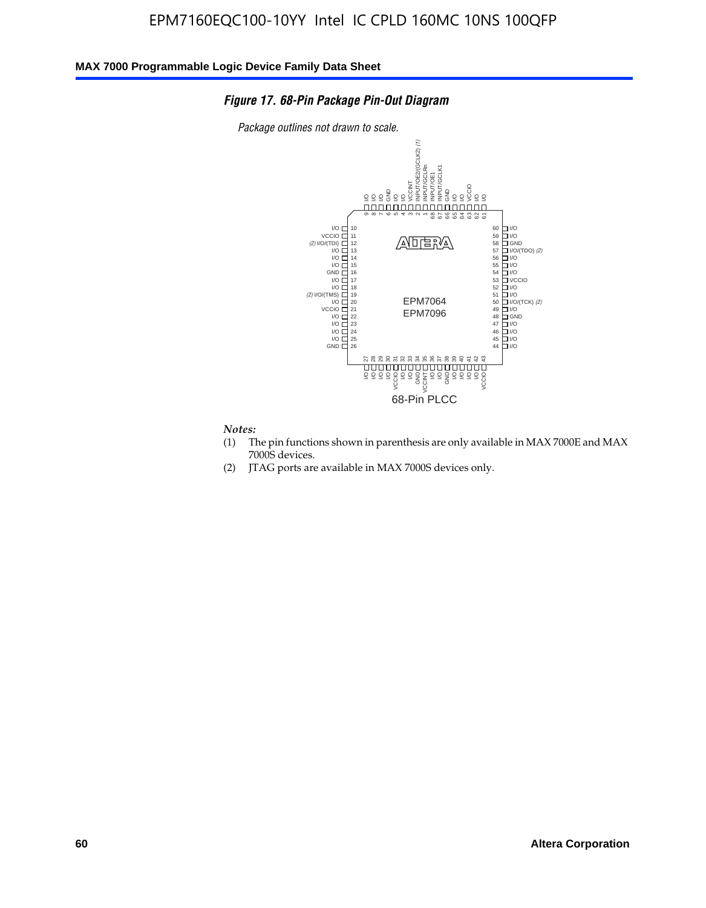*Figure 17. 68-Pin Package Pin-Out Diagram*

*Package outlines not drawn to scale.*

| Pin | Function | Pin | Function |
|---|---|---|---|
| 1 | INPUT/GCLRn | 35 | VCCINT |
| 2 | INPUT/OE2/(GCLK2) *(1)* | 36 | I/O |
| 3 | VCCINT | 37 | I/O |
| 4 | I/O | 38 | GND |
| 5 | I/O | 39 | I/O |
| 6 | GND | 40 | I/O |
| 7 | I/O | 41 | I/O |
| 8 | I/O | 42 | I/O |
| 9 | I/O | 43 | VCCIO |
| 10 | I/O | 44 | I/O |
| 11 | VCCIO | 45 | I/O |
| 12 | I/O/(TDI) *(2)* | 46 | I/O |
| 13 | I/O | 47 | I/O |
| 14 | I/O | 48 | GND |
| 15 | I/O | 49 | I/O |
| 16 | GND | 50 | I/O/(TCK) *(2)* |
| 17 | I/O | 51 | I/O |
| 18 | I/O | 52 | I/O |
| 19 | I/O/(TMS) *(2)* | 53 | VCCIO |
| 20 | I/O | 54 | I/O |
| 21 | VCCIO | 55 | I/O |
| 22 | I/O | 56 | I/O |
| 23 | I/O | 57 | I/O/(TDO) *(2)* |
| 24 | I/O | 58 | GND |
| 25 | I/O | 59 | I/O |
| 26 | GND | 60 | I/O |
| 27 | I/O | 61 | I/O |
| 28 | I/O | 62 | I/O |
| 29 | I/O | 63 | VCCIO |
| 30 | I/O | 64 | I/O |
| 31 | VCCIO | 65 | I/O |
| 32 | I/O | 66 | GND |
| 33 | I/O | 67 | INPUT/GCLK1 |
| 34 | GND | 68 | INPUT/OE1 |

EPM7064
EPM7096

68-Pin PLCC

*Notes:*

(1) The pin functions shown in parenthesis are only available in MAX 7000E and MAX 7000S devices.

(2) JTAG ports are available in MAX 7000S devices only.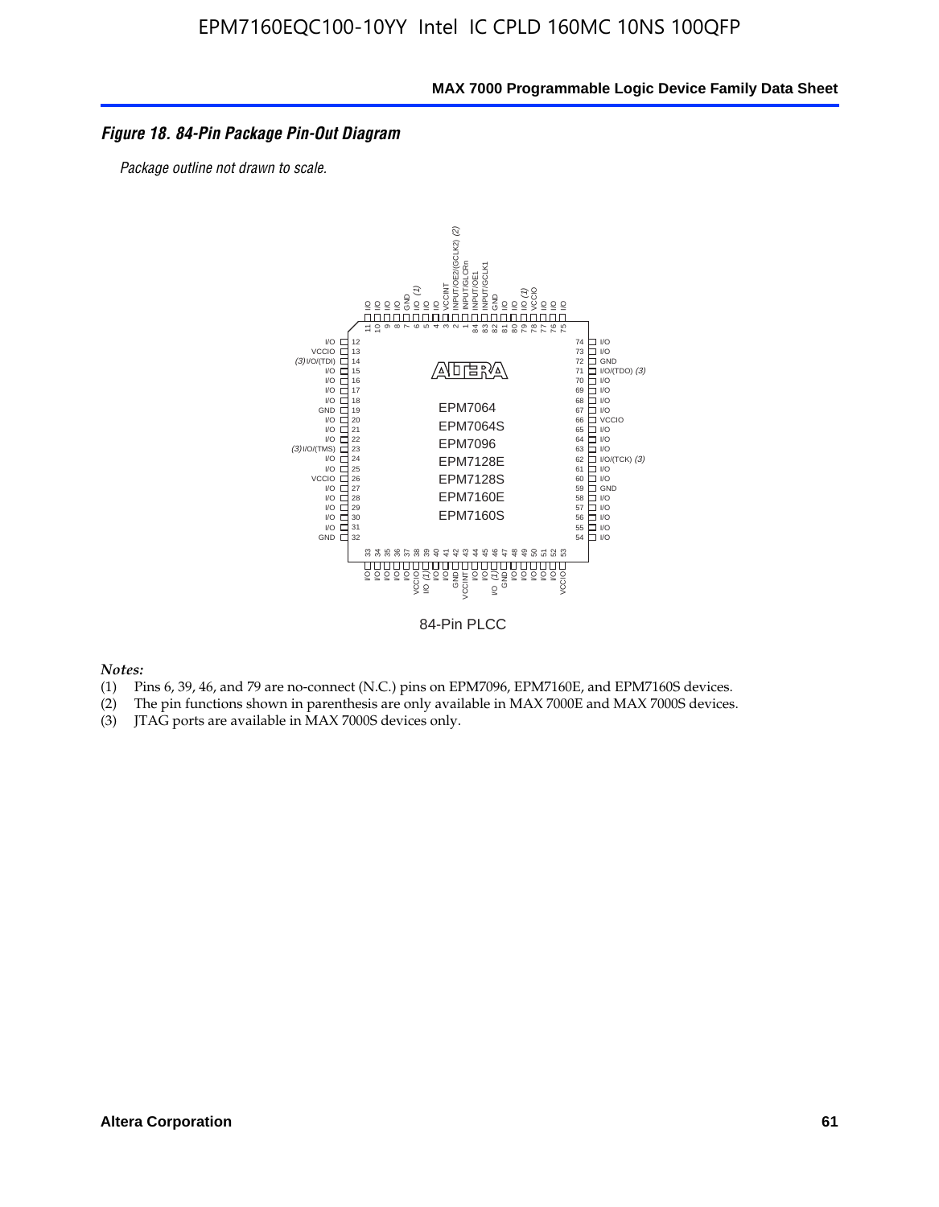*Figure 18. 84-Pin Package Pin-Out Diagram*

*Package outline not drawn to scale.*

84-Pin PLCC

*Notes:*

(1) Pins 6, 39, 46, and 79 are no-connect (N.C.) pins on EPM7096, EPM7160E, and EPM7160S devices.
(2) The pin functions shown in parenthesis are only available in MAX 7000E and MAX 7000S devices.
(3) JTAG ports are available in MAX 7000S devices only.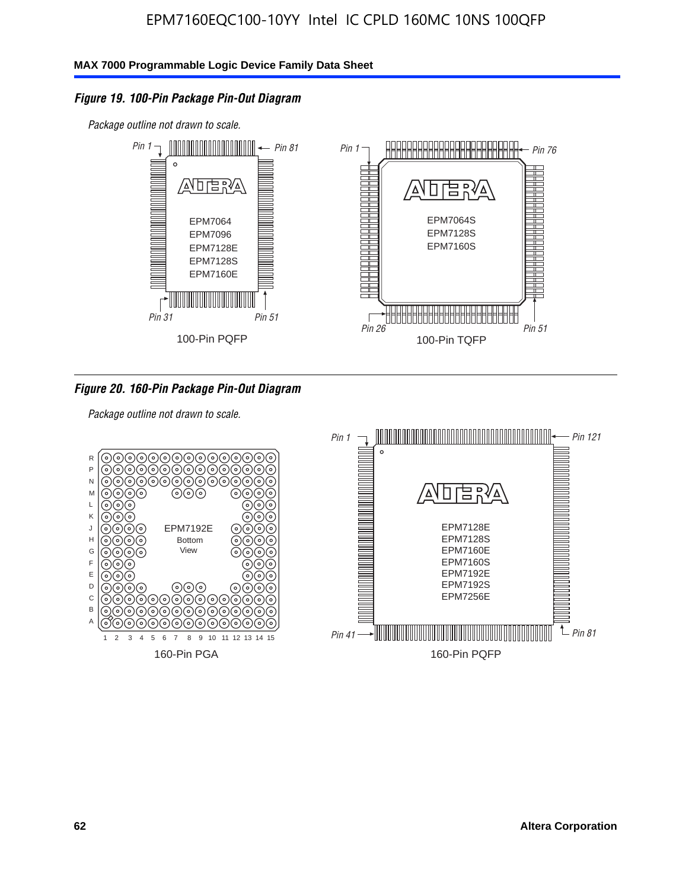*Figure 19. 100-Pin Package Pin-Out Diagram*

*Package outline not drawn to scale.*

Pin 1 Pin 81

EPM7064
EPM7096
EPM7128E
EPM7128S
EPM7160E

Pin 31 Pin 51

100-Pin PQFP

Pin 1 Pin 76

EPM7064S
EPM7128S
EPM7160S

Pin 26 Pin 51

100-Pin TQFP

*Figure 20. 160-Pin Package Pin-Out Diagram*

*Package outline not drawn to scale.*

EPM7192E
Bottom
View

160-Pin PGA

Pin 1 Pin 121

EPM7128E
EPM7128S
EPM7160E
EPM7160S
EPM7192E
EPM7192S
EPM7256E

Pin 41 Pin 81

160-Pin PQFP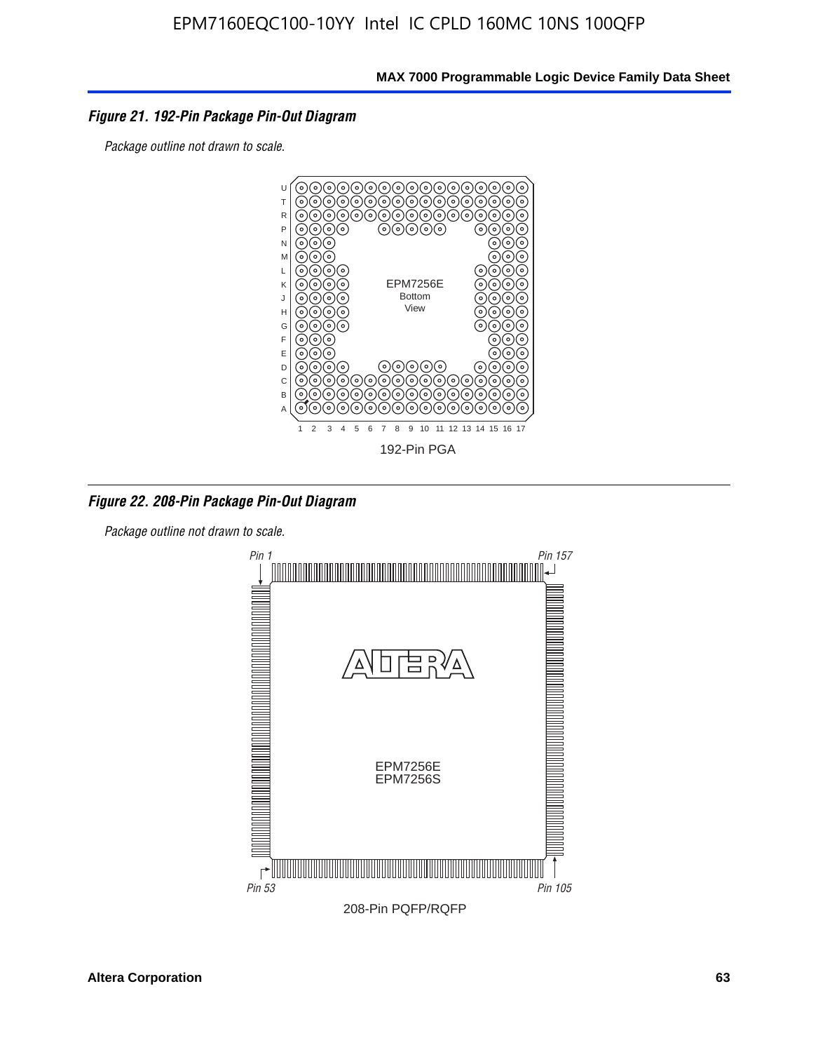### *Figure 21. 192-Pin Package Pin-Out Diagram*

*Package outline not drawn to scale.*

EPM7256E
Bottom
View

192-Pin PGA

### *Figure 22. 208-Pin Package Pin-Out Diagram*

*Package outline not drawn to scale.*

*Pin 1* *Pin 157*

EPM7256E
EPM7256S

*Pin 53* *Pin 105*

208-Pin PQFP/RQFP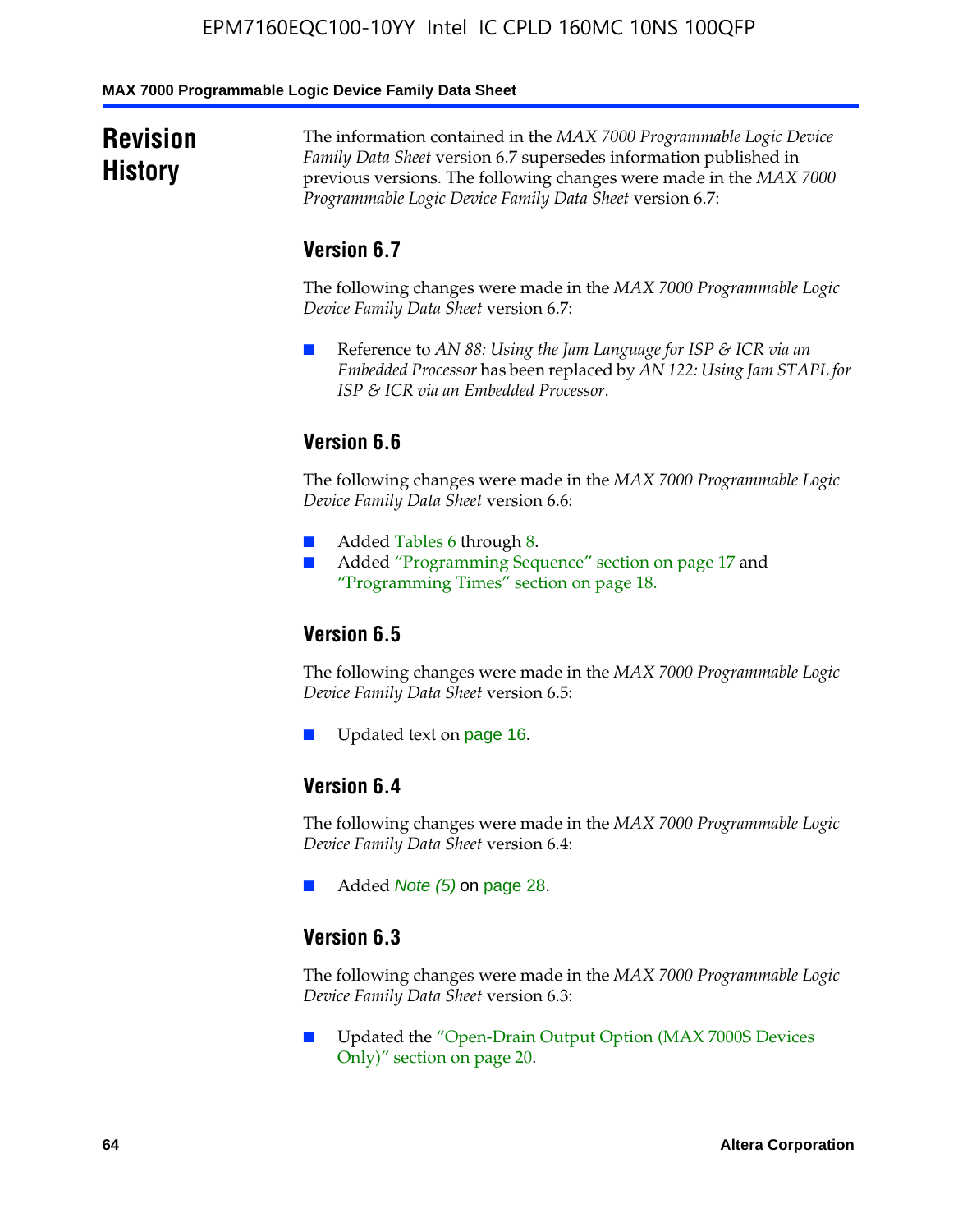## Revision History

The information contained in the *MAX 7000 Programmable Logic Device Family Data Sheet* version 6.7 supersedes information published in previous versions. The following changes were made in the *MAX 7000 Programmable Logic Device Family Data Sheet* version 6.7:

### Version 6.7

The following changes were made in the *MAX 7000 Programmable Logic Device Family Data Sheet* version 6.7:

- Reference to *AN 88: Using the Jam Language for ISP & ICR via an Embedded Processor* has been replaced by *AN 122: Using Jam STAPL for ISP & ICR via an Embedded Processor*.

### Version 6.6

The following changes were made in the *MAX 7000 Programmable Logic Device Family Data Sheet* version 6.6:

- Added Tables 6 through 8.
- Added "Programming Sequence" section on page 17 and "Programming Times" section on page 18.

### Version 6.5

The following changes were made in the *MAX 7000 Programmable Logic Device Family Data Sheet* version 6.5:

- Updated text on page 16.

### Version 6.4

The following changes were made in the *MAX 7000 Programmable Logic Device Family Data Sheet* version 6.4:

- Added *Note (5)* on page 28.

### Version 6.3

The following changes were made in the *MAX 7000 Programmable Logic Device Family Data Sheet* version 6.3:

- Updated the "Open-Drain Output Option (MAX 7000S Devices Only)" section on page 20.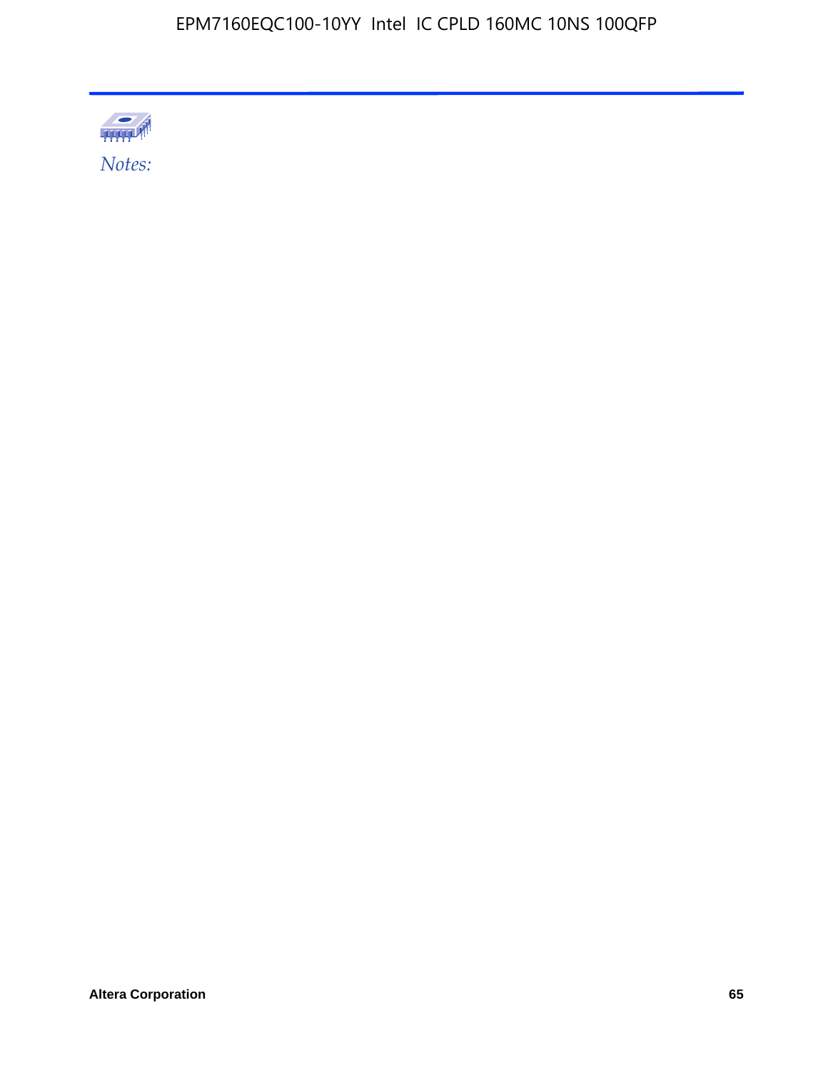*Notes:*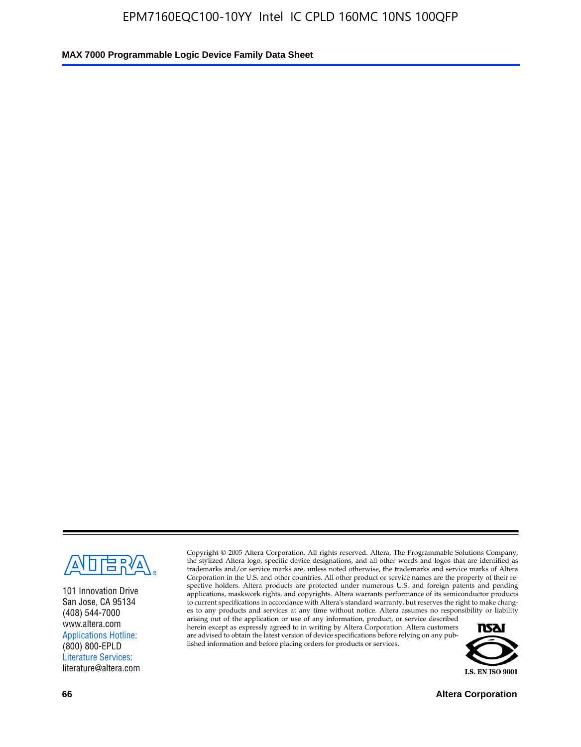101 Innovation Drive
San Jose, CA 95134
(408) 544-7000
www.altera.com
Applications Hotline:
(800) 800-EPLD
Literature Services:
literature@altera.com

Copyright © 2005 Altera Corporation. All rights reserved. Altera, The Programmable Solutions Company, the stylized Altera logo, specific device designations, and all other words and logos that are identified as trademarks and/or service marks are, unless noted otherwise, the trademarks and service marks of Altera Corporation in the U.S. and other countries. All other product or service names are the property of their respective holders. Altera products are protected under numerous U.S. and foreign patents and pending applications, maskwork rights, and copyrights. Altera warrants performance of its semiconductor products to current specifications in accordance with Altera's standard warranty, but reserves the right to make changes to any products and services at any time without notice. Altera assumes no responsibility or liability arising out of the application or use of any information, product, or service described herein except as expressly agreed to in writing by Altera Corporation. Altera customers are advised to obtain the latest version of device specifications before relying on any published information and before placing orders for products or services.

I.S. EN ISO 9001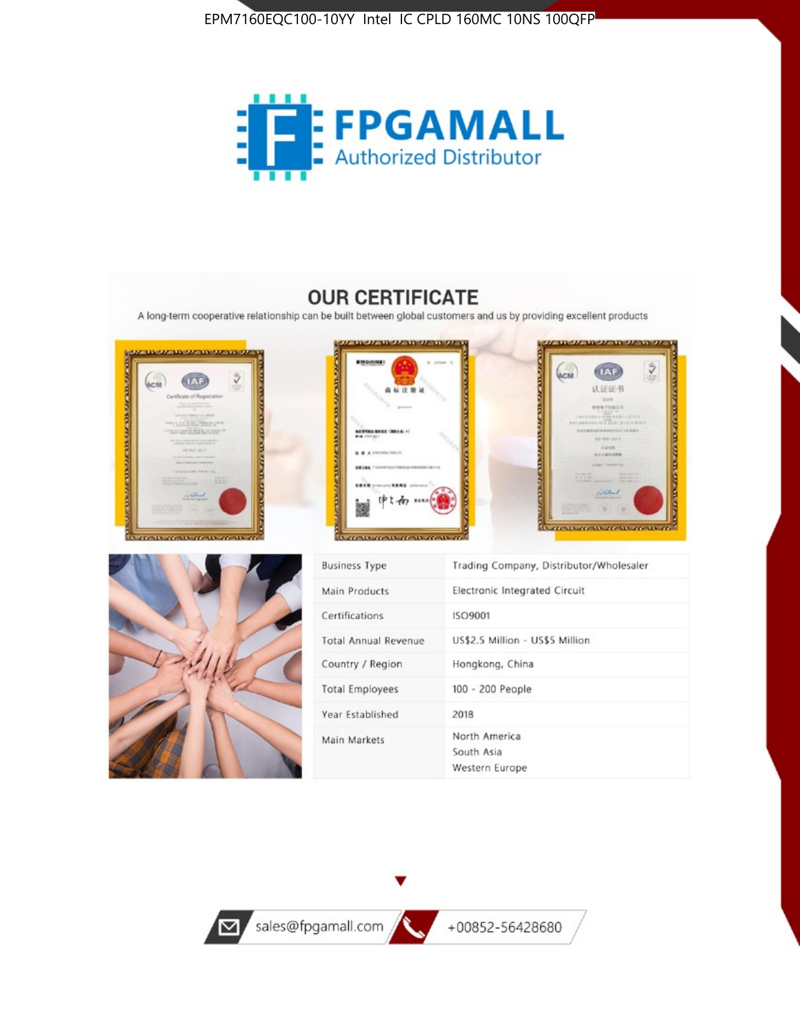# FPGAMALL

Authorized Distributor

## OUR CERTIFICATE

A long-term cooperative relationship can be built between global customers and us by providing excellent products

| | |
|---|---|
| Business Type | Trading Company, Distributor/Wholesaler |
| Main Products | Electronic Integrated Circuit |
| Certifications | ISO9001 |
| Total Annual Revenue | US$2.5 Million - US$5 Million |
| Country / Region | Hongkong, China |
| Total Employees | 100 - 200 People |
| Year Established | 2018 |
| Main Markets | North America<br>South Asia<br>Western Europe |

sales@fpgamall.com

+00852-56428680